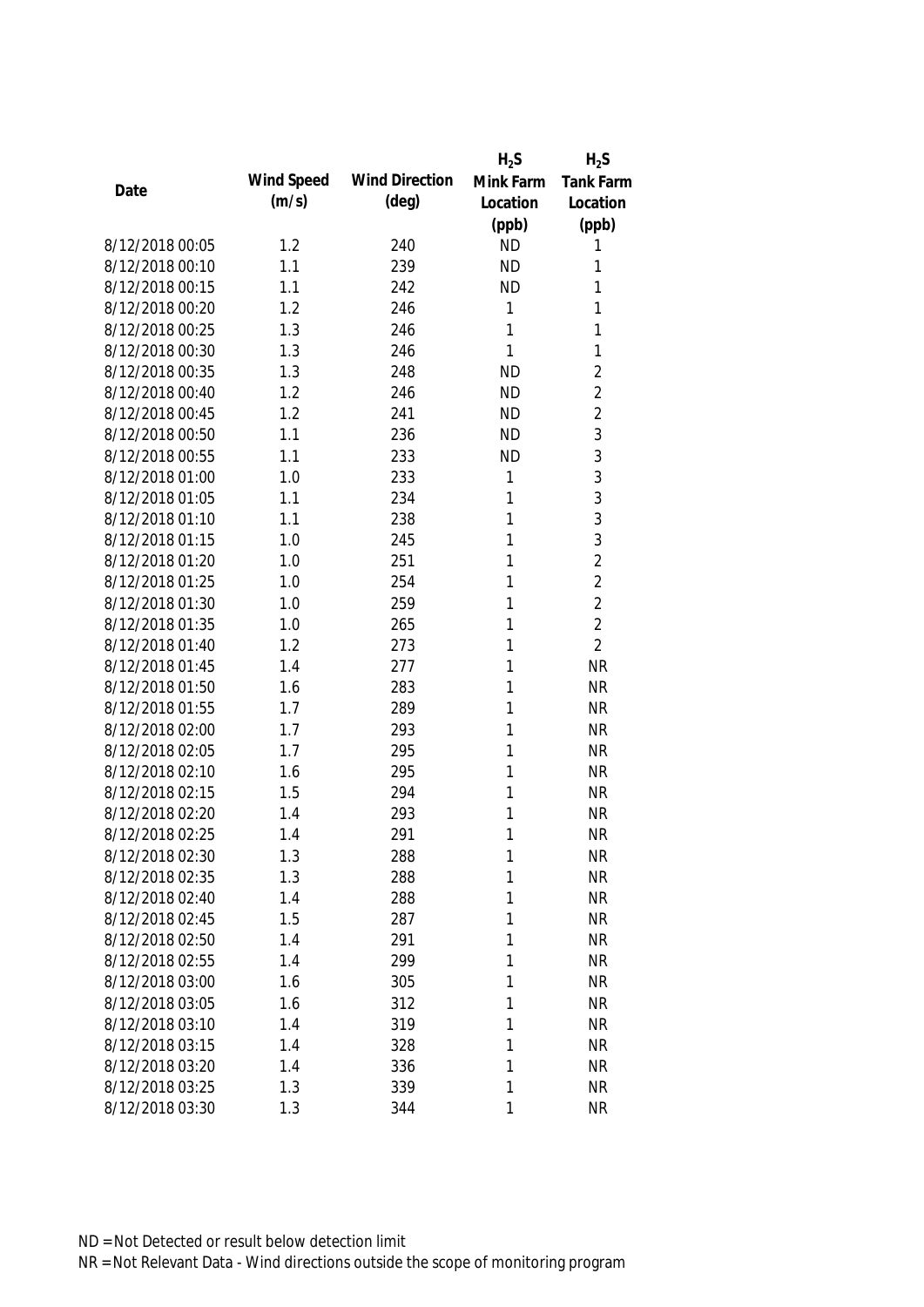| Date | Wind Speed (m/s) | Wind Direction (deg) | $H_2S$ Mink Farm Location (ppb) | $H_2S$ Tank Farm Location (ppb) |
|---|---|---|---|---|
| 8/12/2018 00:05 | 1.2 | 240 | ND | 1 |
| 8/12/2018 00:10 | 1.1 | 239 | ND | 1 |
| 8/12/2018 00:15 | 1.1 | 242 | ND | 1 |
| 8/12/2018 00:20 | 1.2 | 246 | 1 | 1 |
| 8/12/2018 00:25 | 1.3 | 246 | 1 | 1 |
| 8/12/2018 00:30 | 1.3 | 246 | 1 | 1 |
| 8/12/2018 00:35 | 1.3 | 248 | ND | 2 |
| 8/12/2018 00:40 | 1.2 | 246 | ND | 2 |
| 8/12/2018 00:45 | 1.2 | 241 | ND | 2 |
| 8/12/2018 00:50 | 1.1 | 236 | ND | 3 |
| 8/12/2018 00:55 | 1.1 | 233 | ND | 3 |
| 8/12/2018 01:00 | 1.0 | 233 | 1 | 3 |
| 8/12/2018 01:05 | 1.1 | 234 | 1 | 3 |
| 8/12/2018 01:10 | 1.1 | 238 | 1 | 3 |
| 8/12/2018 01:15 | 1.0 | 245 | 1 | 3 |
| 8/12/2018 01:20 | 1.0 | 251 | 1 | 2 |
| 8/12/2018 01:25 | 1.0 | 254 | 1 | 2 |
| 8/12/2018 01:30 | 1.0 | 259 | 1 | 2 |
| 8/12/2018 01:35 | 1.0 | 265 | 1 | 2 |
| 8/12/2018 01:40 | 1.2 | 273 | 1 | 2 |
| 8/12/2018 01:45 | 1.4 | 277 | 1 | NR |
| 8/12/2018 01:50 | 1.6 | 283 | 1 | NR |
| 8/12/2018 01:55 | 1.7 | 289 | 1 | NR |
| 8/12/2018 02:00 | 1.7 | 293 | 1 | NR |
| 8/12/2018 02:05 | 1.7 | 295 | 1 | NR |
| 8/12/2018 02:10 | 1.6 | 295 | 1 | NR |
| 8/12/2018 02:15 | 1.5 | 294 | 1 | NR |
| 8/12/2018 02:20 | 1.4 | 293 | 1 | NR |
| 8/12/2018 02:25 | 1.4 | 291 | 1 | NR |
| 8/12/2018 02:30 | 1.3 | 288 | 1 | NR |
| 8/12/2018 02:35 | 1.3 | 288 | 1 | NR |
| 8/12/2018 02:40 | 1.4 | 288 | 1 | NR |
| 8/12/2018 02:45 | 1.5 | 287 | 1 | NR |
| 8/12/2018 02:50 | 1.4 | 291 | 1 | NR |
| 8/12/2018 02:55 | 1.4 | 299 | 1 | NR |
| 8/12/2018 03:00 | 1.6 | 305 | 1 | NR |
| 8/12/2018 03:05 | 1.6 | 312 | 1 | NR |
| 8/12/2018 03:10 | 1.4 | 319 | 1 | NR |
| 8/12/2018 03:15 | 1.4 | 328 | 1 | NR |
| 8/12/2018 03:20 | 1.4 | 336 | 1 | NR |
| 8/12/2018 03:25 | 1.3 | 339 | 1 | NR |
| 8/12/2018 03:30 | 1.3 | 344 | 1 | NR |

ND = Not Detected or result below detection limit

NR = Not Relevant Data - Wind directions outside the scope of monitoring program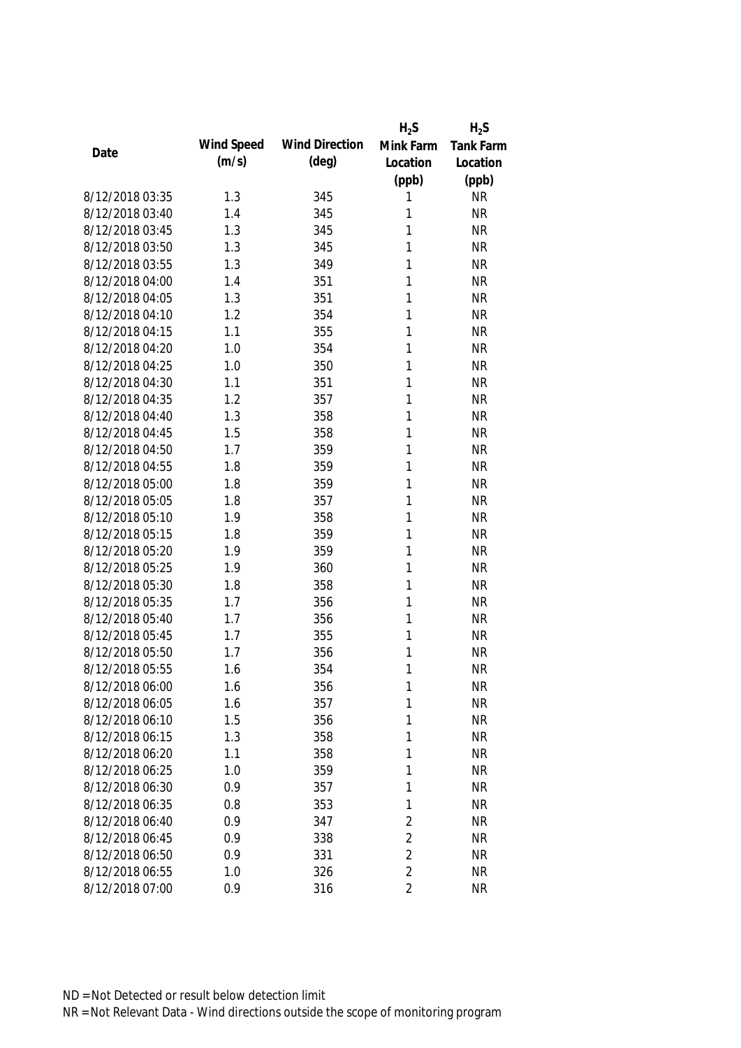| Date | Wind Speed (m/s) | Wind Direction (deg) | $H_2S$ Mink Farm Location (ppb) | $H_2S$ Tank Farm Location (ppb) |
|---|---|---|---|---|
| 8/12/2018 03:35 | 1.3 | 345 | 1 | NR |
| 8/12/2018 03:40 | 1.4 | 345 | 1 | NR |
| 8/12/2018 03:45 | 1.3 | 345 | 1 | NR |
| 8/12/2018 03:50 | 1.3 | 345 | 1 | NR |
| 8/12/2018 03:55 | 1.3 | 349 | 1 | NR |
| 8/12/2018 04:00 | 1.4 | 351 | 1 | NR |
| 8/12/2018 04:05 | 1.3 | 351 | 1 | NR |
| 8/12/2018 04:10 | 1.2 | 354 | 1 | NR |
| 8/12/2018 04:15 | 1.1 | 355 | 1 | NR |
| 8/12/2018 04:20 | 1.0 | 354 | 1 | NR |
| 8/12/2018 04:25 | 1.0 | 350 | 1 | NR |
| 8/12/2018 04:30 | 1.1 | 351 | 1 | NR |
| 8/12/2018 04:35 | 1.2 | 357 | 1 | NR |
| 8/12/2018 04:40 | 1.3 | 358 | 1 | NR |
| 8/12/2018 04:45 | 1.5 | 358 | 1 | NR |
| 8/12/2018 04:50 | 1.7 | 359 | 1 | NR |
| 8/12/2018 04:55 | 1.8 | 359 | 1 | NR |
| 8/12/2018 05:00 | 1.8 | 359 | 1 | NR |
| 8/12/2018 05:05 | 1.8 | 357 | 1 | NR |
| 8/12/2018 05:10 | 1.9 | 358 | 1 | NR |
| 8/12/2018 05:15 | 1.8 | 359 | 1 | NR |
| 8/12/2018 05:20 | 1.9 | 359 | 1 | NR |
| 8/12/2018 05:25 | 1.9 | 360 | 1 | NR |
| 8/12/2018 05:30 | 1.8 | 358 | 1 | NR |
| 8/12/2018 05:35 | 1.7 | 356 | 1 | NR |
| 8/12/2018 05:40 | 1.7 | 356 | 1 | NR |
| 8/12/2018 05:45 | 1.7 | 355 | 1 | NR |
| 8/12/2018 05:50 | 1.7 | 356 | 1 | NR |
| 8/12/2018 05:55 | 1.6 | 354 | 1 | NR |
| 8/12/2018 06:00 | 1.6 | 356 | 1 | NR |
| 8/12/2018 06:05 | 1.6 | 357 | 1 | NR |
| 8/12/2018 06:10 | 1.5 | 356 | 1 | NR |
| 8/12/2018 06:15 | 1.3 | 358 | 1 | NR |
| 8/12/2018 06:20 | 1.1 | 358 | 1 | NR |
| 8/12/2018 06:25 | 1.0 | 359 | 1 | NR |
| 8/12/2018 06:30 | 0.9 | 357 | 1 | NR |
| 8/12/2018 06:35 | 0.8 | 353 | 1 | NR |
| 8/12/2018 06:40 | 0.9 | 347 | 2 | NR |
| 8/12/2018 06:45 | 0.9 | 338 | 2 | NR |
| 8/12/2018 06:50 | 0.9 | 331 | 2 | NR |
| 8/12/2018 06:55 | 1.0 | 326 | 2 | NR |
| 8/12/2018 07:00 | 0.9 | 316 | 2 | NR |

ND = Not Detected or result below detection limit
NR = Not Relevant Data - Wind directions outside the scope of monitoring program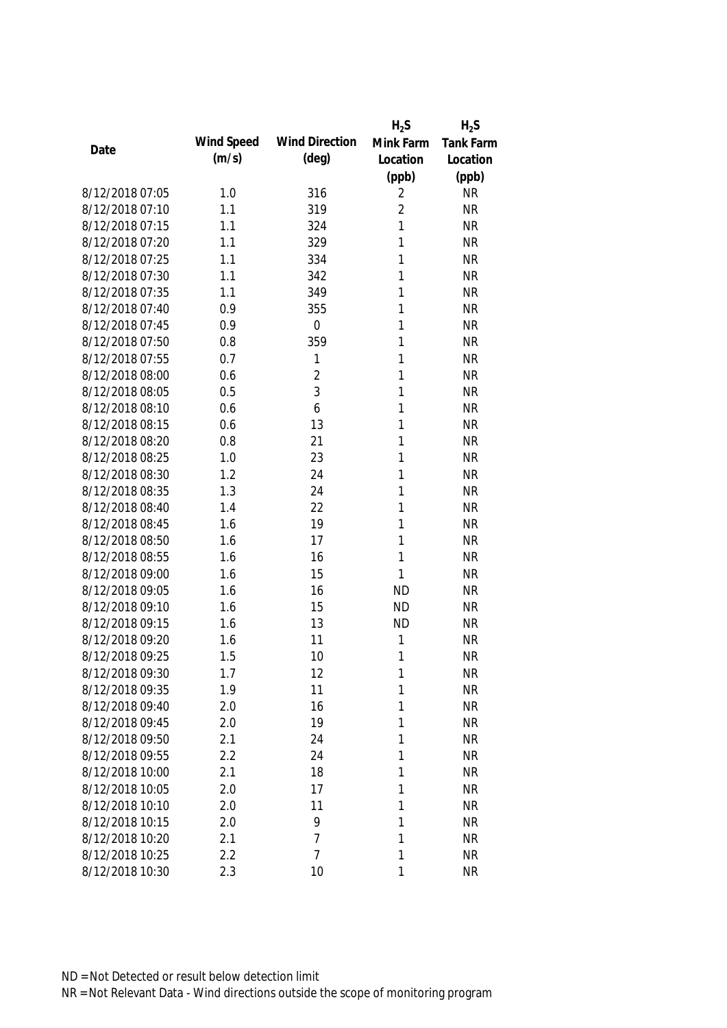| Date | Wind Speed (m/s) | Wind Direction (deg) | $H_2S$ Mink Farm Location (ppb) | $H_2S$ Tank Farm Location (ppb) |
|---|---|---|---|---|
| 8/12/2018 07:05 | 1.0 | 316 | 2 | NR |
| 8/12/2018 07:10 | 1.1 | 319 | 2 | NR |
| 8/12/2018 07:15 | 1.1 | 324 | 1 | NR |
| 8/12/2018 07:20 | 1.1 | 329 | 1 | NR |
| 8/12/2018 07:25 | 1.1 | 334 | 1 | NR |
| 8/12/2018 07:30 | 1.1 | 342 | 1 | NR |
| 8/12/2018 07:35 | 1.1 | 349 | 1 | NR |
| 8/12/2018 07:40 | 0.9 | 355 | 1 | NR |
| 8/12/2018 07:45 | 0.9 | 0 | 1 | NR |
| 8/12/2018 07:50 | 0.8 | 359 | 1 | NR |
| 8/12/2018 07:55 | 0.7 | 1 | 1 | NR |
| 8/12/2018 08:00 | 0.6 | 2 | 1 | NR |
| 8/12/2018 08:05 | 0.5 | 3 | 1 | NR |
| 8/12/2018 08:10 | 0.6 | 6 | 1 | NR |
| 8/12/2018 08:15 | 0.6 | 13 | 1 | NR |
| 8/12/2018 08:20 | 0.8 | 21 | 1 | NR |
| 8/12/2018 08:25 | 1.0 | 23 | 1 | NR |
| 8/12/2018 08:30 | 1.2 | 24 | 1 | NR |
| 8/12/2018 08:35 | 1.3 | 24 | 1 | NR |
| 8/12/2018 08:40 | 1.4 | 22 | 1 | NR |
| 8/12/2018 08:45 | 1.6 | 19 | 1 | NR |
| 8/12/2018 08:50 | 1.6 | 17 | 1 | NR |
| 8/12/2018 08:55 | 1.6 | 16 | 1 | NR |
| 8/12/2018 09:00 | 1.6 | 15 | 1 | NR |
| 8/12/2018 09:05 | 1.6 | 16 | ND | NR |
| 8/12/2018 09:10 | 1.6 | 15 | ND | NR |
| 8/12/2018 09:15 | 1.6 | 13 | ND | NR |
| 8/12/2018 09:20 | 1.6 | 11 | 1 | NR |
| 8/12/2018 09:25 | 1.5 | 10 | 1 | NR |
| 8/12/2018 09:30 | 1.7 | 12 | 1 | NR |
| 8/12/2018 09:35 | 1.9 | 11 | 1 | NR |
| 8/12/2018 09:40 | 2.0 | 16 | 1 | NR |
| 8/12/2018 09:45 | 2.0 | 19 | 1 | NR |
| 8/12/2018 09:50 | 2.1 | 24 | 1 | NR |
| 8/12/2018 09:55 | 2.2 | 24 | 1 | NR |
| 8/12/2018 10:00 | 2.1 | 18 | 1 | NR |
| 8/12/2018 10:05 | 2.0 | 17 | 1 | NR |
| 8/12/2018 10:10 | 2.0 | 11 | 1 | NR |
| 8/12/2018 10:15 | 2.0 | 9 | 1 | NR |
| 8/12/2018 10:20 | 2.1 | 7 | 1 | NR |
| 8/12/2018 10:25 | 2.2 | 7 | 1 | NR |
| 8/12/2018 10:30 | 2.3 | 10 | 1 | NR |

ND = Not Detected or result below detection limit

NR = Not Relevant Data - Wind directions outside the scope of monitoring program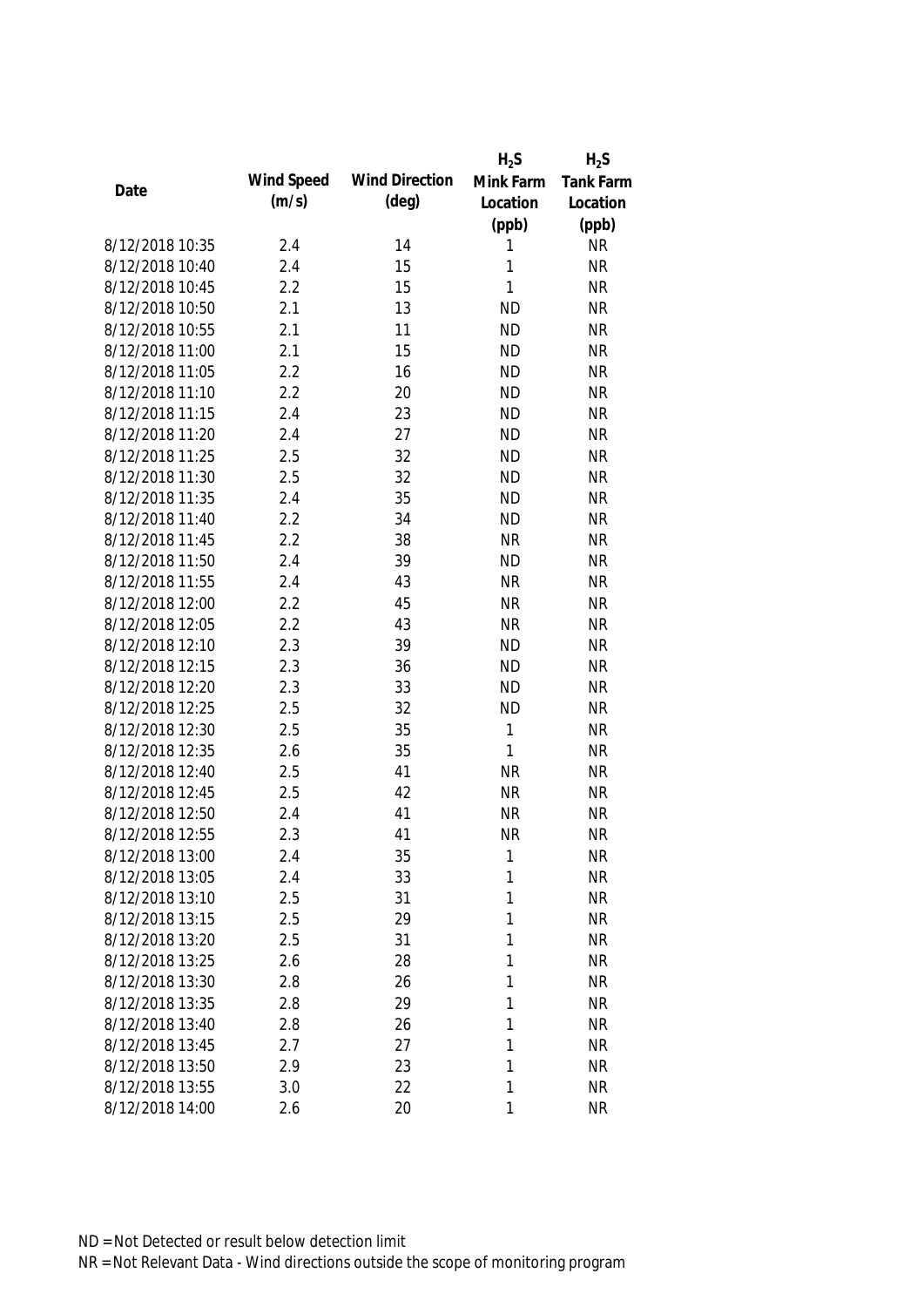| Date | Wind Speed (m/s) | Wind Direction (deg) | $H_2S$ Mink Farm Location (ppb) | $H_2S$ Tank Farm Location (ppb) |
|---|---|---|---|---|
| 8/12/2018 10:35 | 2.4 | 14 | 1 | NR |
| 8/12/2018 10:40 | 2.4 | 15 | 1 | NR |
| 8/12/2018 10:45 | 2.2 | 15 | 1 | NR |
| 8/12/2018 10:50 | 2.1 | 13 | ND | NR |
| 8/12/2018 10:55 | 2.1 | 11 | ND | NR |
| 8/12/2018 11:00 | 2.1 | 15 | ND | NR |
| 8/12/2018 11:05 | 2.2 | 16 | ND | NR |
| 8/12/2018 11:10 | 2.2 | 20 | ND | NR |
| 8/12/2018 11:15 | 2.4 | 23 | ND | NR |
| 8/12/2018 11:20 | 2.4 | 27 | ND | NR |
| 8/12/2018 11:25 | 2.5 | 32 | ND | NR |
| 8/12/2018 11:30 | 2.5 | 32 | ND | NR |
| 8/12/2018 11:35 | 2.4 | 35 | ND | NR |
| 8/12/2018 11:40 | 2.2 | 34 | ND | NR |
| 8/12/2018 11:45 | 2.2 | 38 | NR | NR |
| 8/12/2018 11:50 | 2.4 | 39 | ND | NR |
| 8/12/2018 11:55 | 2.4 | 43 | NR | NR |
| 8/12/2018 12:00 | 2.2 | 45 | NR | NR |
| 8/12/2018 12:05 | 2.2 | 43 | NR | NR |
| 8/12/2018 12:10 | 2.3 | 39 | ND | NR |
| 8/12/2018 12:15 | 2.3 | 36 | ND | NR |
| 8/12/2018 12:20 | 2.3 | 33 | ND | NR |
| 8/12/2018 12:25 | 2.5 | 32 | ND | NR |
| 8/12/2018 12:30 | 2.5 | 35 | 1 | NR |
| 8/12/2018 12:35 | 2.6 | 35 | 1 | NR |
| 8/12/2018 12:40 | 2.5 | 41 | NR | NR |
| 8/12/2018 12:45 | 2.5 | 42 | NR | NR |
| 8/12/2018 12:50 | 2.4 | 41 | NR | NR |
| 8/12/2018 12:55 | 2.3 | 41 | NR | NR |
| 8/12/2018 13:00 | 2.4 | 35 | 1 | NR |
| 8/12/2018 13:05 | 2.4 | 33 | 1 | NR |
| 8/12/2018 13:10 | 2.5 | 31 | 1 | NR |
| 8/12/2018 13:15 | 2.5 | 29 | 1 | NR |
| 8/12/2018 13:20 | 2.5 | 31 | 1 | NR |
| 8/12/2018 13:25 | 2.6 | 28 | 1 | NR |
| 8/12/2018 13:30 | 2.8 | 26 | 1 | NR |
| 8/12/2018 13:35 | 2.8 | 29 | 1 | NR |
| 8/12/2018 13:40 | 2.8 | 26 | 1 | NR |
| 8/12/2018 13:45 | 2.7 | 27 | 1 | NR |
| 8/12/2018 13:50 | 2.9 | 23 | 1 | NR |
| 8/12/2018 13:55 | 3.0 | 22 | 1 | NR |
| 8/12/2018 14:00 | 2.6 | 20 | 1 | NR |

ND = Not Detected or result below detection limit

NR = Not Relevant Data - Wind directions outside the scope of monitoring program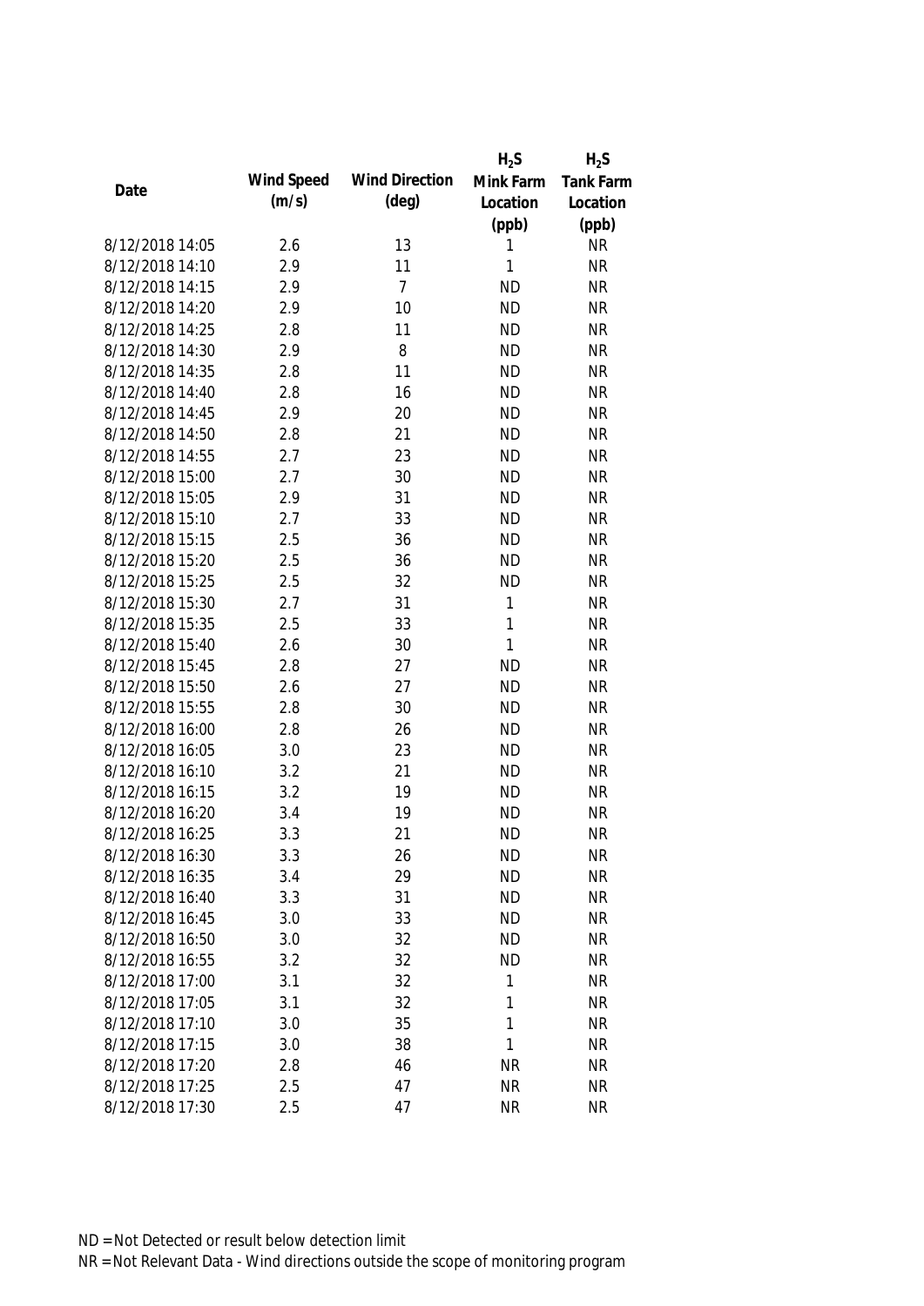| Date | Wind Speed (m/s) | Wind Direction (deg) | $H_2S$ Mink Farm Location (ppb) | $H_2S$ Tank Farm Location (ppb) |
|---|---|---|---|---|
| 8/12/2018 14:05 | 2.6 | 13 | 1 | NR |
| 8/12/2018 14:10 | 2.9 | 11 | 1 | NR |
| 8/12/2018 14:15 | 2.9 | 7 | ND | NR |
| 8/12/2018 14:20 | 2.9 | 10 | ND | NR |
| 8/12/2018 14:25 | 2.8 | 11 | ND | NR |
| 8/12/2018 14:30 | 2.9 | 8 | ND | NR |
| 8/12/2018 14:35 | 2.8 | 11 | ND | NR |
| 8/12/2018 14:40 | 2.8 | 16 | ND | NR |
| 8/12/2018 14:45 | 2.9 | 20 | ND | NR |
| 8/12/2018 14:50 | 2.8 | 21 | ND | NR |
| 8/12/2018 14:55 | 2.7 | 23 | ND | NR |
| 8/12/2018 15:00 | 2.7 | 30 | ND | NR |
| 8/12/2018 15:05 | 2.9 | 31 | ND | NR |
| 8/12/2018 15:10 | 2.7 | 33 | ND | NR |
| 8/12/2018 15:15 | 2.5 | 36 | ND | NR |
| 8/12/2018 15:20 | 2.5 | 36 | ND | NR |
| 8/12/2018 15:25 | 2.5 | 32 | ND | NR |
| 8/12/2018 15:30 | 2.7 | 31 | 1 | NR |
| 8/12/2018 15:35 | 2.5 | 33 | 1 | NR |
| 8/12/2018 15:40 | 2.6 | 30 | 1 | NR |
| 8/12/2018 15:45 | 2.8 | 27 | ND | NR |
| 8/12/2018 15:50 | 2.6 | 27 | ND | NR |
| 8/12/2018 15:55 | 2.8 | 30 | ND | NR |
| 8/12/2018 16:00 | 2.8 | 26 | ND | NR |
| 8/12/2018 16:05 | 3.0 | 23 | ND | NR |
| 8/12/2018 16:10 | 3.2 | 21 | ND | NR |
| 8/12/2018 16:15 | 3.2 | 19 | ND | NR |
| 8/12/2018 16:20 | 3.4 | 19 | ND | NR |
| 8/12/2018 16:25 | 3.3 | 21 | ND | NR |
| 8/12/2018 16:30 | 3.3 | 26 | ND | NR |
| 8/12/2018 16:35 | 3.4 | 29 | ND | NR |
| 8/12/2018 16:40 | 3.3 | 31 | ND | NR |
| 8/12/2018 16:45 | 3.0 | 33 | ND | NR |
| 8/12/2018 16:50 | 3.0 | 32 | ND | NR |
| 8/12/2018 16:55 | 3.2 | 32 | ND | NR |
| 8/12/2018 17:00 | 3.1 | 32 | 1 | NR |
| 8/12/2018 17:05 | 3.1 | 32 | 1 | NR |
| 8/12/2018 17:10 | 3.0 | 35 | 1 | NR |
| 8/12/2018 17:15 | 3.0 | 38 | 1 | NR |
| 8/12/2018 17:20 | 2.8 | 46 | NR | NR |
| 8/12/2018 17:25 | 2.5 | 47 | NR | NR |
| 8/12/2018 17:30 | 2.5 | 47 | NR | NR |

ND = Not Detected or result below detection limit

NR = Not Relevant Data - Wind directions outside the scope of monitoring program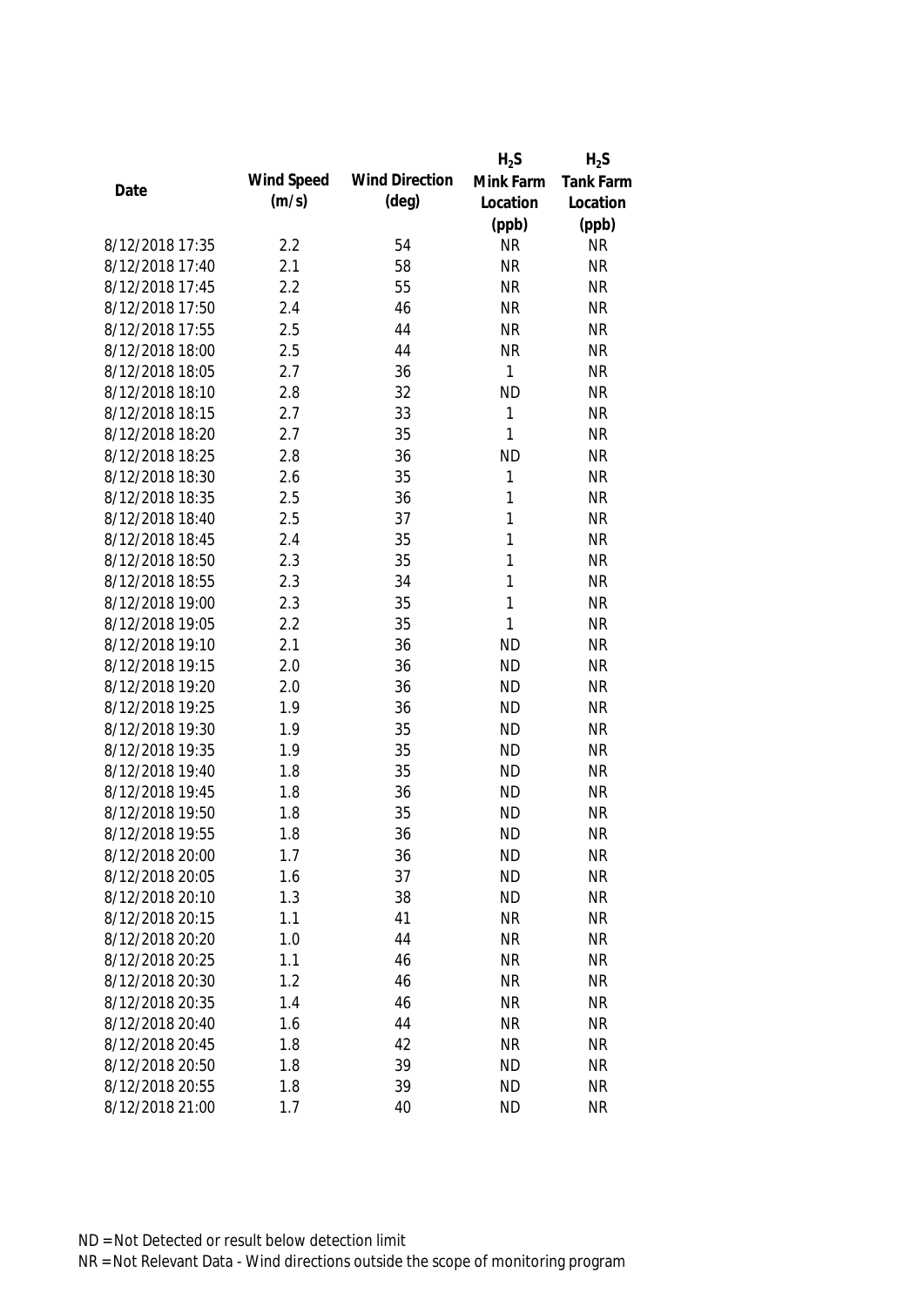| Date | Wind Speed (m/s) | Wind Direction (deg) | $H_2S$ Mink Farm Location (ppb) | $H_2S$ Tank Farm Location (ppb) |
|---|---|---|---|---|
| 8/12/2018 17:35 | 2.2 | 54 | NR | NR |
| 8/12/2018 17:40 | 2.1 | 58 | NR | NR |
| 8/12/2018 17:45 | 2.2 | 55 | NR | NR |
| 8/12/2018 17:50 | 2.4 | 46 | NR | NR |
| 8/12/2018 17:55 | 2.5 | 44 | NR | NR |
| 8/12/2018 18:00 | 2.5 | 44 | NR | NR |
| 8/12/2018 18:05 | 2.7 | 36 | 1 | NR |
| 8/12/2018 18:10 | 2.8 | 32 | ND | NR |
| 8/12/2018 18:15 | 2.7 | 33 | 1 | NR |
| 8/12/2018 18:20 | 2.7 | 35 | 1 | NR |
| 8/12/2018 18:25 | 2.8 | 36 | ND | NR |
| 8/12/2018 18:30 | 2.6 | 35 | 1 | NR |
| 8/12/2018 18:35 | 2.5 | 36 | 1 | NR |
| 8/12/2018 18:40 | 2.5 | 37 | 1 | NR |
| 8/12/2018 18:45 | 2.4 | 35 | 1 | NR |
| 8/12/2018 18:50 | 2.3 | 35 | 1 | NR |
| 8/12/2018 18:55 | 2.3 | 34 | 1 | NR |
| 8/12/2018 19:00 | 2.3 | 35 | 1 | NR |
| 8/12/2018 19:05 | 2.2 | 35 | 1 | NR |
| 8/12/2018 19:10 | 2.1 | 36 | ND | NR |
| 8/12/2018 19:15 | 2.0 | 36 | ND | NR |
| 8/12/2018 19:20 | 2.0 | 36 | ND | NR |
| 8/12/2018 19:25 | 1.9 | 36 | ND | NR |
| 8/12/2018 19:30 | 1.9 | 35 | ND | NR |
| 8/12/2018 19:35 | 1.9 | 35 | ND | NR |
| 8/12/2018 19:40 | 1.8 | 35 | ND | NR |
| 8/12/2018 19:45 | 1.8 | 36 | ND | NR |
| 8/12/2018 19:50 | 1.8 | 35 | ND | NR |
| 8/12/2018 19:55 | 1.8 | 36 | ND | NR |
| 8/12/2018 20:00 | 1.7 | 36 | ND | NR |
| 8/12/2018 20:05 | 1.6 | 37 | ND | NR |
| 8/12/2018 20:10 | 1.3 | 38 | ND | NR |
| 8/12/2018 20:15 | 1.1 | 41 | NR | NR |
| 8/12/2018 20:20 | 1.0 | 44 | NR | NR |
| 8/12/2018 20:25 | 1.1 | 46 | NR | NR |
| 8/12/2018 20:30 | 1.2 | 46 | NR | NR |
| 8/12/2018 20:35 | 1.4 | 46 | NR | NR |
| 8/12/2018 20:40 | 1.6 | 44 | NR | NR |
| 8/12/2018 20:45 | 1.8 | 42 | NR | NR |
| 8/12/2018 20:50 | 1.8 | 39 | ND | NR |
| 8/12/2018 20:55 | 1.8 | 39 | ND | NR |
| 8/12/2018 21:00 | 1.7 | 40 | ND | NR |

ND = Not Detected or result below detection limit

NR = Not Relevant Data - Wind directions outside the scope of monitoring program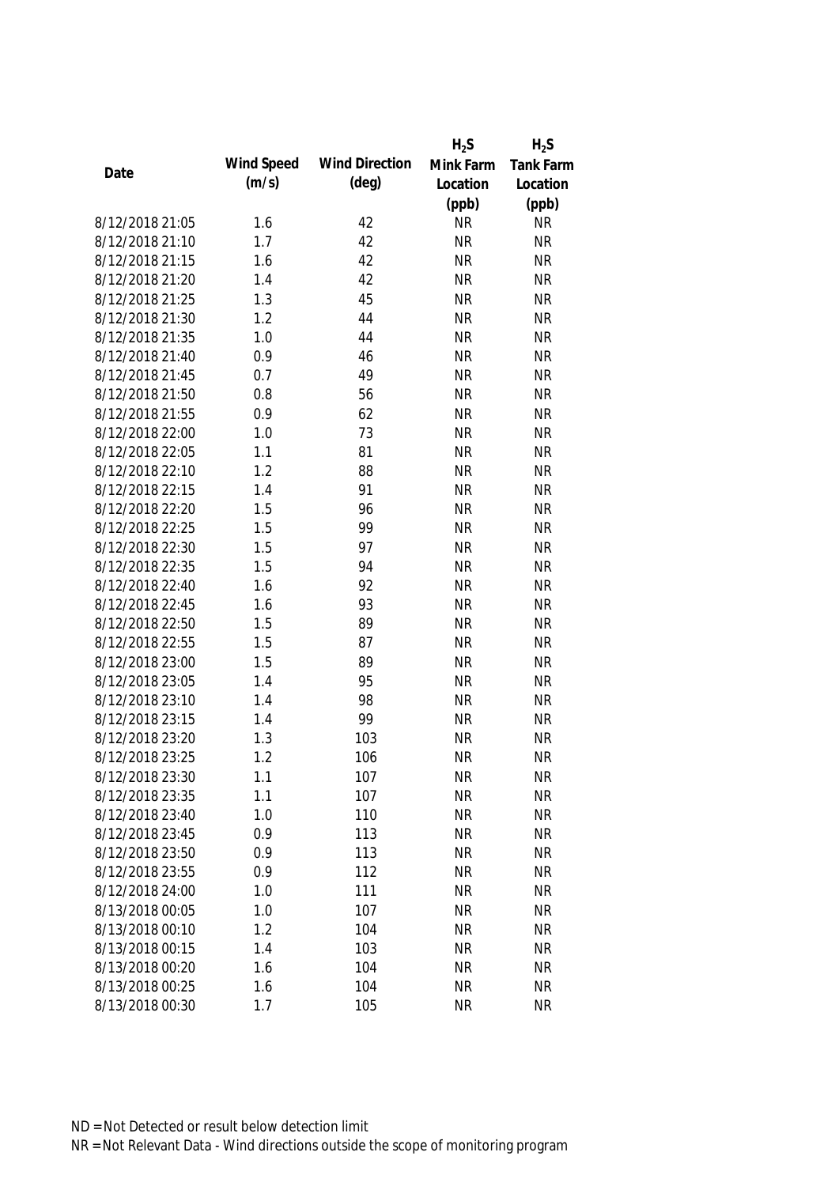| Date | Wind Speed (m/s) | Wind Direction (deg) | $H_2S$ Mink Farm Location (ppb) | $H_2S$ Tank Farm Location (ppb) |
|---|---|---|---|---|
| 8/12/2018 21:05 | 1.6 | 42 | NR | NR |
| 8/12/2018 21:10 | 1.7 | 42 | NR | NR |
| 8/12/2018 21:15 | 1.6 | 42 | NR | NR |
| 8/12/2018 21:20 | 1.4 | 42 | NR | NR |
| 8/12/2018 21:25 | 1.3 | 45 | NR | NR |
| 8/12/2018 21:30 | 1.2 | 44 | NR | NR |
| 8/12/2018 21:35 | 1.0 | 44 | NR | NR |
| 8/12/2018 21:40 | 0.9 | 46 | NR | NR |
| 8/12/2018 21:45 | 0.7 | 49 | NR | NR |
| 8/12/2018 21:50 | 0.8 | 56 | NR | NR |
| 8/12/2018 21:55 | 0.9 | 62 | NR | NR |
| 8/12/2018 22:00 | 1.0 | 73 | NR | NR |
| 8/12/2018 22:05 | 1.1 | 81 | NR | NR |
| 8/12/2018 22:10 | 1.2 | 88 | NR | NR |
| 8/12/2018 22:15 | 1.4 | 91 | NR | NR |
| 8/12/2018 22:20 | 1.5 | 96 | NR | NR |
| 8/12/2018 22:25 | 1.5 | 99 | NR | NR |
| 8/12/2018 22:30 | 1.5 | 97 | NR | NR |
| 8/12/2018 22:35 | 1.5 | 94 | NR | NR |
| 8/12/2018 22:40 | 1.6 | 92 | NR | NR |
| 8/12/2018 22:45 | 1.6 | 93 | NR | NR |
| 8/12/2018 22:50 | 1.5 | 89 | NR | NR |
| 8/12/2018 22:55 | 1.5 | 87 | NR | NR |
| 8/12/2018 23:00 | 1.5 | 89 | NR | NR |
| 8/12/2018 23:05 | 1.4 | 95 | NR | NR |
| 8/12/2018 23:10 | 1.4 | 98 | NR | NR |
| 8/12/2018 23:15 | 1.4 | 99 | NR | NR |
| 8/12/2018 23:20 | 1.3 | 103 | NR | NR |
| 8/12/2018 23:25 | 1.2 | 106 | NR | NR |
| 8/12/2018 23:30 | 1.1 | 107 | NR | NR |
| 8/12/2018 23:35 | 1.1 | 107 | NR | NR |
| 8/12/2018 23:40 | 1.0 | 110 | NR | NR |
| 8/12/2018 23:45 | 0.9 | 113 | NR | NR |
| 8/12/2018 23:50 | 0.9 | 113 | NR | NR |
| 8/12/2018 23:55 | 0.9 | 112 | NR | NR |
| 8/12/2018 24:00 | 1.0 | 111 | NR | NR |
| 8/13/2018 00:05 | 1.0 | 107 | NR | NR |
| 8/13/2018 00:10 | 1.2 | 104 | NR | NR |
| 8/13/2018 00:15 | 1.4 | 103 | NR | NR |
| 8/13/2018 00:20 | 1.6 | 104 | NR | NR |
| 8/13/2018 00:25 | 1.6 | 104 | NR | NR |
| 8/13/2018 00:30 | 1.7 | 105 | NR | NR |

ND = Not Detected or result below detection limit

NR = Not Relevant Data - Wind directions outside the scope of monitoring program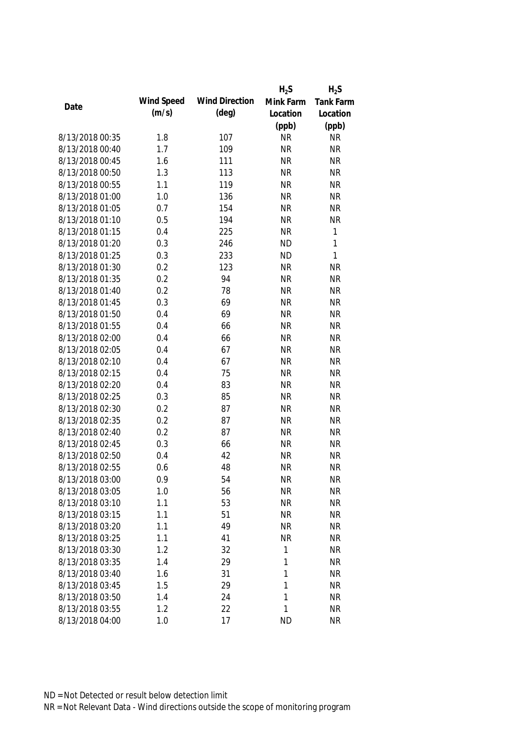| Date | Wind Speed (m/s) | Wind Direction (deg) | $H_2S$ Mink Farm Location (ppb) | $H_2S$ Tank Farm Location (ppb) |
|---|---|---|---|---|
| 8/13/2018 00:35 | 1.8 | 107 | NR | NR |
| 8/13/2018 00:40 | 1.7 | 109 | NR | NR |
| 8/13/2018 00:45 | 1.6 | 111 | NR | NR |
| 8/13/2018 00:50 | 1.3 | 113 | NR | NR |
| 8/13/2018 00:55 | 1.1 | 119 | NR | NR |
| 8/13/2018 01:00 | 1.0 | 136 | NR | NR |
| 8/13/2018 01:05 | 0.7 | 154 | NR | NR |
| 8/13/2018 01:10 | 0.5 | 194 | NR | NR |
| 8/13/2018 01:15 | 0.4 | 225 | NR | 1 |
| 8/13/2018 01:20 | 0.3 | 246 | ND | 1 |
| 8/13/2018 01:25 | 0.3 | 233 | ND | 1 |
| 8/13/2018 01:30 | 0.2 | 123 | NR | NR |
| 8/13/2018 01:35 | 0.2 | 94 | NR | NR |
| 8/13/2018 01:40 | 0.2 | 78 | NR | NR |
| 8/13/2018 01:45 | 0.3 | 69 | NR | NR |
| 8/13/2018 01:50 | 0.4 | 69 | NR | NR |
| 8/13/2018 01:55 | 0.4 | 66 | NR | NR |
| 8/13/2018 02:00 | 0.4 | 66 | NR | NR |
| 8/13/2018 02:05 | 0.4 | 67 | NR | NR |
| 8/13/2018 02:10 | 0.4 | 67 | NR | NR |
| 8/13/2018 02:15 | 0.4 | 75 | NR | NR |
| 8/13/2018 02:20 | 0.4 | 83 | NR | NR |
| 8/13/2018 02:25 | 0.3 | 85 | NR | NR |
| 8/13/2018 02:30 | 0.2 | 87 | NR | NR |
| 8/13/2018 02:35 | 0.2 | 87 | NR | NR |
| 8/13/2018 02:40 | 0.2 | 87 | NR | NR |
| 8/13/2018 02:45 | 0.3 | 66 | NR | NR |
| 8/13/2018 02:50 | 0.4 | 42 | NR | NR |
| 8/13/2018 02:55 | 0.6 | 48 | NR | NR |
| 8/13/2018 03:00 | 0.9 | 54 | NR | NR |
| 8/13/2018 03:05 | 1.0 | 56 | NR | NR |
| 8/13/2018 03:10 | 1.1 | 53 | NR | NR |
| 8/13/2018 03:15 | 1.1 | 51 | NR | NR |
| 8/13/2018 03:20 | 1.1 | 49 | NR | NR |
| 8/13/2018 03:25 | 1.1 | 41 | NR | NR |
| 8/13/2018 03:30 | 1.2 | 32 | 1 | NR |
| 8/13/2018 03:35 | 1.4 | 29 | 1 | NR |
| 8/13/2018 03:40 | 1.6 | 31 | 1 | NR |
| 8/13/2018 03:45 | 1.5 | 29 | 1 | NR |
| 8/13/2018 03:50 | 1.4 | 24 | 1 | NR |
| 8/13/2018 03:55 | 1.2 | 22 | 1 | NR |
| 8/13/2018 04:00 | 1.0 | 17 | ND | NR |

ND = Not Detected or result below detection limit

NR = Not Relevant Data - Wind directions outside the scope of monitoring program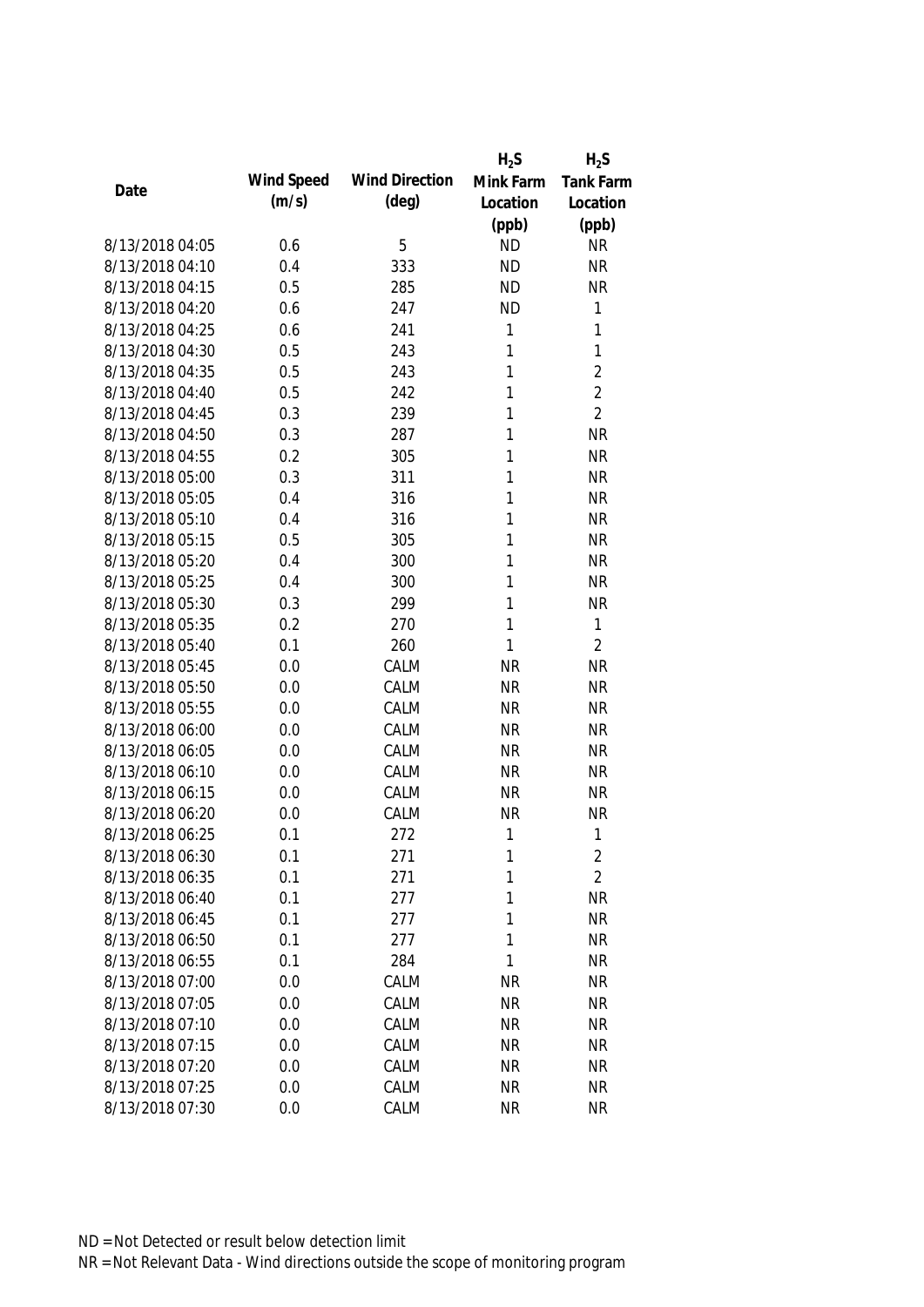| Date | Wind Speed (m/s) | Wind Direction (deg) | $H_2S$ Mink Farm Location (ppb) | $H_2S$ Tank Farm Location (ppb) |
|---|---|---|---|---|
| 8/13/2018 04:05 | 0.6 | 5 | ND | NR |
| 8/13/2018 04:10 | 0.4 | 333 | ND | NR |
| 8/13/2018 04:15 | 0.5 | 285 | ND | NR |
| 8/13/2018 04:20 | 0.6 | 247 | ND | 1 |
| 8/13/2018 04:25 | 0.6 | 241 | 1 | 1 |
| 8/13/2018 04:30 | 0.5 | 243 | 1 | 1 |
| 8/13/2018 04:35 | 0.5 | 243 | 1 | 2 |
| 8/13/2018 04:40 | 0.5 | 242 | 1 | 2 |
| 8/13/2018 04:45 | 0.3 | 239 | 1 | 2 |
| 8/13/2018 04:50 | 0.3 | 287 | 1 | NR |
| 8/13/2018 04:55 | 0.2 | 305 | 1 | NR |
| 8/13/2018 05:00 | 0.3 | 311 | 1 | NR |
| 8/13/2018 05:05 | 0.4 | 316 | 1 | NR |
| 8/13/2018 05:10 | 0.4 | 316 | 1 | NR |
| 8/13/2018 05:15 | 0.5 | 305 | 1 | NR |
| 8/13/2018 05:20 | 0.4 | 300 | 1 | NR |
| 8/13/2018 05:25 | 0.4 | 300 | 1 | NR |
| 8/13/2018 05:30 | 0.3 | 299 | 1 | NR |
| 8/13/2018 05:35 | 0.2 | 270 | 1 | 1 |
| 8/13/2018 05:40 | 0.1 | 260 | 1 | 2 |
| 8/13/2018 05:45 | 0.0 | CALM | NR | NR |
| 8/13/2018 05:50 | 0.0 | CALM | NR | NR |
| 8/13/2018 05:55 | 0.0 | CALM | NR | NR |
| 8/13/2018 06:00 | 0.0 | CALM | NR | NR |
| 8/13/2018 06:05 | 0.0 | CALM | NR | NR |
| 8/13/2018 06:10 | 0.0 | CALM | NR | NR |
| 8/13/2018 06:15 | 0.0 | CALM | NR | NR |
| 8/13/2018 06:20 | 0.0 | CALM | NR | NR |
| 8/13/2018 06:25 | 0.1 | 272 | 1 | 1 |
| 8/13/2018 06:30 | 0.1 | 271 | 1 | 2 |
| 8/13/2018 06:35 | 0.1 | 271 | 1 | 2 |
| 8/13/2018 06:40 | 0.1 | 277 | 1 | NR |
| 8/13/2018 06:45 | 0.1 | 277 | 1 | NR |
| 8/13/2018 06:50 | 0.1 | 277 | 1 | NR |
| 8/13/2018 06:55 | 0.1 | 284 | 1 | NR |
| 8/13/2018 07:00 | 0.0 | CALM | NR | NR |
| 8/13/2018 07:05 | 0.0 | CALM | NR | NR |
| 8/13/2018 07:10 | 0.0 | CALM | NR | NR |
| 8/13/2018 07:15 | 0.0 | CALM | NR | NR |
| 8/13/2018 07:20 | 0.0 | CALM | NR | NR |
| 8/13/2018 07:25 | 0.0 | CALM | NR | NR |
| 8/13/2018 07:30 | 0.0 | CALM | NR | NR |

ND = Not Detected or result below detection limit

NR = Not Relevant Data - Wind directions outside the scope of monitoring program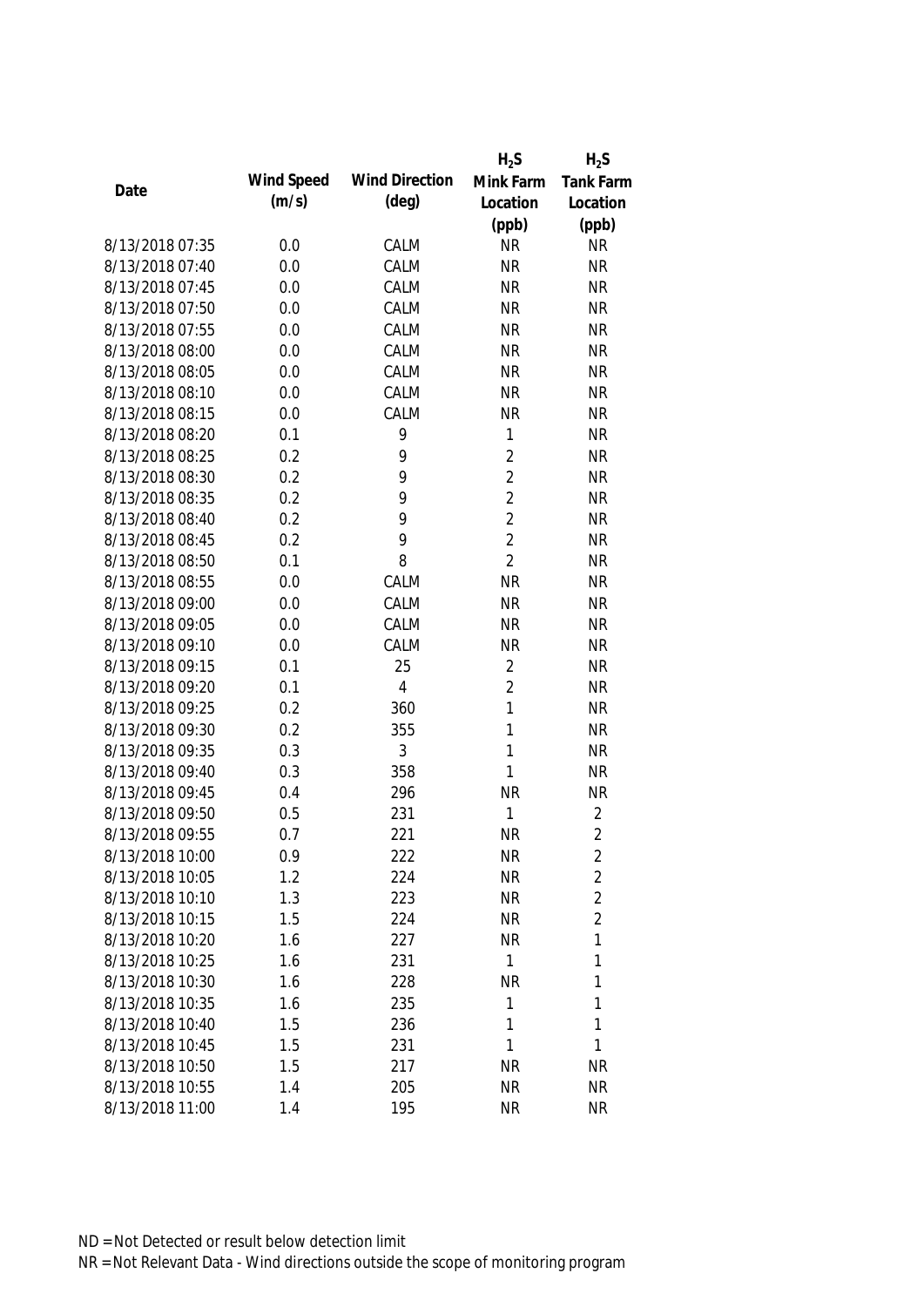| Date | Wind Speed (m/s) | Wind Direction (deg) | $H_2S$ Mink Farm Location (ppb) | $H_2S$ Tank Farm Location (ppb) |
|---|---|---|---|---|
| 8/13/2018 07:35 | 0.0 | CALM | NR | NR |
| 8/13/2018 07:40 | 0.0 | CALM | NR | NR |
| 8/13/2018 07:45 | 0.0 | CALM | NR | NR |
| 8/13/2018 07:50 | 0.0 | CALM | NR | NR |
| 8/13/2018 07:55 | 0.0 | CALM | NR | NR |
| 8/13/2018 08:00 | 0.0 | CALM | NR | NR |
| 8/13/2018 08:05 | 0.0 | CALM | NR | NR |
| 8/13/2018 08:10 | 0.0 | CALM | NR | NR |
| 8/13/2018 08:15 | 0.0 | CALM | NR | NR |
| 8/13/2018 08:20 | 0.1 | 9 | 1 | NR |
| 8/13/2018 08:25 | 0.2 | 9 | 2 | NR |
| 8/13/2018 08:30 | 0.2 | 9 | 2 | NR |
| 8/13/2018 08:35 | 0.2 | 9 | 2 | NR |
| 8/13/2018 08:40 | 0.2 | 9 | 2 | NR |
| 8/13/2018 08:45 | 0.2 | 9 | 2 | NR |
| 8/13/2018 08:50 | 0.1 | 8 | 2 | NR |
| 8/13/2018 08:55 | 0.0 | CALM | NR | NR |
| 8/13/2018 09:00 | 0.0 | CALM | NR | NR |
| 8/13/2018 09:05 | 0.0 | CALM | NR | NR |
| 8/13/2018 09:10 | 0.0 | CALM | NR | NR |
| 8/13/2018 09:15 | 0.1 | 25 | 2 | NR |
| 8/13/2018 09:20 | 0.1 | 4 | 2 | NR |
| 8/13/2018 09:25 | 0.2 | 360 | 1 | NR |
| 8/13/2018 09:30 | 0.2 | 355 | 1 | NR |
| 8/13/2018 09:35 | 0.3 | 3 | 1 | NR |
| 8/13/2018 09:40 | 0.3 | 358 | 1 | NR |
| 8/13/2018 09:45 | 0.4 | 296 | NR | NR |
| 8/13/2018 09:50 | 0.5 | 231 | 1 | 2 |
| 8/13/2018 09:55 | 0.7 | 221 | NR | 2 |
| 8/13/2018 10:00 | 0.9 | 222 | NR | 2 |
| 8/13/2018 10:05 | 1.2 | 224 | NR | 2 |
| 8/13/2018 10:10 | 1.3 | 223 | NR | 2 |
| 8/13/2018 10:15 | 1.5 | 224 | NR | 2 |
| 8/13/2018 10:20 | 1.6 | 227 | NR | 1 |
| 8/13/2018 10:25 | 1.6 | 231 | 1 | 1 |
| 8/13/2018 10:30 | 1.6 | 228 | NR | 1 |
| 8/13/2018 10:35 | 1.6 | 235 | 1 | 1 |
| 8/13/2018 10:40 | 1.5 | 236 | 1 | 1 |
| 8/13/2018 10:45 | 1.5 | 231 | 1 | 1 |
| 8/13/2018 10:50 | 1.5 | 217 | NR | NR |
| 8/13/2018 10:55 | 1.4 | 205 | NR | NR |
| 8/13/2018 11:00 | 1.4 | 195 | NR | NR |

ND = Not Detected or result below detection limit
NR = Not Relevant Data - Wind directions outside the scope of monitoring program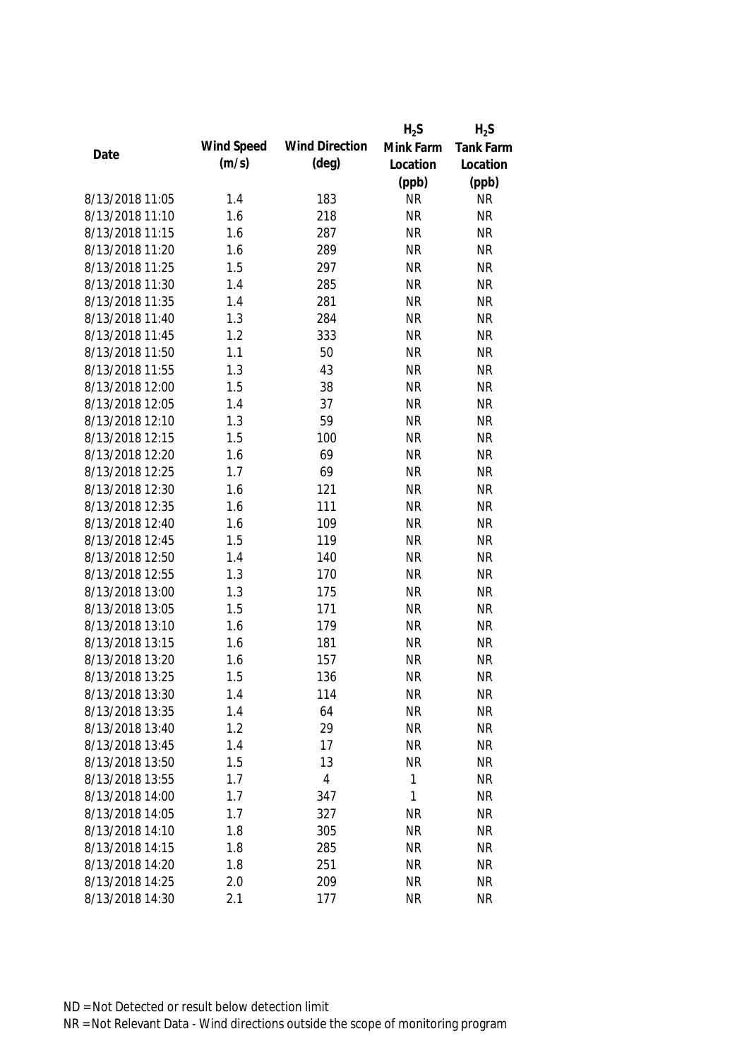| Date | Wind Speed (m/s) | Wind Direction (deg) | $H_2S$ Mink Farm Location (ppb) | $H_2S$ Tank Farm Location (ppb) |
|---|---|---|---|---|
| 8/13/2018 11:05 | 1.4 | 183 | NR | NR |
| 8/13/2018 11:10 | 1.6 | 218 | NR | NR |
| 8/13/2018 11:15 | 1.6 | 287 | NR | NR |
| 8/13/2018 11:20 | 1.6 | 289 | NR | NR |
| 8/13/2018 11:25 | 1.5 | 297 | NR | NR |
| 8/13/2018 11:30 | 1.4 | 285 | NR | NR |
| 8/13/2018 11:35 | 1.4 | 281 | NR | NR |
| 8/13/2018 11:40 | 1.3 | 284 | NR | NR |
| 8/13/2018 11:45 | 1.2 | 333 | NR | NR |
| 8/13/2018 11:50 | 1.1 | 50 | NR | NR |
| 8/13/2018 11:55 | 1.3 | 43 | NR | NR |
| 8/13/2018 12:00 | 1.5 | 38 | NR | NR |
| 8/13/2018 12:05 | 1.4 | 37 | NR | NR |
| 8/13/2018 12:10 | 1.3 | 59 | NR | NR |
| 8/13/2018 12:15 | 1.5 | 100 | NR | NR |
| 8/13/2018 12:20 | 1.6 | 69 | NR | NR |
| 8/13/2018 12:25 | 1.7 | 69 | NR | NR |
| 8/13/2018 12:30 | 1.6 | 121 | NR | NR |
| 8/13/2018 12:35 | 1.6 | 111 | NR | NR |
| 8/13/2018 12:40 | 1.6 | 109 | NR | NR |
| 8/13/2018 12:45 | 1.5 | 119 | NR | NR |
| 8/13/2018 12:50 | 1.4 | 140 | NR | NR |
| 8/13/2018 12:55 | 1.3 | 170 | NR | NR |
| 8/13/2018 13:00 | 1.3 | 175 | NR | NR |
| 8/13/2018 13:05 | 1.5 | 171 | NR | NR |
| 8/13/2018 13:10 | 1.6 | 179 | NR | NR |
| 8/13/2018 13:15 | 1.6 | 181 | NR | NR |
| 8/13/2018 13:20 | 1.6 | 157 | NR | NR |
| 8/13/2018 13:25 | 1.5 | 136 | NR | NR |
| 8/13/2018 13:30 | 1.4 | 114 | NR | NR |
| 8/13/2018 13:35 | 1.4 | 64 | NR | NR |
| 8/13/2018 13:40 | 1.2 | 29 | NR | NR |
| 8/13/2018 13:45 | 1.4 | 17 | NR | NR |
| 8/13/2018 13:50 | 1.5 | 13 | NR | NR |
| 8/13/2018 13:55 | 1.7 | 4 | 1 | NR |
| 8/13/2018 14:00 | 1.7 | 347 | 1 | NR |
| 8/13/2018 14:05 | 1.7 | 327 | NR | NR |
| 8/13/2018 14:10 | 1.8 | 305 | NR | NR |
| 8/13/2018 14:15 | 1.8 | 285 | NR | NR |
| 8/13/2018 14:20 | 1.8 | 251 | NR | NR |
| 8/13/2018 14:25 | 2.0 | 209 | NR | NR |
| 8/13/2018 14:30 | 2.1 | 177 | NR | NR |

ND = Not Detected or result below detection limit
NR = Not Relevant Data - Wind directions outside the scope of monitoring program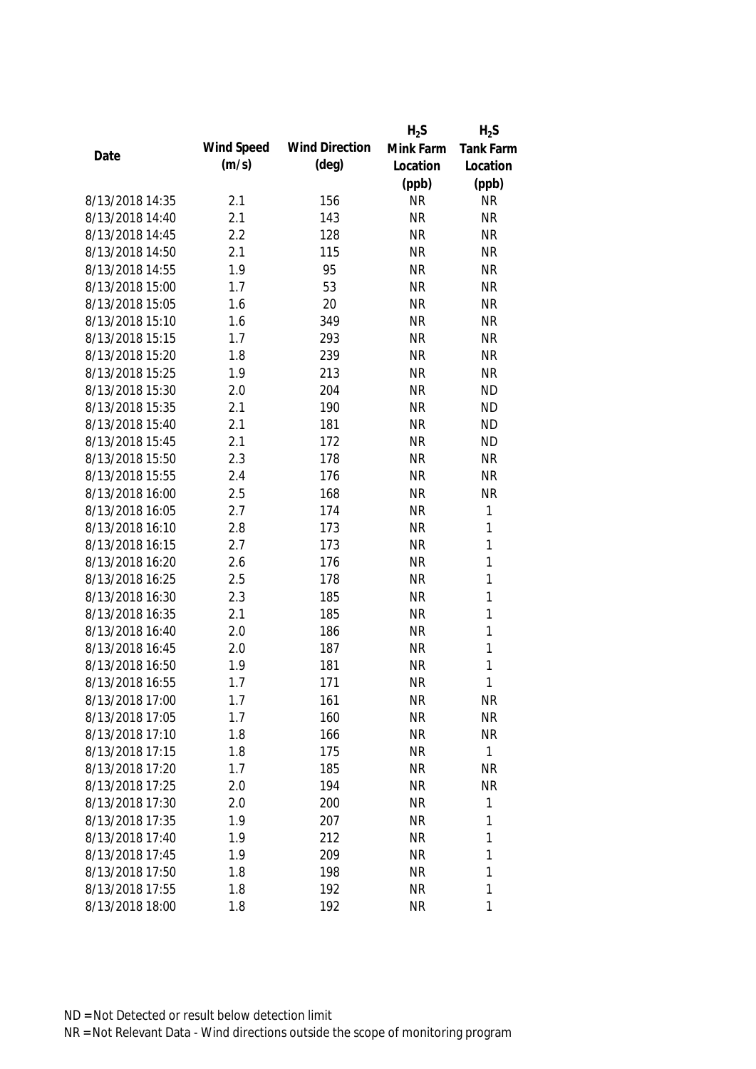| Date | Wind Speed (m/s) | Wind Direction (deg) | $H_2S$ Mink Farm Location (ppb) | $H_2S$ Tank Farm Location (ppb) |
|---|---|---|---|---|
| 8/13/2018 14:35 | 2.1 | 156 | NR | NR |
| 8/13/2018 14:40 | 2.1 | 143 | NR | NR |
| 8/13/2018 14:45 | 2.2 | 128 | NR | NR |
| 8/13/2018 14:50 | 2.1 | 115 | NR | NR |
| 8/13/2018 14:55 | 1.9 | 95 | NR | NR |
| 8/13/2018 15:00 | 1.7 | 53 | NR | NR |
| 8/13/2018 15:05 | 1.6 | 20 | NR | NR |
| 8/13/2018 15:10 | 1.6 | 349 | NR | NR |
| 8/13/2018 15:15 | 1.7 | 293 | NR | NR |
| 8/13/2018 15:20 | 1.8 | 239 | NR | NR |
| 8/13/2018 15:25 | 1.9 | 213 | NR | NR |
| 8/13/2018 15:30 | 2.0 | 204 | NR | ND |
| 8/13/2018 15:35 | 2.1 | 190 | NR | ND |
| 8/13/2018 15:40 | 2.1 | 181 | NR | ND |
| 8/13/2018 15:45 | 2.1 | 172 | NR | ND |
| 8/13/2018 15:50 | 2.3 | 178 | NR | NR |
| 8/13/2018 15:55 | 2.4 | 176 | NR | NR |
| 8/13/2018 16:00 | 2.5 | 168 | NR | NR |
| 8/13/2018 16:05 | 2.7 | 174 | NR | 1 |
| 8/13/2018 16:10 | 2.8 | 173 | NR | 1 |
| 8/13/2018 16:15 | 2.7 | 173 | NR | 1 |
| 8/13/2018 16:20 | 2.6 | 176 | NR | 1 |
| 8/13/2018 16:25 | 2.5 | 178 | NR | 1 |
| 8/13/2018 16:30 | 2.3 | 185 | NR | 1 |
| 8/13/2018 16:35 | 2.1 | 185 | NR | 1 |
| 8/13/2018 16:40 | 2.0 | 186 | NR | 1 |
| 8/13/2018 16:45 | 2.0 | 187 | NR | 1 |
| 8/13/2018 16:50 | 1.9 | 181 | NR | 1 |
| 8/13/2018 16:55 | 1.7 | 171 | NR | 1 |
| 8/13/2018 17:00 | 1.7 | 161 | NR | NR |
| 8/13/2018 17:05 | 1.7 | 160 | NR | NR |
| 8/13/2018 17:10 | 1.8 | 166 | NR | NR |
| 8/13/2018 17:15 | 1.8 | 175 | NR | 1 |
| 8/13/2018 17:20 | 1.7 | 185 | NR | NR |
| 8/13/2018 17:25 | 2.0 | 194 | NR | NR |
| 8/13/2018 17:30 | 2.0 | 200 | NR | 1 |
| 8/13/2018 17:35 | 1.9 | 207 | NR | 1 |
| 8/13/2018 17:40 | 1.9 | 212 | NR | 1 |
| 8/13/2018 17:45 | 1.9 | 209 | NR | 1 |
| 8/13/2018 17:50 | 1.8 | 198 | NR | 1 |
| 8/13/2018 17:55 | 1.8 | 192 | NR | 1 |
| 8/13/2018 18:00 | 1.8 | 192 | NR | 1 |

ND = Not Detected or result below detection limit

NR = Not Relevant Data - Wind directions outside the scope of monitoring program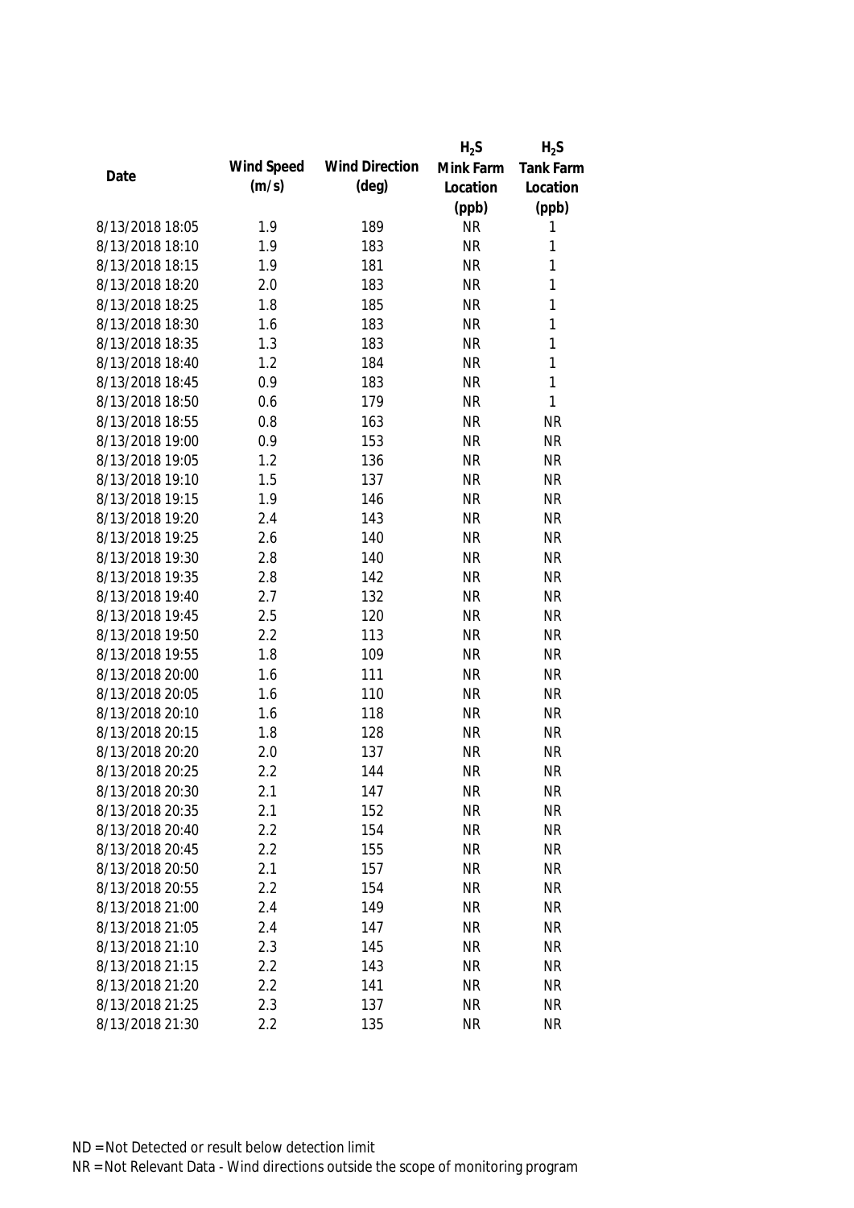| Date | Wind Speed (m/s) | Wind Direction (deg) | $H_2S$ Mink Farm Location (ppb) | $H_2S$ Tank Farm Location (ppb) |
|---|---|---|---|---|
| 8/13/2018 18:05 | 1.9 | 189 | NR | 1 |
| 8/13/2018 18:10 | 1.9 | 183 | NR | 1 |
| 8/13/2018 18:15 | 1.9 | 181 | NR | 1 |
| 8/13/2018 18:20 | 2.0 | 183 | NR | 1 |
| 8/13/2018 18:25 | 1.8 | 185 | NR | 1 |
| 8/13/2018 18:30 | 1.6 | 183 | NR | 1 |
| 8/13/2018 18:35 | 1.3 | 183 | NR | 1 |
| 8/13/2018 18:40 | 1.2 | 184 | NR | 1 |
| 8/13/2018 18:45 | 0.9 | 183 | NR | 1 |
| 8/13/2018 18:50 | 0.6 | 179 | NR | 1 |
| 8/13/2018 18:55 | 0.8 | 163 | NR | NR |
| 8/13/2018 19:00 | 0.9 | 153 | NR | NR |
| 8/13/2018 19:05 | 1.2 | 136 | NR | NR |
| 8/13/2018 19:10 | 1.5 | 137 | NR | NR |
| 8/13/2018 19:15 | 1.9 | 146 | NR | NR |
| 8/13/2018 19:20 | 2.4 | 143 | NR | NR |
| 8/13/2018 19:25 | 2.6 | 140 | NR | NR |
| 8/13/2018 19:30 | 2.8 | 140 | NR | NR |
| 8/13/2018 19:35 | 2.8 | 142 | NR | NR |
| 8/13/2018 19:40 | 2.7 | 132 | NR | NR |
| 8/13/2018 19:45 | 2.5 | 120 | NR | NR |
| 8/13/2018 19:50 | 2.2 | 113 | NR | NR |
| 8/13/2018 19:55 | 1.8 | 109 | NR | NR |
| 8/13/2018 20:00 | 1.6 | 111 | NR | NR |
| 8/13/2018 20:05 | 1.6 | 110 | NR | NR |
| 8/13/2018 20:10 | 1.6 | 118 | NR | NR |
| 8/13/2018 20:15 | 1.8 | 128 | NR | NR |
| 8/13/2018 20:20 | 2.0 | 137 | NR | NR |
| 8/13/2018 20:25 | 2.2 | 144 | NR | NR |
| 8/13/2018 20:30 | 2.1 | 147 | NR | NR |
| 8/13/2018 20:35 | 2.1 | 152 | NR | NR |
| 8/13/2018 20:40 | 2.2 | 154 | NR | NR |
| 8/13/2018 20:45 | 2.2 | 155 | NR | NR |
| 8/13/2018 20:50 | 2.1 | 157 | NR | NR |
| 8/13/2018 20:55 | 2.2 | 154 | NR | NR |
| 8/13/2018 21:00 | 2.4 | 149 | NR | NR |
| 8/13/2018 21:05 | 2.4 | 147 | NR | NR |
| 8/13/2018 21:10 | 2.3 | 145 | NR | NR |
| 8/13/2018 21:15 | 2.2 | 143 | NR | NR |
| 8/13/2018 21:20 | 2.2 | 141 | NR | NR |
| 8/13/2018 21:25 | 2.3 | 137 | NR | NR |
| 8/13/2018 21:30 | 2.2 | 135 | NR | NR |

ND = Not Detected or result below detection limit
NR = Not Relevant Data - Wind directions outside the scope of monitoring program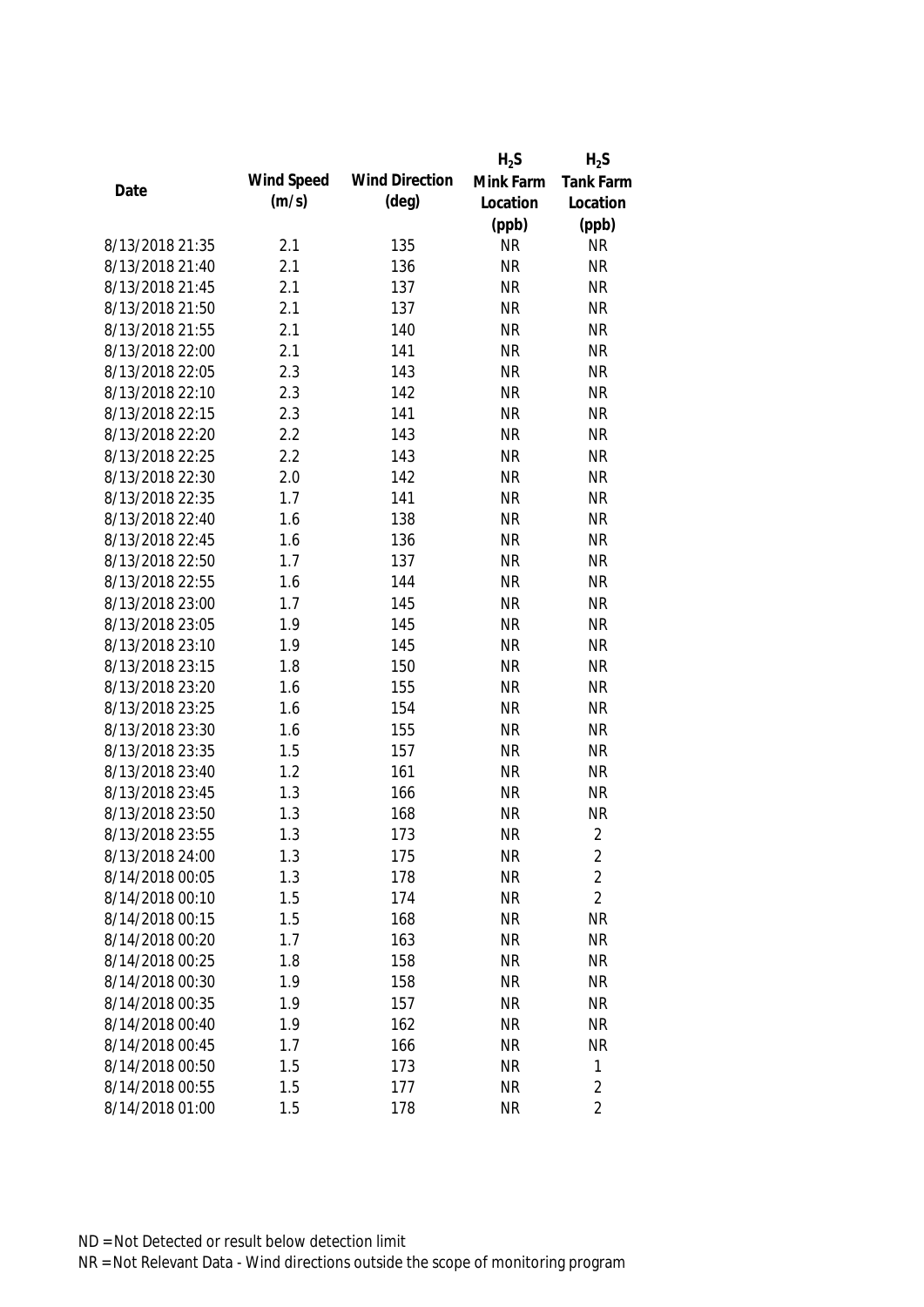| Date | Wind Speed (m/s) | Wind Direction (deg) | $H_2S$ Mink Farm Location (ppb) | $H_2S$ Tank Farm Location (ppb) |
|---|---|---|---|---|
| 8/13/2018 21:35 | 2.1 | 135 | NR | NR |
| 8/13/2018 21:40 | 2.1 | 136 | NR | NR |
| 8/13/2018 21:45 | 2.1 | 137 | NR | NR |
| 8/13/2018 21:50 | 2.1 | 137 | NR | NR |
| 8/13/2018 21:55 | 2.1 | 140 | NR | NR |
| 8/13/2018 22:00 | 2.1 | 141 | NR | NR |
| 8/13/2018 22:05 | 2.3 | 143 | NR | NR |
| 8/13/2018 22:10 | 2.3 | 142 | NR | NR |
| 8/13/2018 22:15 | 2.3 | 141 | NR | NR |
| 8/13/2018 22:20 | 2.2 | 143 | NR | NR |
| 8/13/2018 22:25 | 2.2 | 143 | NR | NR |
| 8/13/2018 22:30 | 2.0 | 142 | NR | NR |
| 8/13/2018 22:35 | 1.7 | 141 | NR | NR |
| 8/13/2018 22:40 | 1.6 | 138 | NR | NR |
| 8/13/2018 22:45 | 1.6 | 136 | NR | NR |
| 8/13/2018 22:50 | 1.7 | 137 | NR | NR |
| 8/13/2018 22:55 | 1.6 | 144 | NR | NR |
| 8/13/2018 23:00 | 1.7 | 145 | NR | NR |
| 8/13/2018 23:05 | 1.9 | 145 | NR | NR |
| 8/13/2018 23:10 | 1.9 | 145 | NR | NR |
| 8/13/2018 23:15 | 1.8 | 150 | NR | NR |
| 8/13/2018 23:20 | 1.6 | 155 | NR | NR |
| 8/13/2018 23:25 | 1.6 | 154 | NR | NR |
| 8/13/2018 23:30 | 1.6 | 155 | NR | NR |
| 8/13/2018 23:35 | 1.5 | 157 | NR | NR |
| 8/13/2018 23:40 | 1.2 | 161 | NR | NR |
| 8/13/2018 23:45 | 1.3 | 166 | NR | NR |
| 8/13/2018 23:50 | 1.3 | 168 | NR | NR |
| 8/13/2018 23:55 | 1.3 | 173 | NR | 2 |
| 8/13/2018 24:00 | 1.3 | 175 | NR | 2 |
| 8/14/2018 00:05 | 1.3 | 178 | NR | 2 |
| 8/14/2018 00:10 | 1.5 | 174 | NR | 2 |
| 8/14/2018 00:15 | 1.5 | 168 | NR | NR |
| 8/14/2018 00:20 | 1.7 | 163 | NR | NR |
| 8/14/2018 00:25 | 1.8 | 158 | NR | NR |
| 8/14/2018 00:30 | 1.9 | 158 | NR | NR |
| 8/14/2018 00:35 | 1.9 | 157 | NR | NR |
| 8/14/2018 00:40 | 1.9 | 162 | NR | NR |
| 8/14/2018 00:45 | 1.7 | 166 | NR | NR |
| 8/14/2018 00:50 | 1.5 | 173 | NR | 1 |
| 8/14/2018 00:55 | 1.5 | 177 | NR | 2 |
| 8/14/2018 01:00 | 1.5 | 178 | NR | 2 |

ND = Not Detected or result below detection limit

NR = Not Relevant Data - Wind directions outside the scope of monitoring program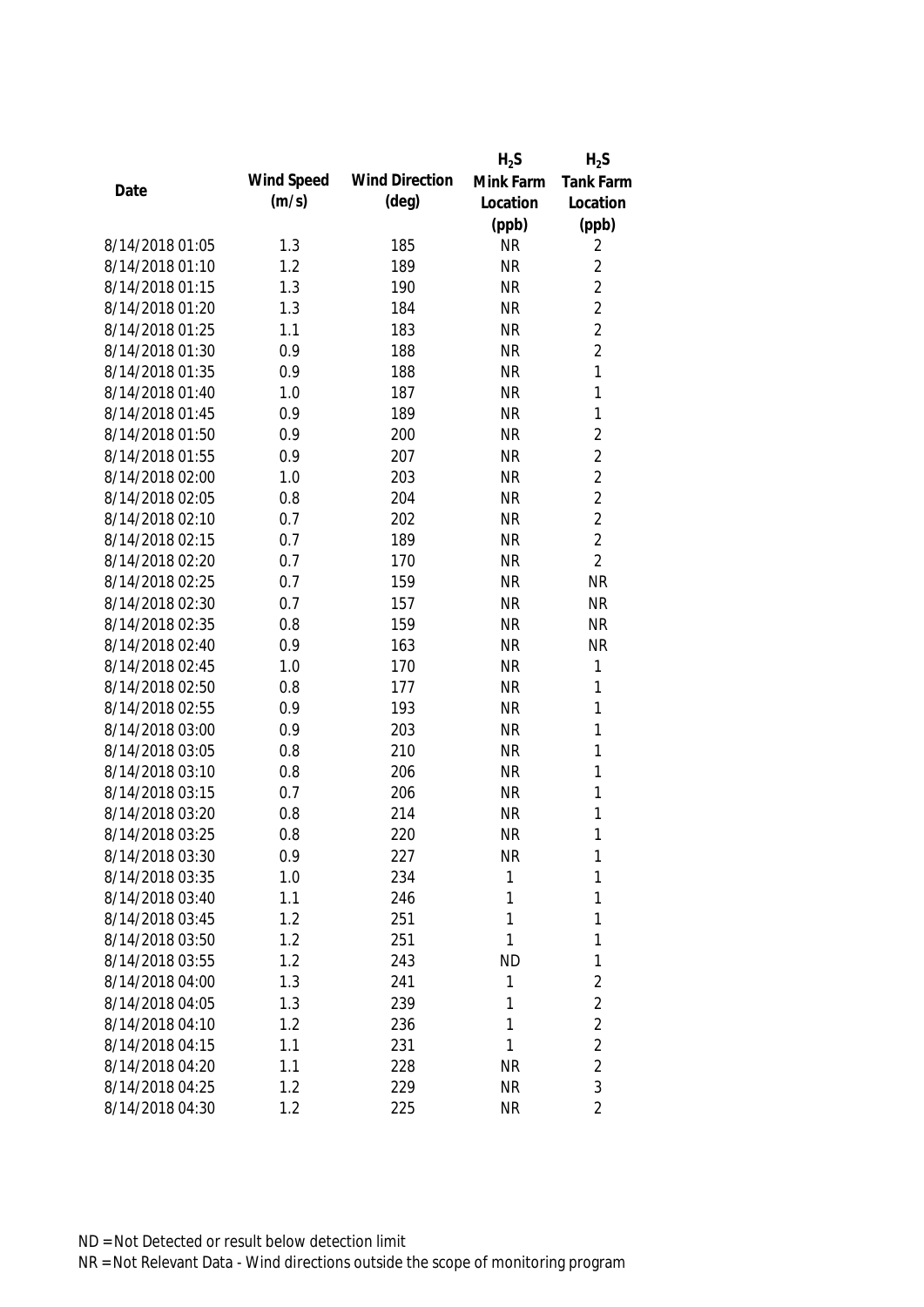| Date | Wind Speed (m/s) | Wind Direction (deg) | $H_2S$ Mink Farm Location (ppb) | $H_2S$ Tank Farm Location (ppb) |
|---|---|---|---|---|
| 8/14/2018 01:05 | 1.3 | 185 | NR | 2 |
| 8/14/2018 01:10 | 1.2 | 189 | NR | 2 |
| 8/14/2018 01:15 | 1.3 | 190 | NR | 2 |
| 8/14/2018 01:20 | 1.3 | 184 | NR | 2 |
| 8/14/2018 01:25 | 1.1 | 183 | NR | 2 |
| 8/14/2018 01:30 | 0.9 | 188 | NR | 2 |
| 8/14/2018 01:35 | 0.9 | 188 | NR | 1 |
| 8/14/2018 01:40 | 1.0 | 187 | NR | 1 |
| 8/14/2018 01:45 | 0.9 | 189 | NR | 1 |
| 8/14/2018 01:50 | 0.9 | 200 | NR | 2 |
| 8/14/2018 01:55 | 0.9 | 207 | NR | 2 |
| 8/14/2018 02:00 | 1.0 | 203 | NR | 2 |
| 8/14/2018 02:05 | 0.8 | 204 | NR | 2 |
| 8/14/2018 02:10 | 0.7 | 202 | NR | 2 |
| 8/14/2018 02:15 | 0.7 | 189 | NR | 2 |
| 8/14/2018 02:20 | 0.7 | 170 | NR | 2 |
| 8/14/2018 02:25 | 0.7 | 159 | NR | NR |
| 8/14/2018 02:30 | 0.7 | 157 | NR | NR |
| 8/14/2018 02:35 | 0.8 | 159 | NR | NR |
| 8/14/2018 02:40 | 0.9 | 163 | NR | NR |
| 8/14/2018 02:45 | 1.0 | 170 | NR | 1 |
| 8/14/2018 02:50 | 0.8 | 177 | NR | 1 |
| 8/14/2018 02:55 | 0.9 | 193 | NR | 1 |
| 8/14/2018 03:00 | 0.9 | 203 | NR | 1 |
| 8/14/2018 03:05 | 0.8 | 210 | NR | 1 |
| 8/14/2018 03:10 | 0.8 | 206 | NR | 1 |
| 8/14/2018 03:15 | 0.7 | 206 | NR | 1 |
| 8/14/2018 03:20 | 0.8 | 214 | NR | 1 |
| 8/14/2018 03:25 | 0.8 | 220 | NR | 1 |
| 8/14/2018 03:30 | 0.9 | 227 | NR | 1 |
| 8/14/2018 03:35 | 1.0 | 234 | 1 | 1 |
| 8/14/2018 03:40 | 1.1 | 246 | 1 | 1 |
| 8/14/2018 03:45 | 1.2 | 251 | 1 | 1 |
| 8/14/2018 03:50 | 1.2 | 251 | 1 | 1 |
| 8/14/2018 03:55 | 1.2 | 243 | ND | 1 |
| 8/14/2018 04:00 | 1.3 | 241 | 1 | 2 |
| 8/14/2018 04:05 | 1.3 | 239 | 1 | 2 |
| 8/14/2018 04:10 | 1.2 | 236 | 1 | 2 |
| 8/14/2018 04:15 | 1.1 | 231 | 1 | 2 |
| 8/14/2018 04:20 | 1.1 | 228 | NR | 2 |
| 8/14/2018 04:25 | 1.2 | 229 | NR | 3 |
| 8/14/2018 04:30 | 1.2 | 225 | NR | 2 |

ND = Not Detected or result below detection limit
NR = Not Relevant Data - Wind directions outside the scope of monitoring program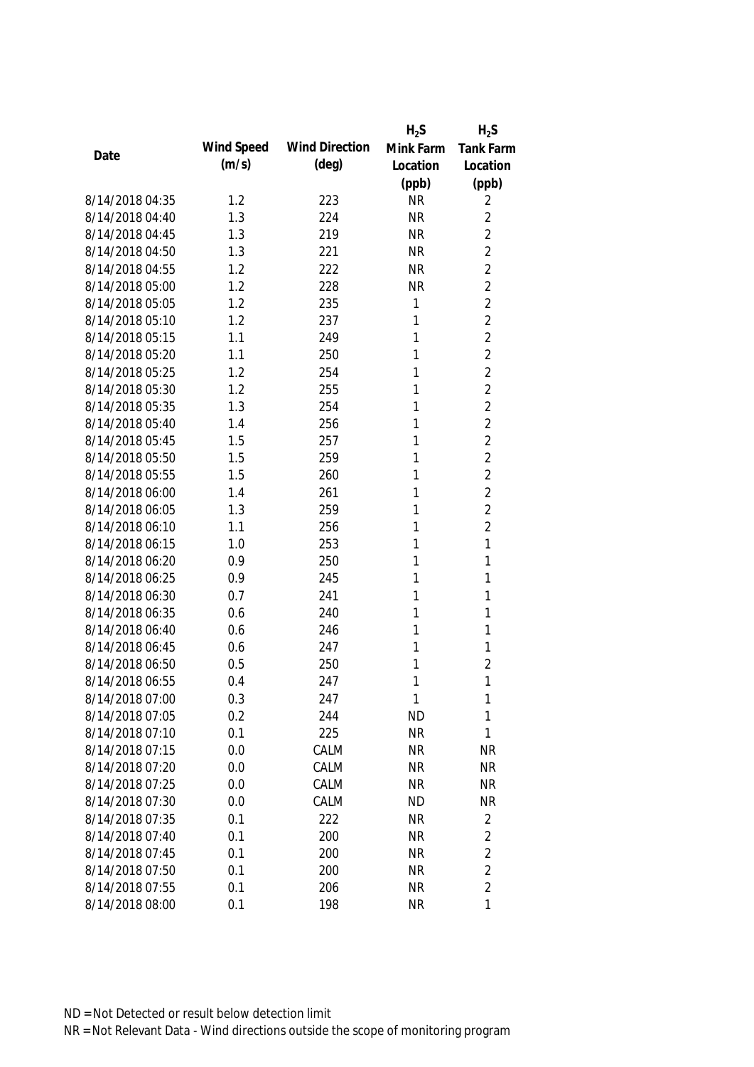| Date | Wind Speed (m/s) | Wind Direction (deg) | $H_2S$ Mink Farm Location (ppb) | $H_2S$ Tank Farm Location (ppb) |
|---|---|---|---|---|
| 8/14/2018 04:35 | 1.2 | 223 | NR | 2 |
| 8/14/2018 04:40 | 1.3 | 224 | NR | 2 |
| 8/14/2018 04:45 | 1.3 | 219 | NR | 2 |
| 8/14/2018 04:50 | 1.3 | 221 | NR | 2 |
| 8/14/2018 04:55 | 1.2 | 222 | NR | 2 |
| 8/14/2018 05:00 | 1.2 | 228 | NR | 2 |
| 8/14/2018 05:05 | 1.2 | 235 | 1 | 2 |
| 8/14/2018 05:10 | 1.2 | 237 | 1 | 2 |
| 8/14/2018 05:15 | 1.1 | 249 | 1 | 2 |
| 8/14/2018 05:20 | 1.1 | 250 | 1 | 2 |
| 8/14/2018 05:25 | 1.2 | 254 | 1 | 2 |
| 8/14/2018 05:30 | 1.2 | 255 | 1 | 2 |
| 8/14/2018 05:35 | 1.3 | 254 | 1 | 2 |
| 8/14/2018 05:40 | 1.4 | 256 | 1 | 2 |
| 8/14/2018 05:45 | 1.5 | 257 | 1 | 2 |
| 8/14/2018 05:50 | 1.5 | 259 | 1 | 2 |
| 8/14/2018 05:55 | 1.5 | 260 | 1 | 2 |
| 8/14/2018 06:00 | 1.4 | 261 | 1 | 2 |
| 8/14/2018 06:05 | 1.3 | 259 | 1 | 2 |
| 8/14/2018 06:10 | 1.1 | 256 | 1 | 2 |
| 8/14/2018 06:15 | 1.0 | 253 | 1 | 1 |
| 8/14/2018 06:20 | 0.9 | 250 | 1 | 1 |
| 8/14/2018 06:25 | 0.9 | 245 | 1 | 1 |
| 8/14/2018 06:30 | 0.7 | 241 | 1 | 1 |
| 8/14/2018 06:35 | 0.6 | 240 | 1 | 1 |
| 8/14/2018 06:40 | 0.6 | 246 | 1 | 1 |
| 8/14/2018 06:45 | 0.6 | 247 | 1 | 1 |
| 8/14/2018 06:50 | 0.5 | 250 | 1 | 2 |
| 8/14/2018 06:55 | 0.4 | 247 | 1 | 1 |
| 8/14/2018 07:00 | 0.3 | 247 | 1 | 1 |
| 8/14/2018 07:05 | 0.2 | 244 | ND | 1 |
| 8/14/2018 07:10 | 0.1 | 225 | NR | 1 |
| 8/14/2018 07:15 | 0.0 | CALM | NR | NR |
| 8/14/2018 07:20 | 0.0 | CALM | NR | NR |
| 8/14/2018 07:25 | 0.0 | CALM | NR | NR |
| 8/14/2018 07:30 | 0.0 | CALM | ND | NR |
| 8/14/2018 07:35 | 0.1 | 222 | NR | 2 |
| 8/14/2018 07:40 | 0.1 | 200 | NR | 2 |
| 8/14/2018 07:45 | 0.1 | 200 | NR | 2 |
| 8/14/2018 07:50 | 0.1 | 200 | NR | 2 |
| 8/14/2018 07:55 | 0.1 | 206 | NR | 2 |
| 8/14/2018 08:00 | 0.1 | 198 | NR | 1 |

ND = Not Detected or result below detection limit

NR = Not Relevant Data - Wind directions outside the scope of monitoring program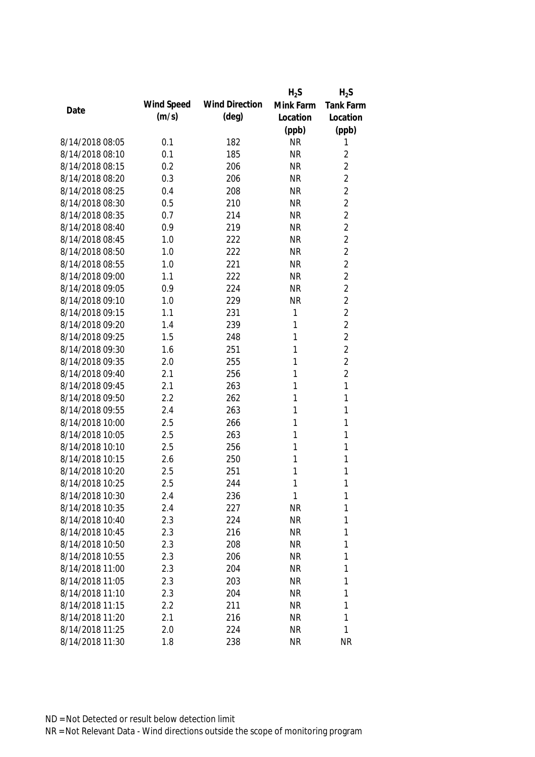| Date | Wind Speed (m/s) | Wind Direction (deg) | $H_2S$ Mink Farm Location (ppb) | $H_2S$ Tank Farm Location (ppb) |
|---|---|---|---|---|
| 8/14/2018 08:05 | 0.1 | 182 | NR | 1 |
| 8/14/2018 08:10 | 0.1 | 185 | NR | 2 |
| 8/14/2018 08:15 | 0.2 | 206 | NR | 2 |
| 8/14/2018 08:20 | 0.3 | 206 | NR | 2 |
| 8/14/2018 08:25 | 0.4 | 208 | NR | 2 |
| 8/14/2018 08:30 | 0.5 | 210 | NR | 2 |
| 8/14/2018 08:35 | 0.7 | 214 | NR | 2 |
| 8/14/2018 08:40 | 0.9 | 219 | NR | 2 |
| 8/14/2018 08:45 | 1.0 | 222 | NR | 2 |
| 8/14/2018 08:50 | 1.0 | 222 | NR | 2 |
| 8/14/2018 08:55 | 1.0 | 221 | NR | 2 |
| 8/14/2018 09:00 | 1.1 | 222 | NR | 2 |
| 8/14/2018 09:05 | 0.9 | 224 | NR | 2 |
| 8/14/2018 09:10 | 1.0 | 229 | NR | 2 |
| 8/14/2018 09:15 | 1.1 | 231 | 1 | 2 |
| 8/14/2018 09:20 | 1.4 | 239 | 1 | 2 |
| 8/14/2018 09:25 | 1.5 | 248 | 1 | 2 |
| 8/14/2018 09:30 | 1.6 | 251 | 1 | 2 |
| 8/14/2018 09:35 | 2.0 | 255 | 1 | 2 |
| 8/14/2018 09:40 | 2.1 | 256 | 1 | 2 |
| 8/14/2018 09:45 | 2.1 | 263 | 1 | 1 |
| 8/14/2018 09:50 | 2.2 | 262 | 1 | 1 |
| 8/14/2018 09:55 | 2.4 | 263 | 1 | 1 |
| 8/14/2018 10:00 | 2.5 | 266 | 1 | 1 |
| 8/14/2018 10:05 | 2.5 | 263 | 1 | 1 |
| 8/14/2018 10:10 | 2.5 | 256 | 1 | 1 |
| 8/14/2018 10:15 | 2.6 | 250 | 1 | 1 |
| 8/14/2018 10:20 | 2.5 | 251 | 1 | 1 |
| 8/14/2018 10:25 | 2.5 | 244 | 1 | 1 |
| 8/14/2018 10:30 | 2.4 | 236 | 1 | 1 |
| 8/14/2018 10:35 | 2.4 | 227 | NR | 1 |
| 8/14/2018 10:40 | 2.3 | 224 | NR | 1 |
| 8/14/2018 10:45 | 2.3 | 216 | NR | 1 |
| 8/14/2018 10:50 | 2.3 | 208 | NR | 1 |
| 8/14/2018 10:55 | 2.3 | 206 | NR | 1 |
| 8/14/2018 11:00 | 2.3 | 204 | NR | 1 |
| 8/14/2018 11:05 | 2.3 | 203 | NR | 1 |
| 8/14/2018 11:10 | 2.3 | 204 | NR | 1 |
| 8/14/2018 11:15 | 2.2 | 211 | NR | 1 |
| 8/14/2018 11:20 | 2.1 | 216 | NR | 1 |
| 8/14/2018 11:25 | 2.0 | 224 | NR | 1 |
| 8/14/2018 11:30 | 1.8 | 238 | NR | NR |

ND = Not Detected or result below detection limit

NR = Not Relevant Data - Wind directions outside the scope of monitoring program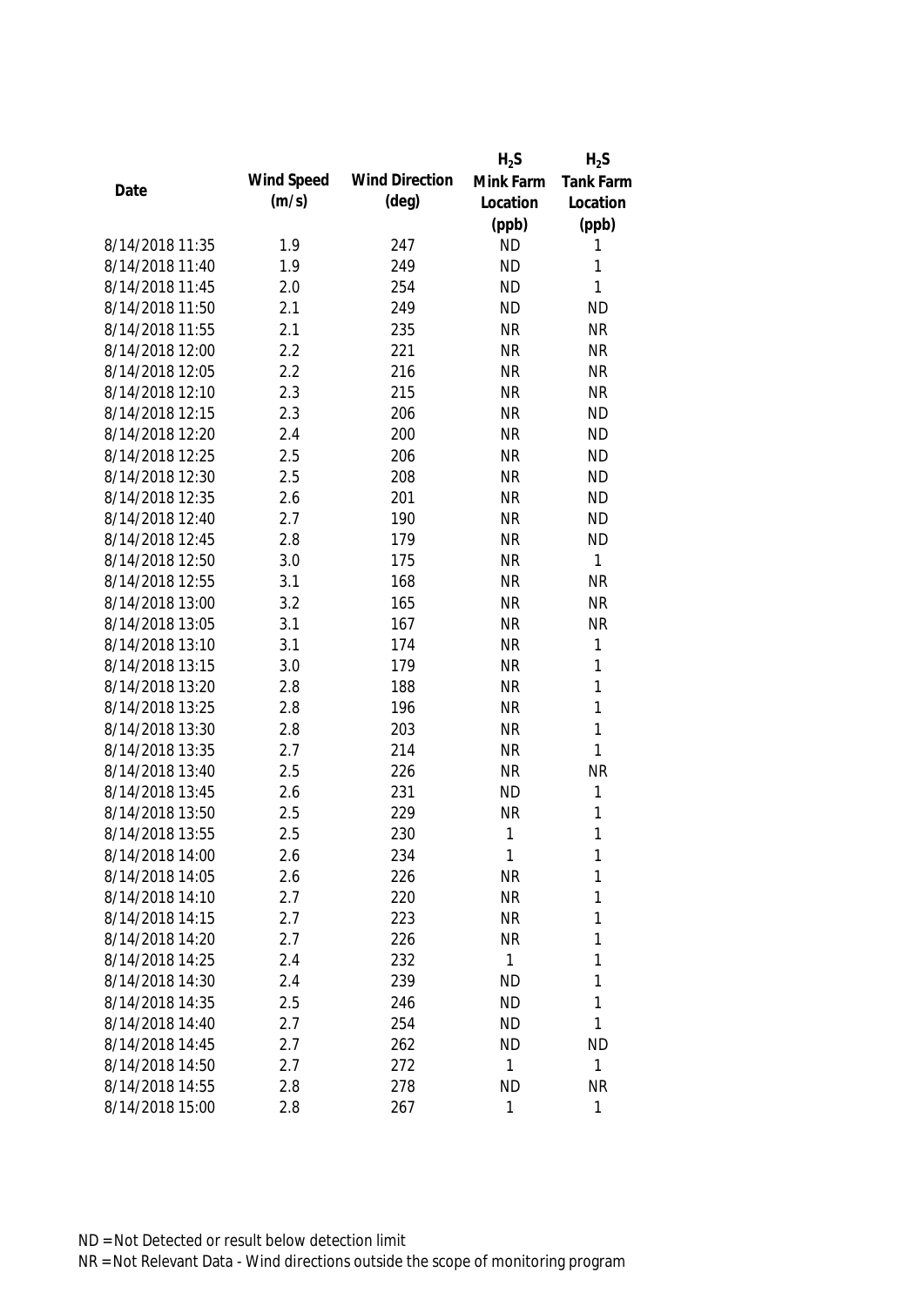| Date | Wind Speed (m/s) | Wind Direction (deg) | $H_2S$ Mink Farm Location (ppb) | $H_2S$ Tank Farm Location (ppb) |
|---|---|---|---|---|
| 8/14/2018 11:35 | 1.9 | 247 | ND | 1 |
| 8/14/2018 11:40 | 1.9 | 249 | ND | 1 |
| 8/14/2018 11:45 | 2.0 | 254 | ND | 1 |
| 8/14/2018 11:50 | 2.1 | 249 | ND | ND |
| 8/14/2018 11:55 | 2.1 | 235 | NR | NR |
| 8/14/2018 12:00 | 2.2 | 221 | NR | NR |
| 8/14/2018 12:05 | 2.2 | 216 | NR | NR |
| 8/14/2018 12:10 | 2.3 | 215 | NR | NR |
| 8/14/2018 12:15 | 2.3 | 206 | NR | ND |
| 8/14/2018 12:20 | 2.4 | 200 | NR | ND |
| 8/14/2018 12:25 | 2.5 | 206 | NR | ND |
| 8/14/2018 12:30 | 2.5 | 208 | NR | ND |
| 8/14/2018 12:35 | 2.6 | 201 | NR | ND |
| 8/14/2018 12:40 | 2.7 | 190 | NR | ND |
| 8/14/2018 12:45 | 2.8 | 179 | NR | ND |
| 8/14/2018 12:50 | 3.0 | 175 | NR | 1 |
| 8/14/2018 12:55 | 3.1 | 168 | NR | NR |
| 8/14/2018 13:00 | 3.2 | 165 | NR | NR |
| 8/14/2018 13:05 | 3.1 | 167 | NR | NR |
| 8/14/2018 13:10 | 3.1 | 174 | NR | 1 |
| 8/14/2018 13:15 | 3.0 | 179 | NR | 1 |
| 8/14/2018 13:20 | 2.8 | 188 | NR | 1 |
| 8/14/2018 13:25 | 2.8 | 196 | NR | 1 |
| 8/14/2018 13:30 | 2.8 | 203 | NR | 1 |
| 8/14/2018 13:35 | 2.7 | 214 | NR | 1 |
| 8/14/2018 13:40 | 2.5 | 226 | NR | NR |
| 8/14/2018 13:45 | 2.6 | 231 | ND | 1 |
| 8/14/2018 13:50 | 2.5 | 229 | NR | 1 |
| 8/14/2018 13:55 | 2.5 | 230 | 1 | 1 |
| 8/14/2018 14:00 | 2.6 | 234 | 1 | 1 |
| 8/14/2018 14:05 | 2.6 | 226 | NR | 1 |
| 8/14/2018 14:10 | 2.7 | 220 | NR | 1 |
| 8/14/2018 14:15 | 2.7 | 223 | NR | 1 |
| 8/14/2018 14:20 | 2.7 | 226 | NR | 1 |
| 8/14/2018 14:25 | 2.4 | 232 | 1 | 1 |
| 8/14/2018 14:30 | 2.4 | 239 | ND | 1 |
| 8/14/2018 14:35 | 2.5 | 246 | ND | 1 |
| 8/14/2018 14:40 | 2.7 | 254 | ND | 1 |
| 8/14/2018 14:45 | 2.7 | 262 | ND | ND |
| 8/14/2018 14:50 | 2.7 | 272 | 1 | 1 |
| 8/14/2018 14:55 | 2.8 | 278 | ND | NR |
| 8/14/2018 15:00 | 2.8 | 267 | 1 | 1 |

ND = Not Detected or result below detection limit

NR = Not Relevant Data - Wind directions outside the scope of monitoring program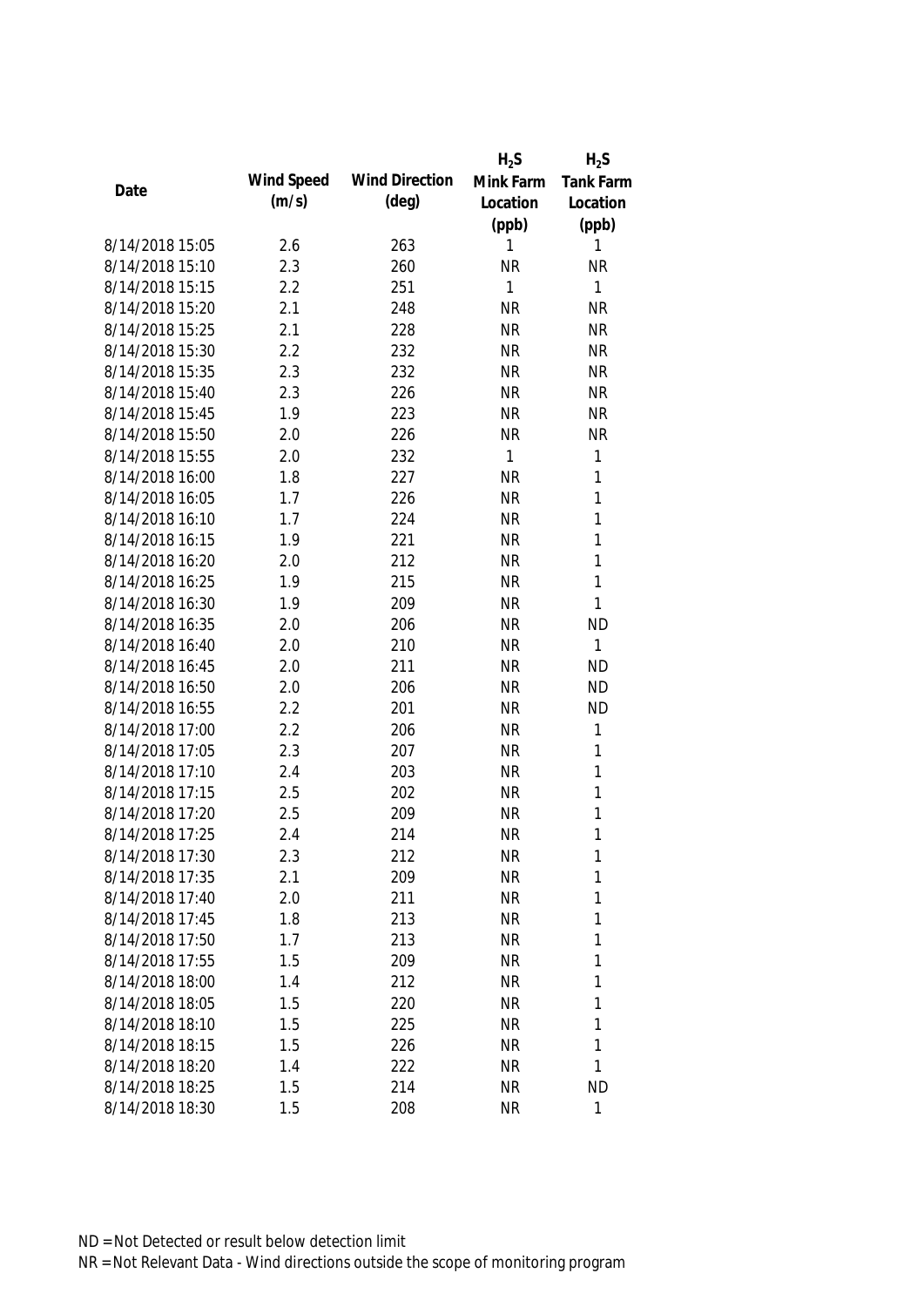| Date | Wind Speed (m/s) | Wind Direction (deg) | $H_2S$ Mink Farm Location (ppb) | $H_2S$ Tank Farm Location (ppb) |
|---|---|---|---|---|
| 8/14/2018 15:05 | 2.6 | 263 | 1 | 1 |
| 8/14/2018 15:10 | 2.3 | 260 | NR | NR |
| 8/14/2018 15:15 | 2.2 | 251 | 1 | 1 |
| 8/14/2018 15:20 | 2.1 | 248 | NR | NR |
| 8/14/2018 15:25 | 2.1 | 228 | NR | NR |
| 8/14/2018 15:30 | 2.2 | 232 | NR | NR |
| 8/14/2018 15:35 | 2.3 | 232 | NR | NR |
| 8/14/2018 15:40 | 2.3 | 226 | NR | NR |
| 8/14/2018 15:45 | 1.9 | 223 | NR | NR |
| 8/14/2018 15:50 | 2.0 | 226 | NR | NR |
| 8/14/2018 15:55 | 2.0 | 232 | 1 | 1 |
| 8/14/2018 16:00 | 1.8 | 227 | NR | 1 |
| 8/14/2018 16:05 | 1.7 | 226 | NR | 1 |
| 8/14/2018 16:10 | 1.7 | 224 | NR | 1 |
| 8/14/2018 16:15 | 1.9 | 221 | NR | 1 |
| 8/14/2018 16:20 | 2.0 | 212 | NR | 1 |
| 8/14/2018 16:25 | 1.9 | 215 | NR | 1 |
| 8/14/2018 16:30 | 1.9 | 209 | NR | 1 |
| 8/14/2018 16:35 | 2.0 | 206 | NR | ND |
| 8/14/2018 16:40 | 2.0 | 210 | NR | 1 |
| 8/14/2018 16:45 | 2.0 | 211 | NR | ND |
| 8/14/2018 16:50 | 2.0 | 206 | NR | ND |
| 8/14/2018 16:55 | 2.2 | 201 | NR | ND |
| 8/14/2018 17:00 | 2.2 | 206 | NR | 1 |
| 8/14/2018 17:05 | 2.3 | 207 | NR | 1 |
| 8/14/2018 17:10 | 2.4 | 203 | NR | 1 |
| 8/14/2018 17:15 | 2.5 | 202 | NR | 1 |
| 8/14/2018 17:20 | 2.5 | 209 | NR | 1 |
| 8/14/2018 17:25 | 2.4 | 214 | NR | 1 |
| 8/14/2018 17:30 | 2.3 | 212 | NR | 1 |
| 8/14/2018 17:35 | 2.1 | 209 | NR | 1 |
| 8/14/2018 17:40 | 2.0 | 211 | NR | 1 |
| 8/14/2018 17:45 | 1.8 | 213 | NR | 1 |
| 8/14/2018 17:50 | 1.7 | 213 | NR | 1 |
| 8/14/2018 17:55 | 1.5 | 209 | NR | 1 |
| 8/14/2018 18:00 | 1.4 | 212 | NR | 1 |
| 8/14/2018 18:05 | 1.5 | 220 | NR | 1 |
| 8/14/2018 18:10 | 1.5 | 225 | NR | 1 |
| 8/14/2018 18:15 | 1.5 | 226 | NR | 1 |
| 8/14/2018 18:20 | 1.4 | 222 | NR | 1 |
| 8/14/2018 18:25 | 1.5 | 214 | NR | ND |
| 8/14/2018 18:30 | 1.5 | 208 | NR | 1 |

ND = Not Detected or result below detection limit
NR = Not Relevant Data - Wind directions outside the scope of monitoring program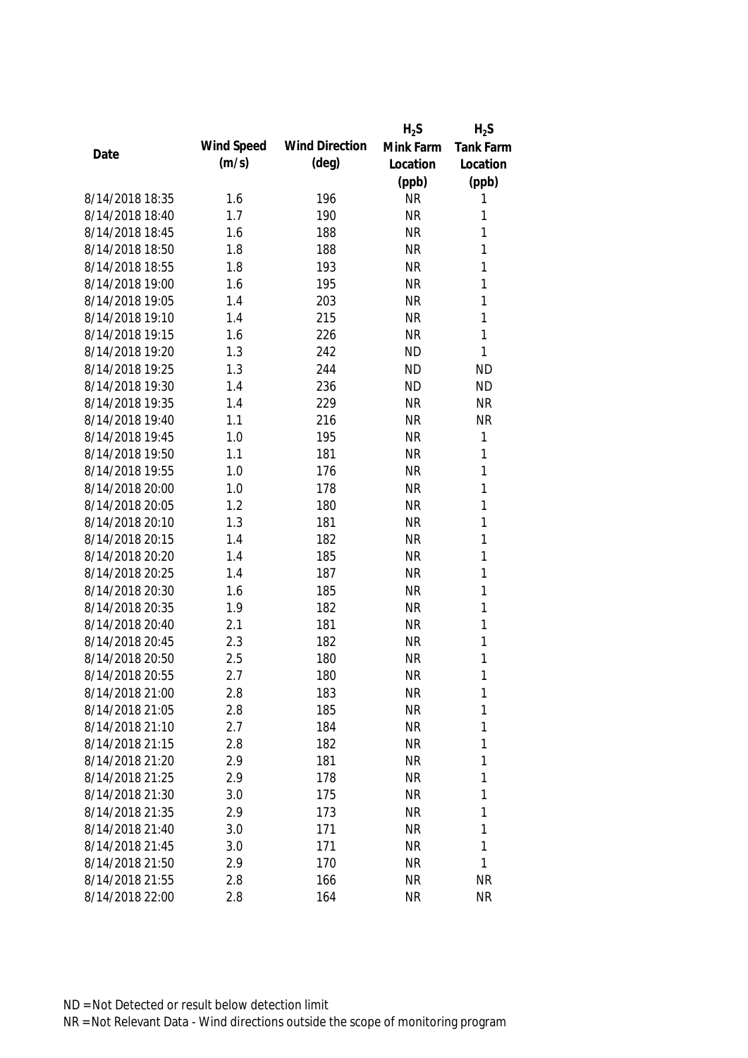| Date | Wind Speed (m/s) | Wind Direction (deg) | $H_2S$ Mink Farm Location (ppb) | $H_2S$ Tank Farm Location (ppb) |
|---|---|---|---|---|
| 8/14/2018 18:35 | 1.6 | 196 | NR | 1 |
| 8/14/2018 18:40 | 1.7 | 190 | NR | 1 |
| 8/14/2018 18:45 | 1.6 | 188 | NR | 1 |
| 8/14/2018 18:50 | 1.8 | 188 | NR | 1 |
| 8/14/2018 18:55 | 1.8 | 193 | NR | 1 |
| 8/14/2018 19:00 | 1.6 | 195 | NR | 1 |
| 8/14/2018 19:05 | 1.4 | 203 | NR | 1 |
| 8/14/2018 19:10 | 1.4 | 215 | NR | 1 |
| 8/14/2018 19:15 | 1.6 | 226 | NR | 1 |
| 8/14/2018 19:20 | 1.3 | 242 | ND | 1 |
| 8/14/2018 19:25 | 1.3 | 244 | ND | ND |
| 8/14/2018 19:30 | 1.4 | 236 | ND | ND |
| 8/14/2018 19:35 | 1.4 | 229 | NR | NR |
| 8/14/2018 19:40 | 1.1 | 216 | NR | NR |
| 8/14/2018 19:45 | 1.0 | 195 | NR | 1 |
| 8/14/2018 19:50 | 1.1 | 181 | NR | 1 |
| 8/14/2018 19:55 | 1.0 | 176 | NR | 1 |
| 8/14/2018 20:00 | 1.0 | 178 | NR | 1 |
| 8/14/2018 20:05 | 1.2 | 180 | NR | 1 |
| 8/14/2018 20:10 | 1.3 | 181 | NR | 1 |
| 8/14/2018 20:15 | 1.4 | 182 | NR | 1 |
| 8/14/2018 20:20 | 1.4 | 185 | NR | 1 |
| 8/14/2018 20:25 | 1.4 | 187 | NR | 1 |
| 8/14/2018 20:30 | 1.6 | 185 | NR | 1 |
| 8/14/2018 20:35 | 1.9 | 182 | NR | 1 |
| 8/14/2018 20:40 | 2.1 | 181 | NR | 1 |
| 8/14/2018 20:45 | 2.3 | 182 | NR | 1 |
| 8/14/2018 20:50 | 2.5 | 180 | NR | 1 |
| 8/14/2018 20:55 | 2.7 | 180 | NR | 1 |
| 8/14/2018 21:00 | 2.8 | 183 | NR | 1 |
| 8/14/2018 21:05 | 2.8 | 185 | NR | 1 |
| 8/14/2018 21:10 | 2.7 | 184 | NR | 1 |
| 8/14/2018 21:15 | 2.8 | 182 | NR | 1 |
| 8/14/2018 21:20 | 2.9 | 181 | NR | 1 |
| 8/14/2018 21:25 | 2.9 | 178 | NR | 1 |
| 8/14/2018 21:30 | 3.0 | 175 | NR | 1 |
| 8/14/2018 21:35 | 2.9 | 173 | NR | 1 |
| 8/14/2018 21:40 | 3.0 | 171 | NR | 1 |
| 8/14/2018 21:45 | 3.0 | 171 | NR | 1 |
| 8/14/2018 21:50 | 2.9 | 170 | NR | 1 |
| 8/14/2018 21:55 | 2.8 | 166 | NR | NR |
| 8/14/2018 22:00 | 2.8 | 164 | NR | NR |

ND = Not Detected or result below detection limit

NR = Not Relevant Data - Wind directions outside the scope of monitoring program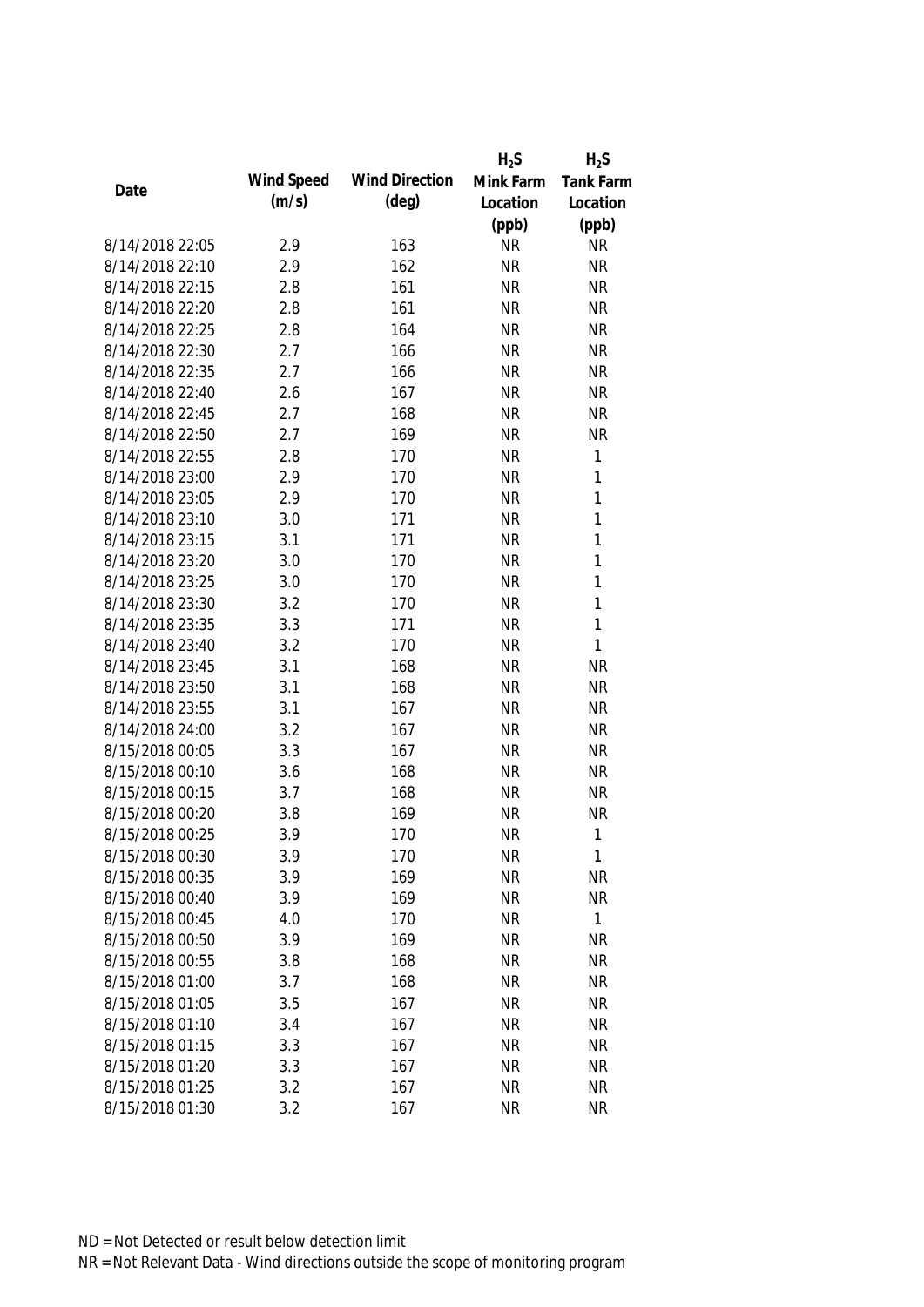| Date | Wind Speed (m/s) | Wind Direction (deg) | $H_2S$ Mink Farm Location (ppb) | $H_2S$ Tank Farm Location (ppb) |
|---|---|---|---|---|
| 8/14/2018 22:05 | 2.9 | 163 | NR | NR |
| 8/14/2018 22:10 | 2.9 | 162 | NR | NR |
| 8/14/2018 22:15 | 2.8 | 161 | NR | NR |
| 8/14/2018 22:20 | 2.8 | 161 | NR | NR |
| 8/14/2018 22:25 | 2.8 | 164 | NR | NR |
| 8/14/2018 22:30 | 2.7 | 166 | NR | NR |
| 8/14/2018 22:35 | 2.7 | 166 | NR | NR |
| 8/14/2018 22:40 | 2.6 | 167 | NR | NR |
| 8/14/2018 22:45 | 2.7 | 168 | NR | NR |
| 8/14/2018 22:50 | 2.7 | 169 | NR | NR |
| 8/14/2018 22:55 | 2.8 | 170 | NR | 1 |
| 8/14/2018 23:00 | 2.9 | 170 | NR | 1 |
| 8/14/2018 23:05 | 2.9 | 170 | NR | 1 |
| 8/14/2018 23:10 | 3.0 | 171 | NR | 1 |
| 8/14/2018 23:15 | 3.1 | 171 | NR | 1 |
| 8/14/2018 23:20 | 3.0 | 170 | NR | 1 |
| 8/14/2018 23:25 | 3.0 | 170 | NR | 1 |
| 8/14/2018 23:30 | 3.2 | 170 | NR | 1 |
| 8/14/2018 23:35 | 3.3 | 171 | NR | 1 |
| 8/14/2018 23:40 | 3.2 | 170 | NR | 1 |
| 8/14/2018 23:45 | 3.1 | 168 | NR | NR |
| 8/14/2018 23:50 | 3.1 | 168 | NR | NR |
| 8/14/2018 23:55 | 3.1 | 167 | NR | NR |
| 8/14/2018 24:00 | 3.2 | 167 | NR | NR |
| 8/15/2018 00:05 | 3.3 | 167 | NR | NR |
| 8/15/2018 00:10 | 3.6 | 168 | NR | NR |
| 8/15/2018 00:15 | 3.7 | 168 | NR | NR |
| 8/15/2018 00:20 | 3.8 | 169 | NR | NR |
| 8/15/2018 00:25 | 3.9 | 170 | NR | 1 |
| 8/15/2018 00:30 | 3.9 | 170 | NR | 1 |
| 8/15/2018 00:35 | 3.9 | 169 | NR | NR |
| 8/15/2018 00:40 | 3.9 | 169 | NR | NR |
| 8/15/2018 00:45 | 4.0 | 170 | NR | 1 |
| 8/15/2018 00:50 | 3.9 | 169 | NR | NR |
| 8/15/2018 00:55 | 3.8 | 168 | NR | NR |
| 8/15/2018 01:00 | 3.7 | 168 | NR | NR |
| 8/15/2018 01:05 | 3.5 | 167 | NR | NR |
| 8/15/2018 01:10 | 3.4 | 167 | NR | NR |
| 8/15/2018 01:15 | 3.3 | 167 | NR | NR |
| 8/15/2018 01:20 | 3.3 | 167 | NR | NR |
| 8/15/2018 01:25 | 3.2 | 167 | NR | NR |
| 8/15/2018 01:30 | 3.2 | 167 | NR | NR |

ND = Not Detected or result below detection limit

NR = Not Relevant Data - Wind directions outside the scope of monitoring program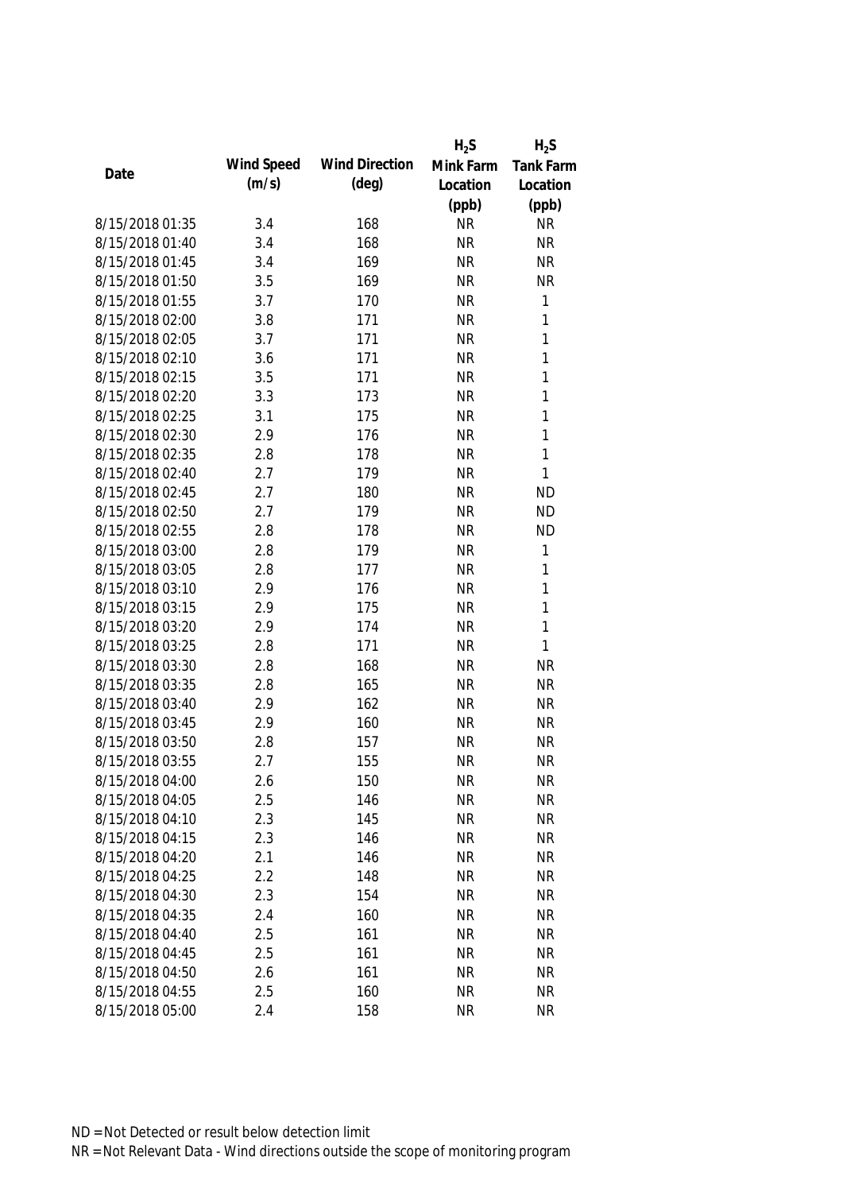| Date | Wind Speed (m/s) | Wind Direction (deg) | $H_2S$ Mink Farm Location (ppb) | $H_2S$ Tank Farm Location (ppb) |
|---|---|---|---|---|
| 8/15/2018 01:35 | 3.4 | 168 | NR | NR |
| 8/15/2018 01:40 | 3.4 | 168 | NR | NR |
| 8/15/2018 01:45 | 3.4 | 169 | NR | NR |
| 8/15/2018 01:50 | 3.5 | 169 | NR | NR |
| 8/15/2018 01:55 | 3.7 | 170 | NR | 1 |
| 8/15/2018 02:00 | 3.8 | 171 | NR | 1 |
| 8/15/2018 02:05 | 3.7 | 171 | NR | 1 |
| 8/15/2018 02:10 | 3.6 | 171 | NR | 1 |
| 8/15/2018 02:15 | 3.5 | 171 | NR | 1 |
| 8/15/2018 02:20 | 3.3 | 173 | NR | 1 |
| 8/15/2018 02:25 | 3.1 | 175 | NR | 1 |
| 8/15/2018 02:30 | 2.9 | 176 | NR | 1 |
| 8/15/2018 02:35 | 2.8 | 178 | NR | 1 |
| 8/15/2018 02:40 | 2.7 | 179 | NR | 1 |
| 8/15/2018 02:45 | 2.7 | 180 | NR | ND |
| 8/15/2018 02:50 | 2.7 | 179 | NR | ND |
| 8/15/2018 02:55 | 2.8 | 178 | NR | ND |
| 8/15/2018 03:00 | 2.8 | 179 | NR | 1 |
| 8/15/2018 03:05 | 2.8 | 177 | NR | 1 |
| 8/15/2018 03:10 | 2.9 | 176 | NR | 1 |
| 8/15/2018 03:15 | 2.9 | 175 | NR | 1 |
| 8/15/2018 03:20 | 2.9 | 174 | NR | 1 |
| 8/15/2018 03:25 | 2.8 | 171 | NR | 1 |
| 8/15/2018 03:30 | 2.8 | 168 | NR | NR |
| 8/15/2018 03:35 | 2.8 | 165 | NR | NR |
| 8/15/2018 03:40 | 2.9 | 162 | NR | NR |
| 8/15/2018 03:45 | 2.9 | 160 | NR | NR |
| 8/15/2018 03:50 | 2.8 | 157 | NR | NR |
| 8/15/2018 03:55 | 2.7 | 155 | NR | NR |
| 8/15/2018 04:00 | 2.6 | 150 | NR | NR |
| 8/15/2018 04:05 | 2.5 | 146 | NR | NR |
| 8/15/2018 04:10 | 2.3 | 145 | NR | NR |
| 8/15/2018 04:15 | 2.3 | 146 | NR | NR |
| 8/15/2018 04:20 | 2.1 | 146 | NR | NR |
| 8/15/2018 04:25 | 2.2 | 148 | NR | NR |
| 8/15/2018 04:30 | 2.3 | 154 | NR | NR |
| 8/15/2018 04:35 | 2.4 | 160 | NR | NR |
| 8/15/2018 04:40 | 2.5 | 161 | NR | NR |
| 8/15/2018 04:45 | 2.5 | 161 | NR | NR |
| 8/15/2018 04:50 | 2.6 | 161 | NR | NR |
| 8/15/2018 04:55 | 2.5 | 160 | NR | NR |
| 8/15/2018 05:00 | 2.4 | 158 | NR | NR |

ND = Not Detected or result below detection limit
NR = Not Relevant Data - Wind directions outside the scope of monitoring program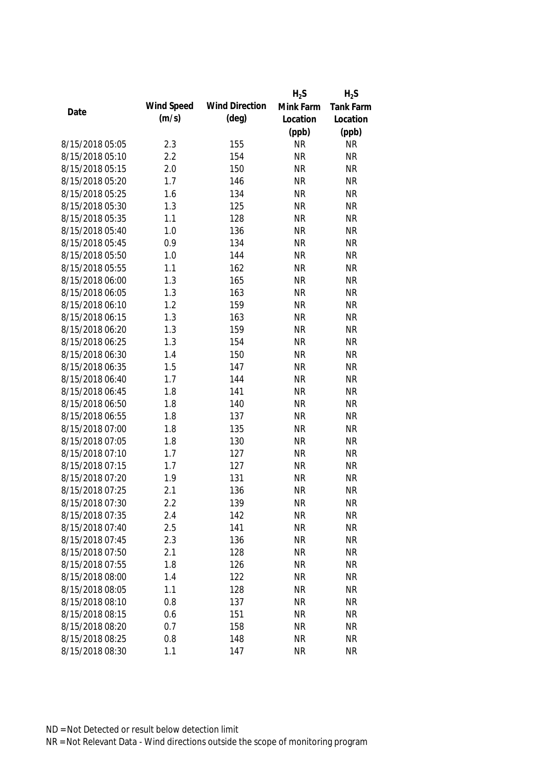| Date | Wind Speed (m/s) | Wind Direction (deg) | $H_2S$ Mink Farm Location (ppb) | $H_2S$ Tank Farm Location (ppb) |
|---|---|---|---|---|
| 8/15/2018 05:05 | 2.3 | 155 | NR | NR |
| 8/15/2018 05:10 | 2.2 | 154 | NR | NR |
| 8/15/2018 05:15 | 2.0 | 150 | NR | NR |
| 8/15/2018 05:20 | 1.7 | 146 | NR | NR |
| 8/15/2018 05:25 | 1.6 | 134 | NR | NR |
| 8/15/2018 05:30 | 1.3 | 125 | NR | NR |
| 8/15/2018 05:35 | 1.1 | 128 | NR | NR |
| 8/15/2018 05:40 | 1.0 | 136 | NR | NR |
| 8/15/2018 05:45 | 0.9 | 134 | NR | NR |
| 8/15/2018 05:50 | 1.0 | 144 | NR | NR |
| 8/15/2018 05:55 | 1.1 | 162 | NR | NR |
| 8/15/2018 06:00 | 1.3 | 165 | NR | NR |
| 8/15/2018 06:05 | 1.3 | 163 | NR | NR |
| 8/15/2018 06:10 | 1.2 | 159 | NR | NR |
| 8/15/2018 06:15 | 1.3 | 163 | NR | NR |
| 8/15/2018 06:20 | 1.3 | 159 | NR | NR |
| 8/15/2018 06:25 | 1.3 | 154 | NR | NR |
| 8/15/2018 06:30 | 1.4 | 150 | NR | NR |
| 8/15/2018 06:35 | 1.5 | 147 | NR | NR |
| 8/15/2018 06:40 | 1.7 | 144 | NR | NR |
| 8/15/2018 06:45 | 1.8 | 141 | NR | NR |
| 8/15/2018 06:50 | 1.8 | 140 | NR | NR |
| 8/15/2018 06:55 | 1.8 | 137 | NR | NR |
| 8/15/2018 07:00 | 1.8 | 135 | NR | NR |
| 8/15/2018 07:05 | 1.8 | 130 | NR | NR |
| 8/15/2018 07:10 | 1.7 | 127 | NR | NR |
| 8/15/2018 07:15 | 1.7 | 127 | NR | NR |
| 8/15/2018 07:20 | 1.9 | 131 | NR | NR |
| 8/15/2018 07:25 | 2.1 | 136 | NR | NR |
| 8/15/2018 07:30 | 2.2 | 139 | NR | NR |
| 8/15/2018 07:35 | 2.4 | 142 | NR | NR |
| 8/15/2018 07:40 | 2.5 | 141 | NR | NR |
| 8/15/2018 07:45 | 2.3 | 136 | NR | NR |
| 8/15/2018 07:50 | 2.1 | 128 | NR | NR |
| 8/15/2018 07:55 | 1.8 | 126 | NR | NR |
| 8/15/2018 08:00 | 1.4 | 122 | NR | NR |
| 8/15/2018 08:05 | 1.1 | 128 | NR | NR |
| 8/15/2018 08:10 | 0.8 | 137 | NR | NR |
| 8/15/2018 08:15 | 0.6 | 151 | NR | NR |
| 8/15/2018 08:20 | 0.7 | 158 | NR | NR |
| 8/15/2018 08:25 | 0.8 | 148 | NR | NR |
| 8/15/2018 08:30 | 1.1 | 147 | NR | NR |

ND = Not Detected or result below detection limit

NR = Not Relevant Data - Wind directions outside the scope of monitoring program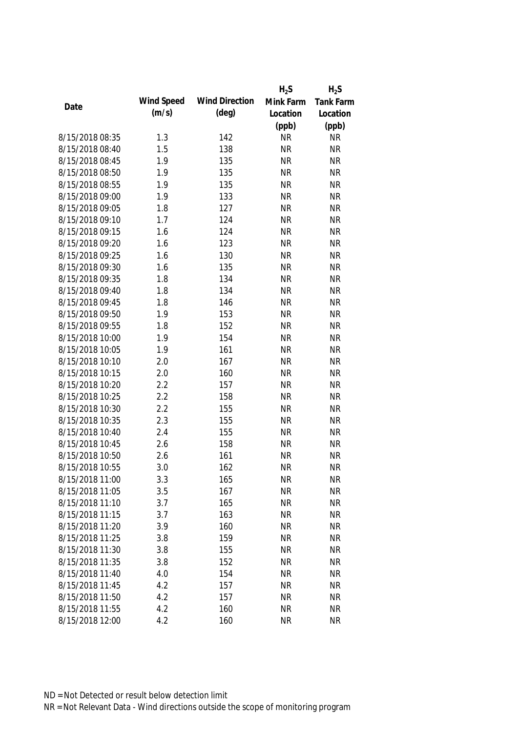| Date | Wind Speed (m/s) | Wind Direction (deg) | $H_2S$ Mink Farm Location (ppb) | $H_2S$ Tank Farm Location (ppb) |
|---|---|---|---|---|
| 8/15/2018 08:35 | 1.3 | 142 | NR | NR |
| 8/15/2018 08:40 | 1.5 | 138 | NR | NR |
| 8/15/2018 08:45 | 1.9 | 135 | NR | NR |
| 8/15/2018 08:50 | 1.9 | 135 | NR | NR |
| 8/15/2018 08:55 | 1.9 | 135 | NR | NR |
| 8/15/2018 09:00 | 1.9 | 133 | NR | NR |
| 8/15/2018 09:05 | 1.8 | 127 | NR | NR |
| 8/15/2018 09:10 | 1.7 | 124 | NR | NR |
| 8/15/2018 09:15 | 1.6 | 124 | NR | NR |
| 8/15/2018 09:20 | 1.6 | 123 | NR | NR |
| 8/15/2018 09:25 | 1.6 | 130 | NR | NR |
| 8/15/2018 09:30 | 1.6 | 135 | NR | NR |
| 8/15/2018 09:35 | 1.8 | 134 | NR | NR |
| 8/15/2018 09:40 | 1.8 | 134 | NR | NR |
| 8/15/2018 09:45 | 1.8 | 146 | NR | NR |
| 8/15/2018 09:50 | 1.9 | 153 | NR | NR |
| 8/15/2018 09:55 | 1.8 | 152 | NR | NR |
| 8/15/2018 10:00 | 1.9 | 154 | NR | NR |
| 8/15/2018 10:05 | 1.9 | 161 | NR | NR |
| 8/15/2018 10:10 | 2.0 | 167 | NR | NR |
| 8/15/2018 10:15 | 2.0 | 160 | NR | NR |
| 8/15/2018 10:20 | 2.2 | 157 | NR | NR |
| 8/15/2018 10:25 | 2.2 | 158 | NR | NR |
| 8/15/2018 10:30 | 2.2 | 155 | NR | NR |
| 8/15/2018 10:35 | 2.3 | 155 | NR | NR |
| 8/15/2018 10:40 | 2.4 | 155 | NR | NR |
| 8/15/2018 10:45 | 2.6 | 158 | NR | NR |
| 8/15/2018 10:50 | 2.6 | 161 | NR | NR |
| 8/15/2018 10:55 | 3.0 | 162 | NR | NR |
| 8/15/2018 11:00 | 3.3 | 165 | NR | NR |
| 8/15/2018 11:05 | 3.5 | 167 | NR | NR |
| 8/15/2018 11:10 | 3.7 | 165 | NR | NR |
| 8/15/2018 11:15 | 3.7 | 163 | NR | NR |
| 8/15/2018 11:20 | 3.9 | 160 | NR | NR |
| 8/15/2018 11:25 | 3.8 | 159 | NR | NR |
| 8/15/2018 11:30 | 3.8 | 155 | NR | NR |
| 8/15/2018 11:35 | 3.8 | 152 | NR | NR |
| 8/15/2018 11:40 | 4.0 | 154 | NR | NR |
| 8/15/2018 11:45 | 4.2 | 157 | NR | NR |
| 8/15/2018 11:50 | 4.2 | 157 | NR | NR |
| 8/15/2018 11:55 | 4.2 | 160 | NR | NR |
| 8/15/2018 12:00 | 4.2 | 160 | NR | NR |

ND = Not Detected or result below detection limit

NR = Not Relevant Data - Wind directions outside the scope of monitoring program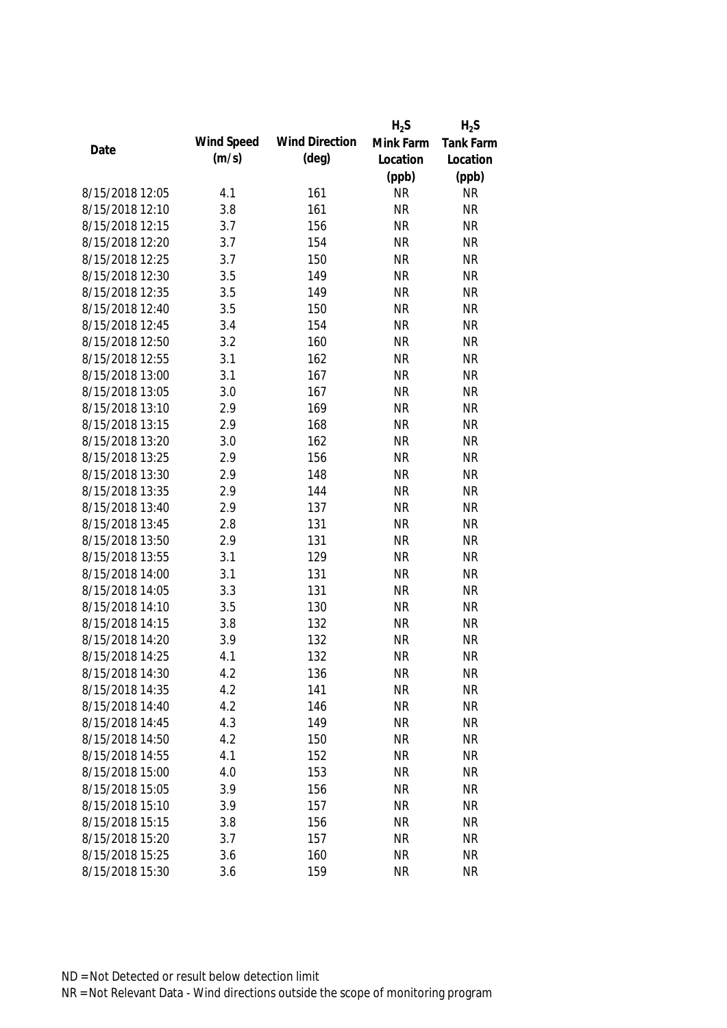| Date | Wind Speed (m/s) | Wind Direction (deg) | $H_2S$ Mink Farm Location (ppb) | $H_2S$ Tank Farm Location (ppb) |
|---|---|---|---|---|
| 8/15/2018 12:05 | 4.1 | 161 | NR | NR |
| 8/15/2018 12:10 | 3.8 | 161 | NR | NR |
| 8/15/2018 12:15 | 3.7 | 156 | NR | NR |
| 8/15/2018 12:20 | 3.7 | 154 | NR | NR |
| 8/15/2018 12:25 | 3.7 | 150 | NR | NR |
| 8/15/2018 12:30 | 3.5 | 149 | NR | NR |
| 8/15/2018 12:35 | 3.5 | 149 | NR | NR |
| 8/15/2018 12:40 | 3.5 | 150 | NR | NR |
| 8/15/2018 12:45 | 3.4 | 154 | NR | NR |
| 8/15/2018 12:50 | 3.2 | 160 | NR | NR |
| 8/15/2018 12:55 | 3.1 | 162 | NR | NR |
| 8/15/2018 13:00 | 3.1 | 167 | NR | NR |
| 8/15/2018 13:05 | 3.0 | 167 | NR | NR |
| 8/15/2018 13:10 | 2.9 | 169 | NR | NR |
| 8/15/2018 13:15 | 2.9 | 168 | NR | NR |
| 8/15/2018 13:20 | 3.0 | 162 | NR | NR |
| 8/15/2018 13:25 | 2.9 | 156 | NR | NR |
| 8/15/2018 13:30 | 2.9 | 148 | NR | NR |
| 8/15/2018 13:35 | 2.9 | 144 | NR | NR |
| 8/15/2018 13:40 | 2.9 | 137 | NR | NR |
| 8/15/2018 13:45 | 2.8 | 131 | NR | NR |
| 8/15/2018 13:50 | 2.9 | 131 | NR | NR |
| 8/15/2018 13:55 | 3.1 | 129 | NR | NR |
| 8/15/2018 14:00 | 3.1 | 131 | NR | NR |
| 8/15/2018 14:05 | 3.3 | 131 | NR | NR |
| 8/15/2018 14:10 | 3.5 | 130 | NR | NR |
| 8/15/2018 14:15 | 3.8 | 132 | NR | NR |
| 8/15/2018 14:20 | 3.9 | 132 | NR | NR |
| 8/15/2018 14:25 | 4.1 | 132 | NR | NR |
| 8/15/2018 14:30 | 4.2 | 136 | NR | NR |
| 8/15/2018 14:35 | 4.2 | 141 | NR | NR |
| 8/15/2018 14:40 | 4.2 | 146 | NR | NR |
| 8/15/2018 14:45 | 4.3 | 149 | NR | NR |
| 8/15/2018 14:50 | 4.2 | 150 | NR | NR |
| 8/15/2018 14:55 | 4.1 | 152 | NR | NR |
| 8/15/2018 15:00 | 4.0 | 153 | NR | NR |
| 8/15/2018 15:05 | 3.9 | 156 | NR | NR |
| 8/15/2018 15:10 | 3.9 | 157 | NR | NR |
| 8/15/2018 15:15 | 3.8 | 156 | NR | NR |
| 8/15/2018 15:20 | 3.7 | 157 | NR | NR |
| 8/15/2018 15:25 | 3.6 | 160 | NR | NR |
| 8/15/2018 15:30 | 3.6 | 159 | NR | NR |

ND = Not Detected or result below detection limit

NR = Not Relevant Data - Wind directions outside the scope of monitoring program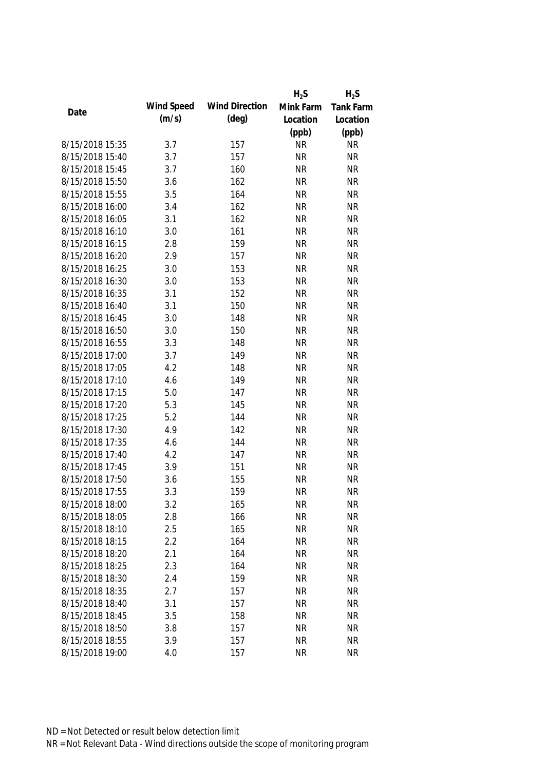| Date | Wind Speed (m/s) | Wind Direction (deg) | $H_2S$ Mink Farm Location (ppb) | $H_2S$ Tank Farm Location (ppb) |
|---|---|---|---|---|
| 8/15/2018 15:35 | 3.7 | 157 | NR | NR |
| 8/15/2018 15:40 | 3.7 | 157 | NR | NR |
| 8/15/2018 15:45 | 3.7 | 160 | NR | NR |
| 8/15/2018 15:50 | 3.6 | 162 | NR | NR |
| 8/15/2018 15:55 | 3.5 | 164 | NR | NR |
| 8/15/2018 16:00 | 3.4 | 162 | NR | NR |
| 8/15/2018 16:05 | 3.1 | 162 | NR | NR |
| 8/15/2018 16:10 | 3.0 | 161 | NR | NR |
| 8/15/2018 16:15 | 2.8 | 159 | NR | NR |
| 8/15/2018 16:20 | 2.9 | 157 | NR | NR |
| 8/15/2018 16:25 | 3.0 | 153 | NR | NR |
| 8/15/2018 16:30 | 3.0 | 153 | NR | NR |
| 8/15/2018 16:35 | 3.1 | 152 | NR | NR |
| 8/15/2018 16:40 | 3.1 | 150 | NR | NR |
| 8/15/2018 16:45 | 3.0 | 148 | NR | NR |
| 8/15/2018 16:50 | 3.0 | 150 | NR | NR |
| 8/15/2018 16:55 | 3.3 | 148 | NR | NR |
| 8/15/2018 17:00 | 3.7 | 149 | NR | NR |
| 8/15/2018 17:05 | 4.2 | 148 | NR | NR |
| 8/15/2018 17:10 | 4.6 | 149 | NR | NR |
| 8/15/2018 17:15 | 5.0 | 147 | NR | NR |
| 8/15/2018 17:20 | 5.3 | 145 | NR | NR |
| 8/15/2018 17:25 | 5.2 | 144 | NR | NR |
| 8/15/2018 17:30 | 4.9 | 142 | NR | NR |
| 8/15/2018 17:35 | 4.6 | 144 | NR | NR |
| 8/15/2018 17:40 | 4.2 | 147 | NR | NR |
| 8/15/2018 17:45 | 3.9 | 151 | NR | NR |
| 8/15/2018 17:50 | 3.6 | 155 | NR | NR |
| 8/15/2018 17:55 | 3.3 | 159 | NR | NR |
| 8/15/2018 18:00 | 3.2 | 165 | NR | NR |
| 8/15/2018 18:05 | 2.8 | 166 | NR | NR |
| 8/15/2018 18:10 | 2.5 | 165 | NR | NR |
| 8/15/2018 18:15 | 2.2 | 164 | NR | NR |
| 8/15/2018 18:20 | 2.1 | 164 | NR | NR |
| 8/15/2018 18:25 | 2.3 | 164 | NR | NR |
| 8/15/2018 18:30 | 2.4 | 159 | NR | NR |
| 8/15/2018 18:35 | 2.7 | 157 | NR | NR |
| 8/15/2018 18:40 | 3.1 | 157 | NR | NR |
| 8/15/2018 18:45 | 3.5 | 158 | NR | NR |
| 8/15/2018 18:50 | 3.8 | 157 | NR | NR |
| 8/15/2018 18:55 | 3.9 | 157 | NR | NR |
| 8/15/2018 19:00 | 4.0 | 157 | NR | NR |

ND = Not Detected or result below detection limit

NR = Not Relevant Data - Wind directions outside the scope of monitoring program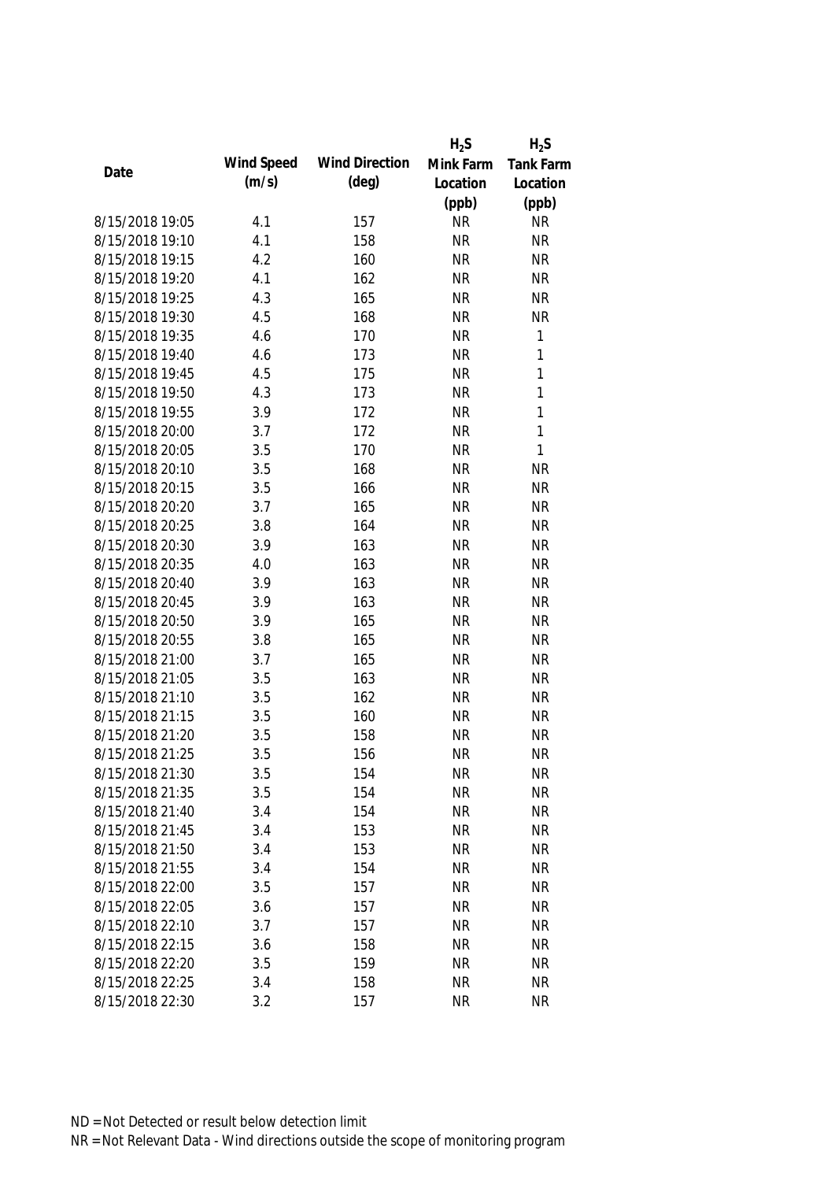| Date | Wind Speed (m/s) | Wind Direction (deg) | $H_2S$ Mink Farm Location (ppb) | $H_2S$ Tank Farm Location (ppb) |
|---|---|---|---|---|
| 8/15/2018 19:05 | 4.1 | 157 | NR | NR |
| 8/15/2018 19:10 | 4.1 | 158 | NR | NR |
| 8/15/2018 19:15 | 4.2 | 160 | NR | NR |
| 8/15/2018 19:20 | 4.1 | 162 | NR | NR |
| 8/15/2018 19:25 | 4.3 | 165 | NR | NR |
| 8/15/2018 19:30 | 4.5 | 168 | NR | NR |
| 8/15/2018 19:35 | 4.6 | 170 | NR | 1 |
| 8/15/2018 19:40 | 4.6 | 173 | NR | 1 |
| 8/15/2018 19:45 | 4.5 | 175 | NR | 1 |
| 8/15/2018 19:50 | 4.3 | 173 | NR | 1 |
| 8/15/2018 19:55 | 3.9 | 172 | NR | 1 |
| 8/15/2018 20:00 | 3.7 | 172 | NR | 1 |
| 8/15/2018 20:05 | 3.5 | 170 | NR | 1 |
| 8/15/2018 20:10 | 3.5 | 168 | NR | NR |
| 8/15/2018 20:15 | 3.5 | 166 | NR | NR |
| 8/15/2018 20:20 | 3.7 | 165 | NR | NR |
| 8/15/2018 20:25 | 3.8 | 164 | NR | NR |
| 8/15/2018 20:30 | 3.9 | 163 | NR | NR |
| 8/15/2018 20:35 | 4.0 | 163 | NR | NR |
| 8/15/2018 20:40 | 3.9 | 163 | NR | NR |
| 8/15/2018 20:45 | 3.9 | 163 | NR | NR |
| 8/15/2018 20:50 | 3.9 | 165 | NR | NR |
| 8/15/2018 20:55 | 3.8 | 165 | NR | NR |
| 8/15/2018 21:00 | 3.7 | 165 | NR | NR |
| 8/15/2018 21:05 | 3.5 | 163 | NR | NR |
| 8/15/2018 21:10 | 3.5 | 162 | NR | NR |
| 8/15/2018 21:15 | 3.5 | 160 | NR | NR |
| 8/15/2018 21:20 | 3.5 | 158 | NR | NR |
| 8/15/2018 21:25 | 3.5 | 156 | NR | NR |
| 8/15/2018 21:30 | 3.5 | 154 | NR | NR |
| 8/15/2018 21:35 | 3.5 | 154 | NR | NR |
| 8/15/2018 21:40 | 3.4 | 154 | NR | NR |
| 8/15/2018 21:45 | 3.4 | 153 | NR | NR |
| 8/15/2018 21:50 | 3.4 | 153 | NR | NR |
| 8/15/2018 21:55 | 3.4 | 154 | NR | NR |
| 8/15/2018 22:00 | 3.5 | 157 | NR | NR |
| 8/15/2018 22:05 | 3.6 | 157 | NR | NR |
| 8/15/2018 22:10 | 3.7 | 157 | NR | NR |
| 8/15/2018 22:15 | 3.6 | 158 | NR | NR |
| 8/15/2018 22:20 | 3.5 | 159 | NR | NR |
| 8/15/2018 22:25 | 3.4 | 158 | NR | NR |
| 8/15/2018 22:30 | 3.2 | 157 | NR | NR |

ND = Not Detected or result below detection limit

NR = Not Relevant Data - Wind directions outside the scope of monitoring program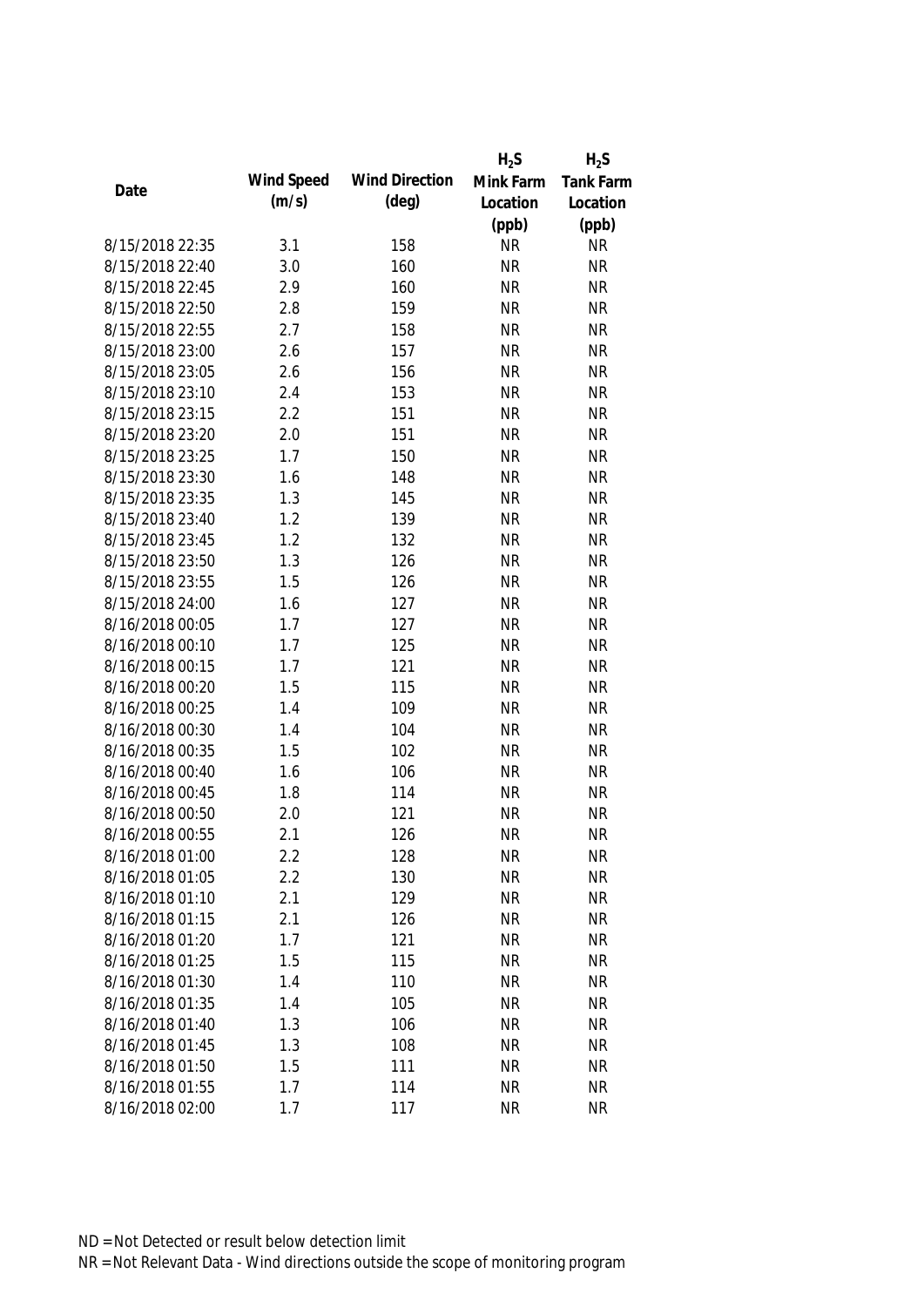| Date | Wind Speed (m/s) | Wind Direction (deg) | $H_2S$ Mink Farm Location (ppb) | $H_2S$ Tank Farm Location (ppb) |
|---|---|---|---|---|
| 8/15/2018 22:35 | 3.1 | 158 | NR | NR |
| 8/15/2018 22:40 | 3.0 | 160 | NR | NR |
| 8/15/2018 22:45 | 2.9 | 160 | NR | NR |
| 8/15/2018 22:50 | 2.8 | 159 | NR | NR |
| 8/15/2018 22:55 | 2.7 | 158 | NR | NR |
| 8/15/2018 23:00 | 2.6 | 157 | NR | NR |
| 8/15/2018 23:05 | 2.6 | 156 | NR | NR |
| 8/15/2018 23:10 | 2.4 | 153 | NR | NR |
| 8/15/2018 23:15 | 2.2 | 151 | NR | NR |
| 8/15/2018 23:20 | 2.0 | 151 | NR | NR |
| 8/15/2018 23:25 | 1.7 | 150 | NR | NR |
| 8/15/2018 23:30 | 1.6 | 148 | NR | NR |
| 8/15/2018 23:35 | 1.3 | 145 | NR | NR |
| 8/15/2018 23:40 | 1.2 | 139 | NR | NR |
| 8/15/2018 23:45 | 1.2 | 132 | NR | NR |
| 8/15/2018 23:50 | 1.3 | 126 | NR | NR |
| 8/15/2018 23:55 | 1.5 | 126 | NR | NR |
| 8/15/2018 24:00 | 1.6 | 127 | NR | NR |
| 8/16/2018 00:05 | 1.7 | 127 | NR | NR |
| 8/16/2018 00:10 | 1.7 | 125 | NR | NR |
| 8/16/2018 00:15 | 1.7 | 121 | NR | NR |
| 8/16/2018 00:20 | 1.5 | 115 | NR | NR |
| 8/16/2018 00:25 | 1.4 | 109 | NR | NR |
| 8/16/2018 00:30 | 1.4 | 104 | NR | NR |
| 8/16/2018 00:35 | 1.5 | 102 | NR | NR |
| 8/16/2018 00:40 | 1.6 | 106 | NR | NR |
| 8/16/2018 00:45 | 1.8 | 114 | NR | NR |
| 8/16/2018 00:50 | 2.0 | 121 | NR | NR |
| 8/16/2018 00:55 | 2.1 | 126 | NR | NR |
| 8/16/2018 01:00 | 2.2 | 128 | NR | NR |
| 8/16/2018 01:05 | 2.2 | 130 | NR | NR |
| 8/16/2018 01:10 | 2.1 | 129 | NR | NR |
| 8/16/2018 01:15 | 2.1 | 126 | NR | NR |
| 8/16/2018 01:20 | 1.7 | 121 | NR | NR |
| 8/16/2018 01:25 | 1.5 | 115 | NR | NR |
| 8/16/2018 01:30 | 1.4 | 110 | NR | NR |
| 8/16/2018 01:35 | 1.4 | 105 | NR | NR |
| 8/16/2018 01:40 | 1.3 | 106 | NR | NR |
| 8/16/2018 01:45 | 1.3 | 108 | NR | NR |
| 8/16/2018 01:50 | 1.5 | 111 | NR | NR |
| 8/16/2018 01:55 | 1.7 | 114 | NR | NR |
| 8/16/2018 02:00 | 1.7 | 117 | NR | NR |

ND = Not Detected or result below detection limit
NR = Not Relevant Data - Wind directions outside the scope of monitoring program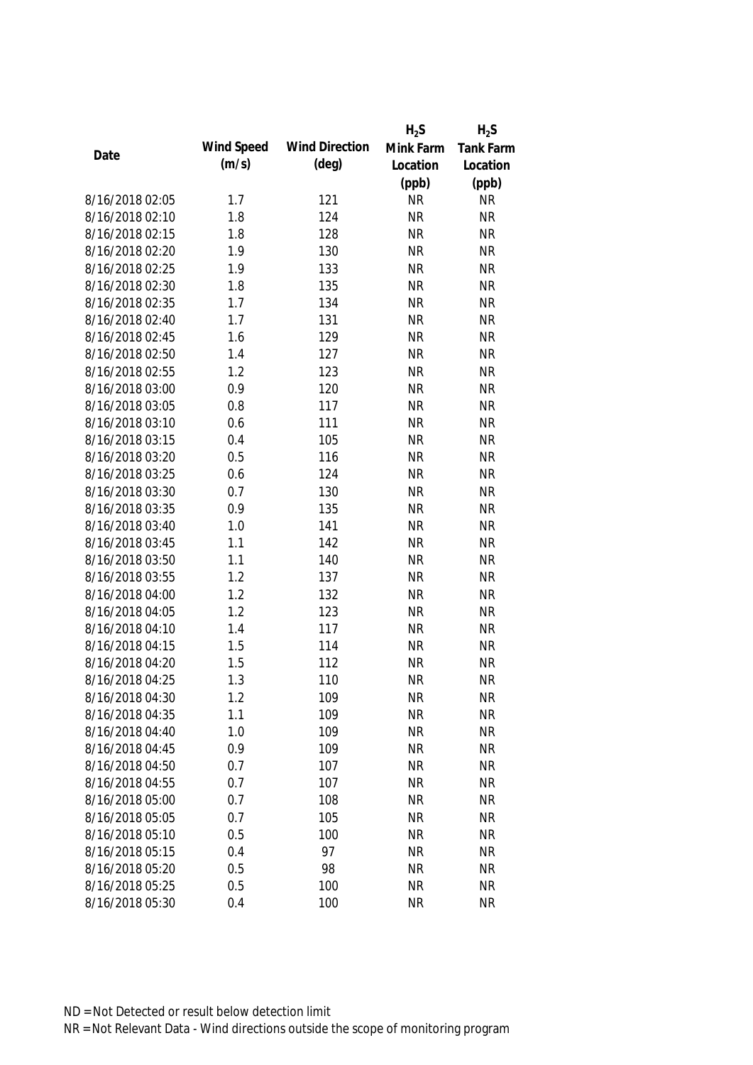| Date | Wind Speed (m/s) | Wind Direction (deg) | $H_2S$ Mink Farm Location (ppb) | $H_2S$ Tank Farm Location (ppb) |
|---|---|---|---|---|
| 8/16/2018 02:05 | 1.7 | 121 | NR | NR |
| 8/16/2018 02:10 | 1.8 | 124 | NR | NR |
| 8/16/2018 02:15 | 1.8 | 128 | NR | NR |
| 8/16/2018 02:20 | 1.9 | 130 | NR | NR |
| 8/16/2018 02:25 | 1.9 | 133 | NR | NR |
| 8/16/2018 02:30 | 1.8 | 135 | NR | NR |
| 8/16/2018 02:35 | 1.7 | 134 | NR | NR |
| 8/16/2018 02:40 | 1.7 | 131 | NR | NR |
| 8/16/2018 02:45 | 1.6 | 129 | NR | NR |
| 8/16/2018 02:50 | 1.4 | 127 | NR | NR |
| 8/16/2018 02:55 | 1.2 | 123 | NR | NR |
| 8/16/2018 03:00 | 0.9 | 120 | NR | NR |
| 8/16/2018 03:05 | 0.8 | 117 | NR | NR |
| 8/16/2018 03:10 | 0.6 | 111 | NR | NR |
| 8/16/2018 03:15 | 0.4 | 105 | NR | NR |
| 8/16/2018 03:20 | 0.5 | 116 | NR | NR |
| 8/16/2018 03:25 | 0.6 | 124 | NR | NR |
| 8/16/2018 03:30 | 0.7 | 130 | NR | NR |
| 8/16/2018 03:35 | 0.9 | 135 | NR | NR |
| 8/16/2018 03:40 | 1.0 | 141 | NR | NR |
| 8/16/2018 03:45 | 1.1 | 142 | NR | NR |
| 8/16/2018 03:50 | 1.1 | 140 | NR | NR |
| 8/16/2018 03:55 | 1.2 | 137 | NR | NR |
| 8/16/2018 04:00 | 1.2 | 132 | NR | NR |
| 8/16/2018 04:05 | 1.2 | 123 | NR | NR |
| 8/16/2018 04:10 | 1.4 | 117 | NR | NR |
| 8/16/2018 04:15 | 1.5 | 114 | NR | NR |
| 8/16/2018 04:20 | 1.5 | 112 | NR | NR |
| 8/16/2018 04:25 | 1.3 | 110 | NR | NR |
| 8/16/2018 04:30 | 1.2 | 109 | NR | NR |
| 8/16/2018 04:35 | 1.1 | 109 | NR | NR |
| 8/16/2018 04:40 | 1.0 | 109 | NR | NR |
| 8/16/2018 04:45 | 0.9 | 109 | NR | NR |
| 8/16/2018 04:50 | 0.7 | 107 | NR | NR |
| 8/16/2018 04:55 | 0.7 | 107 | NR | NR |
| 8/16/2018 05:00 | 0.7 | 108 | NR | NR |
| 8/16/2018 05:05 | 0.7 | 105 | NR | NR |
| 8/16/2018 05:10 | 0.5 | 100 | NR | NR |
| 8/16/2018 05:15 | 0.4 | 97 | NR | NR |
| 8/16/2018 05:20 | 0.5 | 98 | NR | NR |
| 8/16/2018 05:25 | 0.5 | 100 | NR | NR |
| 8/16/2018 05:30 | 0.4 | 100 | NR | NR |

ND = Not Detected or result below detection limit

NR = Not Relevant Data - Wind directions outside the scope of monitoring program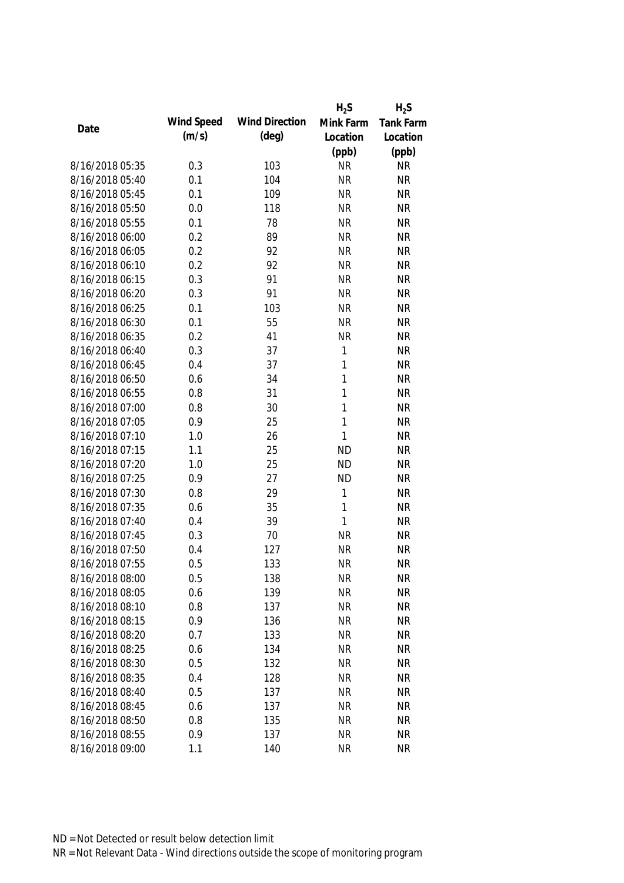| Date | Wind Speed (m/s) | Wind Direction (deg) | $H_2S$ Mink Farm Location (ppb) | $H_2S$ Tank Farm Location (ppb) |
|---|---|---|---|---|
| 8/16/2018 05:35 | 0.3 | 103 | NR | NR |
| 8/16/2018 05:40 | 0.1 | 104 | NR | NR |
| 8/16/2018 05:45 | 0.1 | 109 | NR | NR |
| 8/16/2018 05:50 | 0.0 | 118 | NR | NR |
| 8/16/2018 05:55 | 0.1 | 78 | NR | NR |
| 8/16/2018 06:00 | 0.2 | 89 | NR | NR |
| 8/16/2018 06:05 | 0.2 | 92 | NR | NR |
| 8/16/2018 06:10 | 0.2 | 92 | NR | NR |
| 8/16/2018 06:15 | 0.3 | 91 | NR | NR |
| 8/16/2018 06:20 | 0.3 | 91 | NR | NR |
| 8/16/2018 06:25 | 0.1 | 103 | NR | NR |
| 8/16/2018 06:30 | 0.1 | 55 | NR | NR |
| 8/16/2018 06:35 | 0.2 | 41 | NR | NR |
| 8/16/2018 06:40 | 0.3 | 37 | 1 | NR |
| 8/16/2018 06:45 | 0.4 | 37 | 1 | NR |
| 8/16/2018 06:50 | 0.6 | 34 | 1 | NR |
| 8/16/2018 06:55 | 0.8 | 31 | 1 | NR |
| 8/16/2018 07:00 | 0.8 | 30 | 1 | NR |
| 8/16/2018 07:05 | 0.9 | 25 | 1 | NR |
| 8/16/2018 07:10 | 1.0 | 26 | 1 | NR |
| 8/16/2018 07:15 | 1.1 | 25 | ND | NR |
| 8/16/2018 07:20 | 1.0 | 25 | ND | NR |
| 8/16/2018 07:25 | 0.9 | 27 | ND | NR |
| 8/16/2018 07:30 | 0.8 | 29 | 1 | NR |
| 8/16/2018 07:35 | 0.6 | 35 | 1 | NR |
| 8/16/2018 07:40 | 0.4 | 39 | 1 | NR |
| 8/16/2018 07:45 | 0.3 | 70 | NR | NR |
| 8/16/2018 07:50 | 0.4 | 127 | NR | NR |
| 8/16/2018 07:55 | 0.5 | 133 | NR | NR |
| 8/16/2018 08:00 | 0.5 | 138 | NR | NR |
| 8/16/2018 08:05 | 0.6 | 139 | NR | NR |
| 8/16/2018 08:10 | 0.8 | 137 | NR | NR |
| 8/16/2018 08:15 | 0.9 | 136 | NR | NR |
| 8/16/2018 08:20 | 0.7 | 133 | NR | NR |
| 8/16/2018 08:25 | 0.6 | 134 | NR | NR |
| 8/16/2018 08:30 | 0.5 | 132 | NR | NR |
| 8/16/2018 08:35 | 0.4 | 128 | NR | NR |
| 8/16/2018 08:40 | 0.5 | 137 | NR | NR |
| 8/16/2018 08:45 | 0.6 | 137 | NR | NR |
| 8/16/2018 08:50 | 0.8 | 135 | NR | NR |
| 8/16/2018 08:55 | 0.9 | 137 | NR | NR |
| 8/16/2018 09:00 | 1.1 | 140 | NR | NR |

ND = Not Detected or result below detection limit

NR = Not Relevant Data - Wind directions outside the scope of monitoring program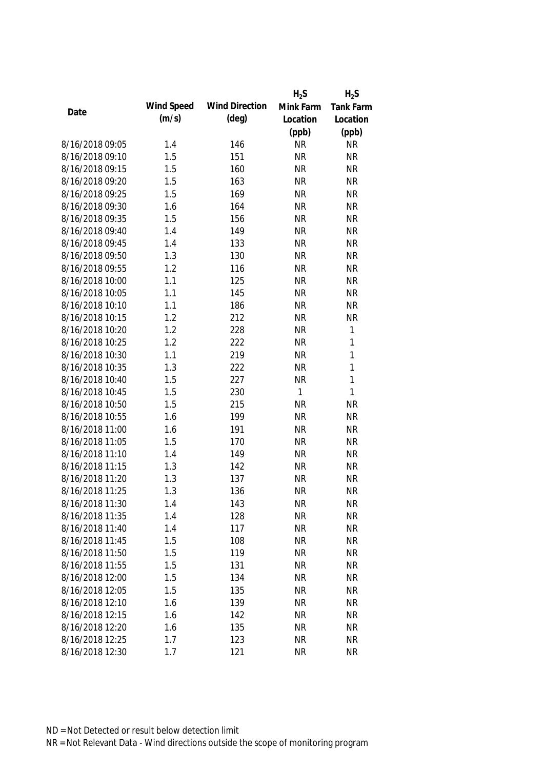| Date | Wind Speed (m/s) | Wind Direction (deg) | $H_2S$ Mink Farm Location (ppb) | $H_2S$ Tank Farm Location (ppb) |
|---|---|---|---|---|
| 8/16/2018 09:05 | 1.4 | 146 | NR | NR |
| 8/16/2018 09:10 | 1.5 | 151 | NR | NR |
| 8/16/2018 09:15 | 1.5 | 160 | NR | NR |
| 8/16/2018 09:20 | 1.5 | 163 | NR | NR |
| 8/16/2018 09:25 | 1.5 | 169 | NR | NR |
| 8/16/2018 09:30 | 1.6 | 164 | NR | NR |
| 8/16/2018 09:35 | 1.5 | 156 | NR | NR |
| 8/16/2018 09:40 | 1.4 | 149 | NR | NR |
| 8/16/2018 09:45 | 1.4 | 133 | NR | NR |
| 8/16/2018 09:50 | 1.3 | 130 | NR | NR |
| 8/16/2018 09:55 | 1.2 | 116 | NR | NR |
| 8/16/2018 10:00 | 1.1 | 125 | NR | NR |
| 8/16/2018 10:05 | 1.1 | 145 | NR | NR |
| 8/16/2018 10:10 | 1.1 | 186 | NR | NR |
| 8/16/2018 10:15 | 1.2 | 212 | NR | NR |
| 8/16/2018 10:20 | 1.2 | 228 | NR | 1 |
| 8/16/2018 10:25 | 1.2 | 222 | NR | 1 |
| 8/16/2018 10:30 | 1.1 | 219 | NR | 1 |
| 8/16/2018 10:35 | 1.3 | 222 | NR | 1 |
| 8/16/2018 10:40 | 1.5 | 227 | NR | 1 |
| 8/16/2018 10:45 | 1.5 | 230 | 1 | 1 |
| 8/16/2018 10:50 | 1.5 | 215 | NR | NR |
| 8/16/2018 10:55 | 1.6 | 199 | NR | NR |
| 8/16/2018 11:00 | 1.6 | 191 | NR | NR |
| 8/16/2018 11:05 | 1.5 | 170 | NR | NR |
| 8/16/2018 11:10 | 1.4 | 149 | NR | NR |
| 8/16/2018 11:15 | 1.3 | 142 | NR | NR |
| 8/16/2018 11:20 | 1.3 | 137 | NR | NR |
| 8/16/2018 11:25 | 1.3 | 136 | NR | NR |
| 8/16/2018 11:30 | 1.4 | 143 | NR | NR |
| 8/16/2018 11:35 | 1.4 | 128 | NR | NR |
| 8/16/2018 11:40 | 1.4 | 117 | NR | NR |
| 8/16/2018 11:45 | 1.5 | 108 | NR | NR |
| 8/16/2018 11:50 | 1.5 | 119 | NR | NR |
| 8/16/2018 11:55 | 1.5 | 131 | NR | NR |
| 8/16/2018 12:00 | 1.5 | 134 | NR | NR |
| 8/16/2018 12:05 | 1.5 | 135 | NR | NR |
| 8/16/2018 12:10 | 1.6 | 139 | NR | NR |
| 8/16/2018 12:15 | 1.6 | 142 | NR | NR |
| 8/16/2018 12:20 | 1.6 | 135 | NR | NR |
| 8/16/2018 12:25 | 1.7 | 123 | NR | NR |
| 8/16/2018 12:30 | 1.7 | 121 | NR | NR |

ND = Not Detected or result below detection limit
NR = Not Relevant Data - Wind directions outside the scope of monitoring program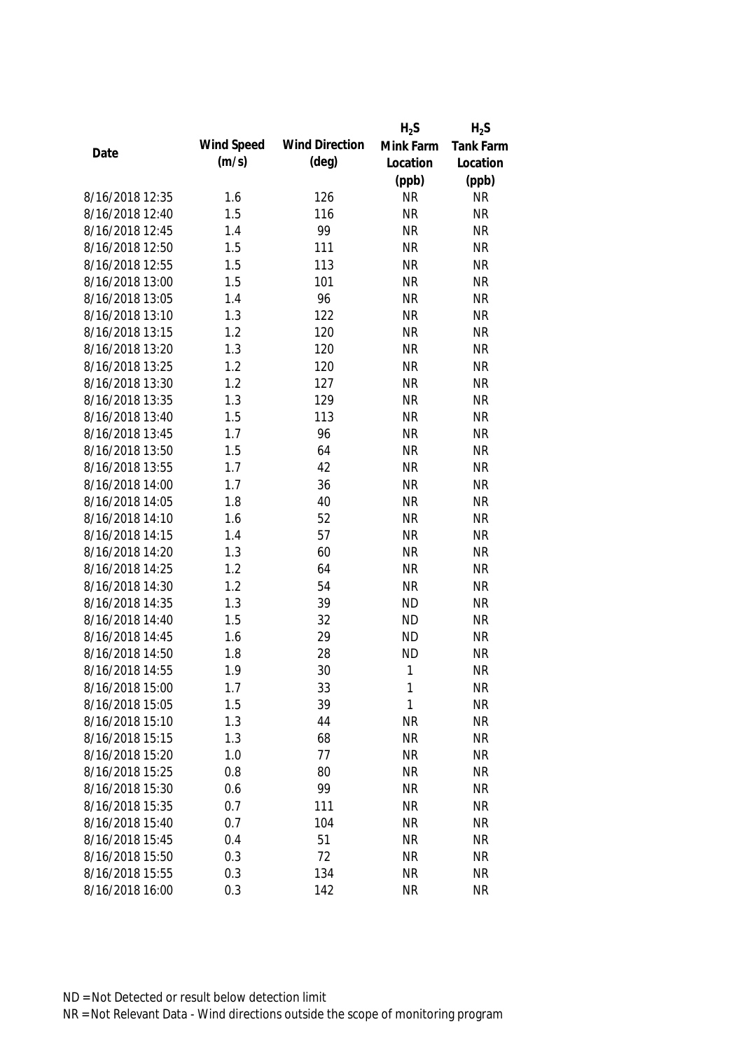| Date | Wind Speed (m/s) | Wind Direction (deg) | $H_2S$ Mink Farm Location (ppb) | $H_2S$ Tank Farm Location (ppb) |
|---|---|---|---|---|
| 8/16/2018 12:35 | 1.6 | 126 | NR | NR |
| 8/16/2018 12:40 | 1.5 | 116 | NR | NR |
| 8/16/2018 12:45 | 1.4 | 99 | NR | NR |
| 8/16/2018 12:50 | 1.5 | 111 | NR | NR |
| 8/16/2018 12:55 | 1.5 | 113 | NR | NR |
| 8/16/2018 13:00 | 1.5 | 101 | NR | NR |
| 8/16/2018 13:05 | 1.4 | 96 | NR | NR |
| 8/16/2018 13:10 | 1.3 | 122 | NR | NR |
| 8/16/2018 13:15 | 1.2 | 120 | NR | NR |
| 8/16/2018 13:20 | 1.3 | 120 | NR | NR |
| 8/16/2018 13:25 | 1.2 | 120 | NR | NR |
| 8/16/2018 13:30 | 1.2 | 127 | NR | NR |
| 8/16/2018 13:35 | 1.3 | 129 | NR | NR |
| 8/16/2018 13:40 | 1.5 | 113 | NR | NR |
| 8/16/2018 13:45 | 1.7 | 96 | NR | NR |
| 8/16/2018 13:50 | 1.5 | 64 | NR | NR |
| 8/16/2018 13:55 | 1.7 | 42 | NR | NR |
| 8/16/2018 14:00 | 1.7 | 36 | NR | NR |
| 8/16/2018 14:05 | 1.8 | 40 | NR | NR |
| 8/16/2018 14:10 | 1.6 | 52 | NR | NR |
| 8/16/2018 14:15 | 1.4 | 57 | NR | NR |
| 8/16/2018 14:20 | 1.3 | 60 | NR | NR |
| 8/16/2018 14:25 | 1.2 | 64 | NR | NR |
| 8/16/2018 14:30 | 1.2 | 54 | NR | NR |
| 8/16/2018 14:35 | 1.3 | 39 | ND | NR |
| 8/16/2018 14:40 | 1.5 | 32 | ND | NR |
| 8/16/2018 14:45 | 1.6 | 29 | ND | NR |
| 8/16/2018 14:50 | 1.8 | 28 | ND | NR |
| 8/16/2018 14:55 | 1.9 | 30 | 1 | NR |
| 8/16/2018 15:00 | 1.7 | 33 | 1 | NR |
| 8/16/2018 15:05 | 1.5 | 39 | 1 | NR |
| 8/16/2018 15:10 | 1.3 | 44 | NR | NR |
| 8/16/2018 15:15 | 1.3 | 68 | NR | NR |
| 8/16/2018 15:20 | 1.0 | 77 | NR | NR |
| 8/16/2018 15:25 | 0.8 | 80 | NR | NR |
| 8/16/2018 15:30 | 0.6 | 99 | NR | NR |
| 8/16/2018 15:35 | 0.7 | 111 | NR | NR |
| 8/16/2018 15:40 | 0.7 | 104 | NR | NR |
| 8/16/2018 15:45 | 0.4 | 51 | NR | NR |
| 8/16/2018 15:50 | 0.3 | 72 | NR | NR |
| 8/16/2018 15:55 | 0.3 | 134 | NR | NR |
| 8/16/2018 16:00 | 0.3 | 142 | NR | NR |

ND = Not Detected or result below detection limit

NR = Not Relevant Data - Wind directions outside the scope of monitoring program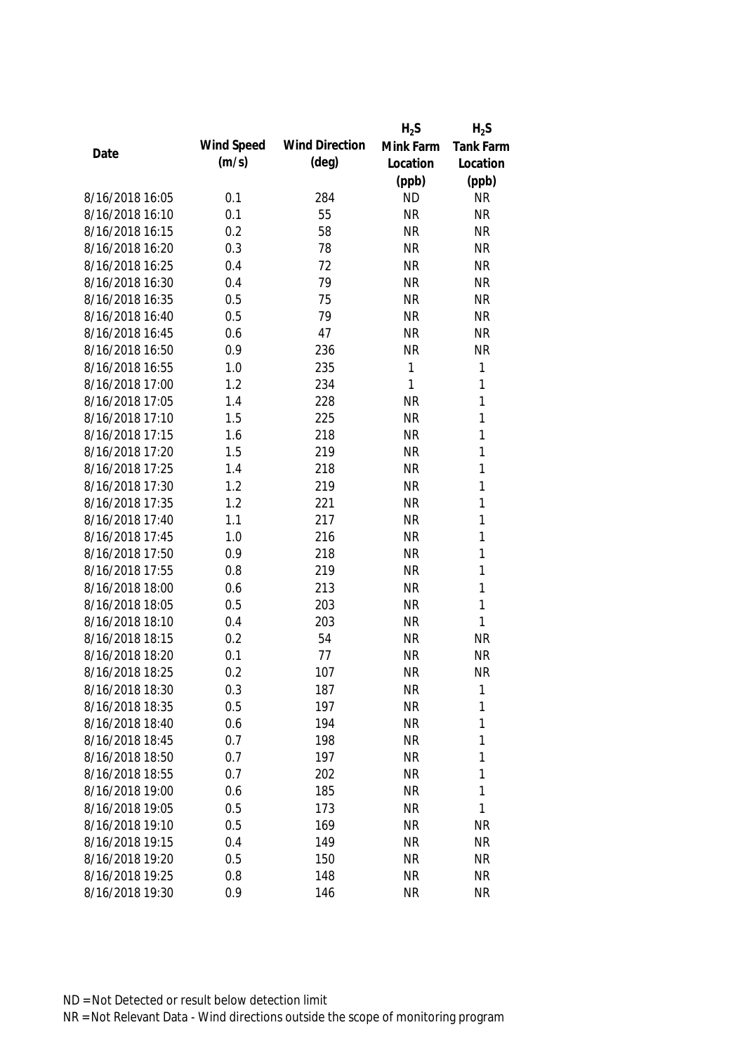| Date | Wind Speed (m/s) | Wind Direction (deg) | $H_2S$ Mink Farm Location (ppb) | $H_2S$ Tank Farm Location (ppb) |
|---|---|---|---|---|
| 8/16/2018 16:05 | 0.1 | 284 | ND | NR |
| 8/16/2018 16:10 | 0.1 | 55 | NR | NR |
| 8/16/2018 16:15 | 0.2 | 58 | NR | NR |
| 8/16/2018 16:20 | 0.3 | 78 | NR | NR |
| 8/16/2018 16:25 | 0.4 | 72 | NR | NR |
| 8/16/2018 16:30 | 0.4 | 79 | NR | NR |
| 8/16/2018 16:35 | 0.5 | 75 | NR | NR |
| 8/16/2018 16:40 | 0.5 | 79 | NR | NR |
| 8/16/2018 16:45 | 0.6 | 47 | NR | NR |
| 8/16/2018 16:50 | 0.9 | 236 | NR | NR |
| 8/16/2018 16:55 | 1.0 | 235 | 1 | 1 |
| 8/16/2018 17:00 | 1.2 | 234 | 1 | 1 |
| 8/16/2018 17:05 | 1.4 | 228 | NR | 1 |
| 8/16/2018 17:10 | 1.5 | 225 | NR | 1 |
| 8/16/2018 17:15 | 1.6 | 218 | NR | 1 |
| 8/16/2018 17:20 | 1.5 | 219 | NR | 1 |
| 8/16/2018 17:25 | 1.4 | 218 | NR | 1 |
| 8/16/2018 17:30 | 1.2 | 219 | NR | 1 |
| 8/16/2018 17:35 | 1.2 | 221 | NR | 1 |
| 8/16/2018 17:40 | 1.1 | 217 | NR | 1 |
| 8/16/2018 17:45 | 1.0 | 216 | NR | 1 |
| 8/16/2018 17:50 | 0.9 | 218 | NR | 1 |
| 8/16/2018 17:55 | 0.8 | 219 | NR | 1 |
| 8/16/2018 18:00 | 0.6 | 213 | NR | 1 |
| 8/16/2018 18:05 | 0.5 | 203 | NR | 1 |
| 8/16/2018 18:10 | 0.4 | 203 | NR | 1 |
| 8/16/2018 18:15 | 0.2 | 54 | NR | NR |
| 8/16/2018 18:20 | 0.1 | 77 | NR | NR |
| 8/16/2018 18:25 | 0.2 | 107 | NR | NR |
| 8/16/2018 18:30 | 0.3 | 187 | NR | 1 |
| 8/16/2018 18:35 | 0.5 | 197 | NR | 1 |
| 8/16/2018 18:40 | 0.6 | 194 | NR | 1 |
| 8/16/2018 18:45 | 0.7 | 198 | NR | 1 |
| 8/16/2018 18:50 | 0.7 | 197 | NR | 1 |
| 8/16/2018 18:55 | 0.7 | 202 | NR | 1 |
| 8/16/2018 19:00 | 0.6 | 185 | NR | 1 |
| 8/16/2018 19:05 | 0.5 | 173 | NR | 1 |
| 8/16/2018 19:10 | 0.5 | 169 | NR | NR |
| 8/16/2018 19:15 | 0.4 | 149 | NR | NR |
| 8/16/2018 19:20 | 0.5 | 150 | NR | NR |
| 8/16/2018 19:25 | 0.8 | 148 | NR | NR |
| 8/16/2018 19:30 | 0.9 | 146 | NR | NR |

ND = Not Detected or result below detection limit

NR = Not Relevant Data - Wind directions outside the scope of monitoring program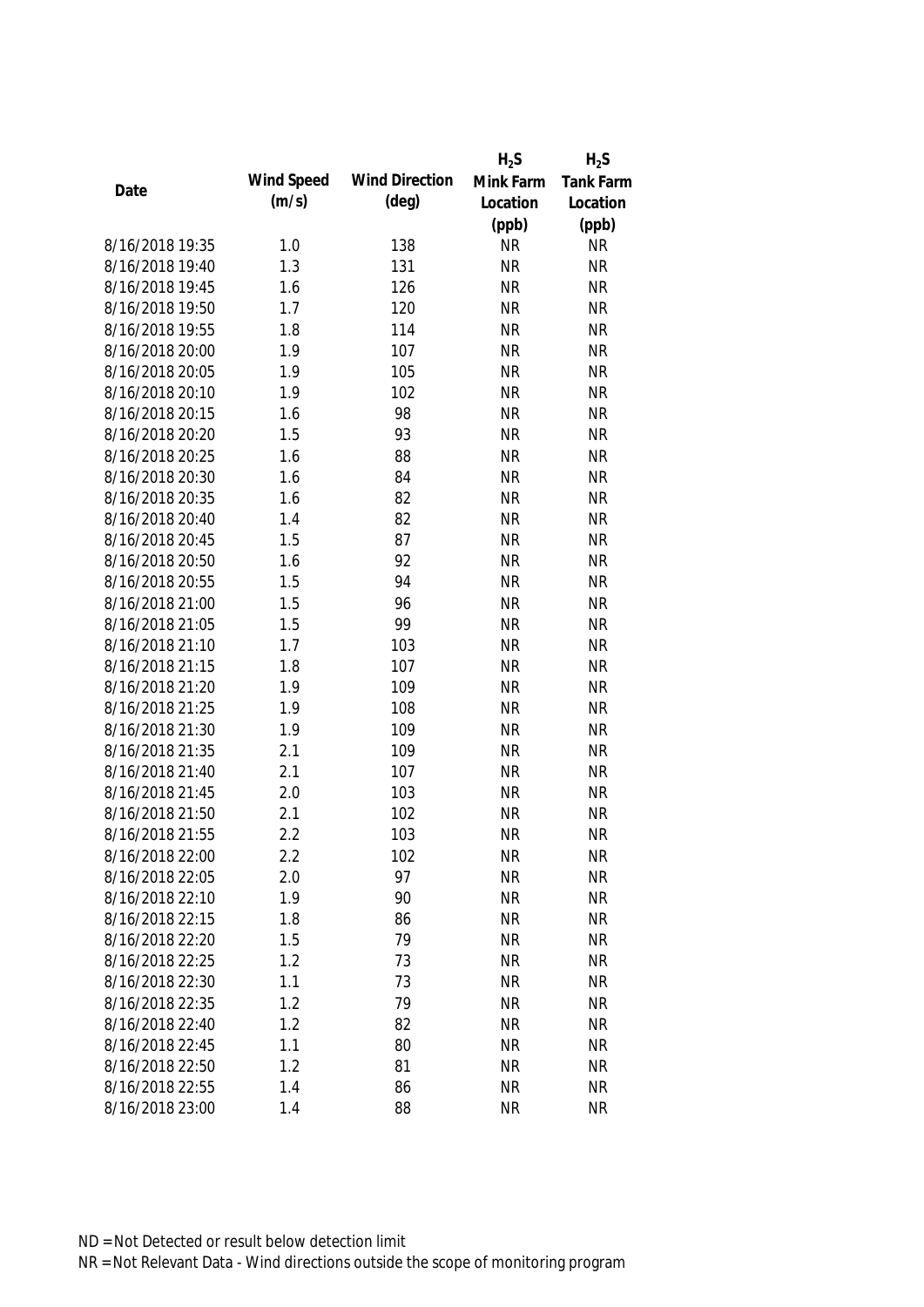| Date | Wind Speed (m/s) | Wind Direction (deg) | $H_2S$ Mink Farm Location (ppb) | $H_2S$ Tank Farm Location (ppb) |
|---|---|---|---|---|
| 8/16/2018 19:35 | 1.0 | 138 | NR | NR |
| 8/16/2018 19:40 | 1.3 | 131 | NR | NR |
| 8/16/2018 19:45 | 1.6 | 126 | NR | NR |
| 8/16/2018 19:50 | 1.7 | 120 | NR | NR |
| 8/16/2018 19:55 | 1.8 | 114 | NR | NR |
| 8/16/2018 20:00 | 1.9 | 107 | NR | NR |
| 8/16/2018 20:05 | 1.9 | 105 | NR | NR |
| 8/16/2018 20:10 | 1.9 | 102 | NR | NR |
| 8/16/2018 20:15 | 1.6 | 98 | NR | NR |
| 8/16/2018 20:20 | 1.5 | 93 | NR | NR |
| 8/16/2018 20:25 | 1.6 | 88 | NR | NR |
| 8/16/2018 20:30 | 1.6 | 84 | NR | NR |
| 8/16/2018 20:35 | 1.6 | 82 | NR | NR |
| 8/16/2018 20:40 | 1.4 | 82 | NR | NR |
| 8/16/2018 20:45 | 1.5 | 87 | NR | NR |
| 8/16/2018 20:50 | 1.6 | 92 | NR | NR |
| 8/16/2018 20:55 | 1.5 | 94 | NR | NR |
| 8/16/2018 21:00 | 1.5 | 96 | NR | NR |
| 8/16/2018 21:05 | 1.5 | 99 | NR | NR |
| 8/16/2018 21:10 | 1.7 | 103 | NR | NR |
| 8/16/2018 21:15 | 1.8 | 107 | NR | NR |
| 8/16/2018 21:20 | 1.9 | 109 | NR | NR |
| 8/16/2018 21:25 | 1.9 | 108 | NR | NR |
| 8/16/2018 21:30 | 1.9 | 109 | NR | NR |
| 8/16/2018 21:35 | 2.1 | 109 | NR | NR |
| 8/16/2018 21:40 | 2.1 | 107 | NR | NR |
| 8/16/2018 21:45 | 2.0 | 103 | NR | NR |
| 8/16/2018 21:50 | 2.1 | 102 | NR | NR |
| 8/16/2018 21:55 | 2.2 | 103 | NR | NR |
| 8/16/2018 22:00 | 2.2 | 102 | NR | NR |
| 8/16/2018 22:05 | 2.0 | 97 | NR | NR |
| 8/16/2018 22:10 | 1.9 | 90 | NR | NR |
| 8/16/2018 22:15 | 1.8 | 86 | NR | NR |
| 8/16/2018 22:20 | 1.5 | 79 | NR | NR |
| 8/16/2018 22:25 | 1.2 | 73 | NR | NR |
| 8/16/2018 22:30 | 1.1 | 73 | NR | NR |
| 8/16/2018 22:35 | 1.2 | 79 | NR | NR |
| 8/16/2018 22:40 | 1.2 | 82 | NR | NR |
| 8/16/2018 22:45 | 1.1 | 80 | NR | NR |
| 8/16/2018 22:50 | 1.2 | 81 | NR | NR |
| 8/16/2018 22:55 | 1.4 | 86 | NR | NR |
| 8/16/2018 23:00 | 1.4 | 88 | NR | NR |

ND = Not Detected or result below detection limit

NR = Not Relevant Data - Wind directions outside the scope of monitoring program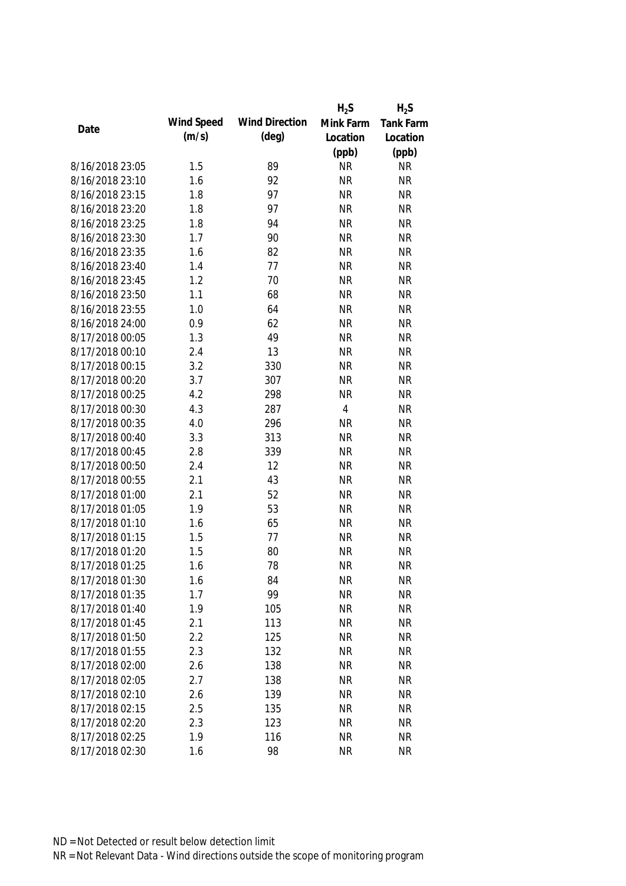| Date | Wind Speed (m/s) | Wind Direction (deg) | $H_2S$ Mink Farm Location (ppb) | $H_2S$ Tank Farm Location (ppb) |
|---|---|---|---|---|
| 8/16/2018 23:05 | 1.5 | 89 | NR | NR |
| 8/16/2018 23:10 | 1.6 | 92 | NR | NR |
| 8/16/2018 23:15 | 1.8 | 97 | NR | NR |
| 8/16/2018 23:20 | 1.8 | 97 | NR | NR |
| 8/16/2018 23:25 | 1.8 | 94 | NR | NR |
| 8/16/2018 23:30 | 1.7 | 90 | NR | NR |
| 8/16/2018 23:35 | 1.6 | 82 | NR | NR |
| 8/16/2018 23:40 | 1.4 | 77 | NR | NR |
| 8/16/2018 23:45 | 1.2 | 70 | NR | NR |
| 8/16/2018 23:50 | 1.1 | 68 | NR | NR |
| 8/16/2018 23:55 | 1.0 | 64 | NR | NR |
| 8/16/2018 24:00 | 0.9 | 62 | NR | NR |
| 8/17/2018 00:05 | 1.3 | 49 | NR | NR |
| 8/17/2018 00:10 | 2.4 | 13 | NR | NR |
| 8/17/2018 00:15 | 3.2 | 330 | NR | NR |
| 8/17/2018 00:20 | 3.7 | 307 | NR | NR |
| 8/17/2018 00:25 | 4.2 | 298 | NR | NR |
| 8/17/2018 00:30 | 4.3 | 287 | 4 | NR |
| 8/17/2018 00:35 | 4.0 | 296 | NR | NR |
| 8/17/2018 00:40 | 3.3 | 313 | NR | NR |
| 8/17/2018 00:45 | 2.8 | 339 | NR | NR |
| 8/17/2018 00:50 | 2.4 | 12 | NR | NR |
| 8/17/2018 00:55 | 2.1 | 43 | NR | NR |
| 8/17/2018 01:00 | 2.1 | 52 | NR | NR |
| 8/17/2018 01:05 | 1.9 | 53 | NR | NR |
| 8/17/2018 01:10 | 1.6 | 65 | NR | NR |
| 8/17/2018 01:15 | 1.5 | 77 | NR | NR |
| 8/17/2018 01:20 | 1.5 | 80 | NR | NR |
| 8/17/2018 01:25 | 1.6 | 78 | NR | NR |
| 8/17/2018 01:30 | 1.6 | 84 | NR | NR |
| 8/17/2018 01:35 | 1.7 | 99 | NR | NR |
| 8/17/2018 01:40 | 1.9 | 105 | NR | NR |
| 8/17/2018 01:45 | 2.1 | 113 | NR | NR |
| 8/17/2018 01:50 | 2.2 | 125 | NR | NR |
| 8/17/2018 01:55 | 2.3 | 132 | NR | NR |
| 8/17/2018 02:00 | 2.6 | 138 | NR | NR |
| 8/17/2018 02:05 | 2.7 | 138 | NR | NR |
| 8/17/2018 02:10 | 2.6 | 139 | NR | NR |
| 8/17/2018 02:15 | 2.5 | 135 | NR | NR |
| 8/17/2018 02:20 | 2.3 | 123 | NR | NR |
| 8/17/2018 02:25 | 1.9 | 116 | NR | NR |
| 8/17/2018 02:30 | 1.6 | 98 | NR | NR |

ND = Not Detected or result below detection limit

NR = Not Relevant Data - Wind directions outside the scope of monitoring program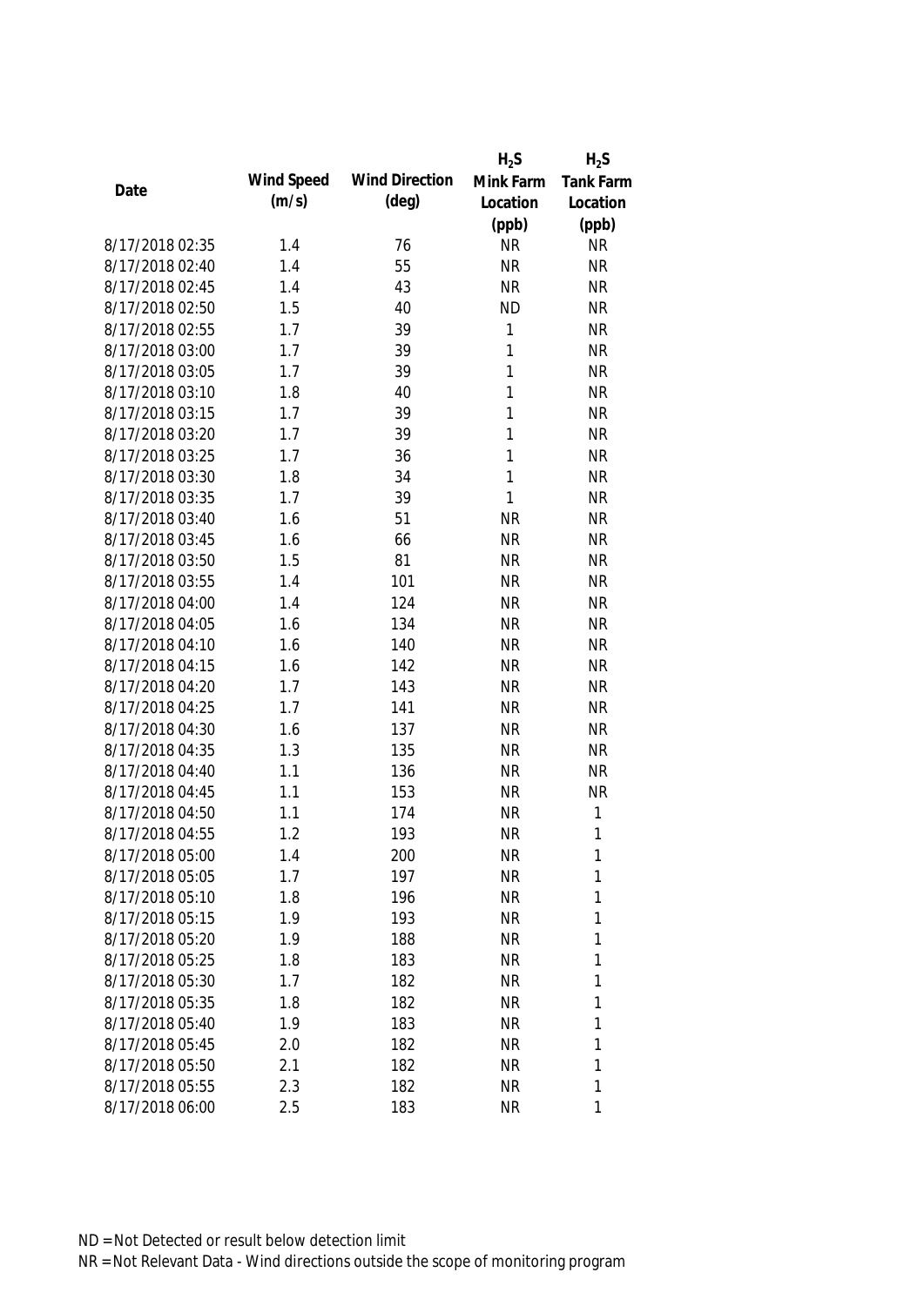| Date | Wind Speed (m/s) | Wind Direction (deg) | $H_2S$ Mink Farm Location (ppb) | $H_2S$ Tank Farm Location (ppb) |
|---|---|---|---|---|
| 8/17/2018 02:35 | 1.4 | 76 | NR | NR |
| 8/17/2018 02:40 | 1.4 | 55 | NR | NR |
| 8/17/2018 02:45 | 1.4 | 43 | NR | NR |
| 8/17/2018 02:50 | 1.5 | 40 | ND | NR |
| 8/17/2018 02:55 | 1.7 | 39 | 1 | NR |
| 8/17/2018 03:00 | 1.7 | 39 | 1 | NR |
| 8/17/2018 03:05 | 1.7 | 39 | 1 | NR |
| 8/17/2018 03:10 | 1.8 | 40 | 1 | NR |
| 8/17/2018 03:15 | 1.7 | 39 | 1 | NR |
| 8/17/2018 03:20 | 1.7 | 39 | 1 | NR |
| 8/17/2018 03:25 | 1.7 | 36 | 1 | NR |
| 8/17/2018 03:30 | 1.8 | 34 | 1 | NR |
| 8/17/2018 03:35 | 1.7 | 39 | 1 | NR |
| 8/17/2018 03:40 | 1.6 | 51 | NR | NR |
| 8/17/2018 03:45 | 1.6 | 66 | NR | NR |
| 8/17/2018 03:50 | 1.5 | 81 | NR | NR |
| 8/17/2018 03:55 | 1.4 | 101 | NR | NR |
| 8/17/2018 04:00 | 1.4 | 124 | NR | NR |
| 8/17/2018 04:05 | 1.6 | 134 | NR | NR |
| 8/17/2018 04:10 | 1.6 | 140 | NR | NR |
| 8/17/2018 04:15 | 1.6 | 142 | NR | NR |
| 8/17/2018 04:20 | 1.7 | 143 | NR | NR |
| 8/17/2018 04:25 | 1.7 | 141 | NR | NR |
| 8/17/2018 04:30 | 1.6 | 137 | NR | NR |
| 8/17/2018 04:35 | 1.3 | 135 | NR | NR |
| 8/17/2018 04:40 | 1.1 | 136 | NR | NR |
| 8/17/2018 04:45 | 1.1 | 153 | NR | NR |
| 8/17/2018 04:50 | 1.1 | 174 | NR | 1 |
| 8/17/2018 04:55 | 1.2 | 193 | NR | 1 |
| 8/17/2018 05:00 | 1.4 | 200 | NR | 1 |
| 8/17/2018 05:05 | 1.7 | 197 | NR | 1 |
| 8/17/2018 05:10 | 1.8 | 196 | NR | 1 |
| 8/17/2018 05:15 | 1.9 | 193 | NR | 1 |
| 8/17/2018 05:20 | 1.9 | 188 | NR | 1 |
| 8/17/2018 05:25 | 1.8 | 183 | NR | 1 |
| 8/17/2018 05:30 | 1.7 | 182 | NR | 1 |
| 8/17/2018 05:35 | 1.8 | 182 | NR | 1 |
| 8/17/2018 05:40 | 1.9 | 183 | NR | 1 |
| 8/17/2018 05:45 | 2.0 | 182 | NR | 1 |
| 8/17/2018 05:50 | 2.1 | 182 | NR | 1 |
| 8/17/2018 05:55 | 2.3 | 182 | NR | 1 |
| 8/17/2018 06:00 | 2.5 | 183 | NR | 1 |

ND = Not Detected or result below detection limit

NR = Not Relevant Data - Wind directions outside the scope of monitoring program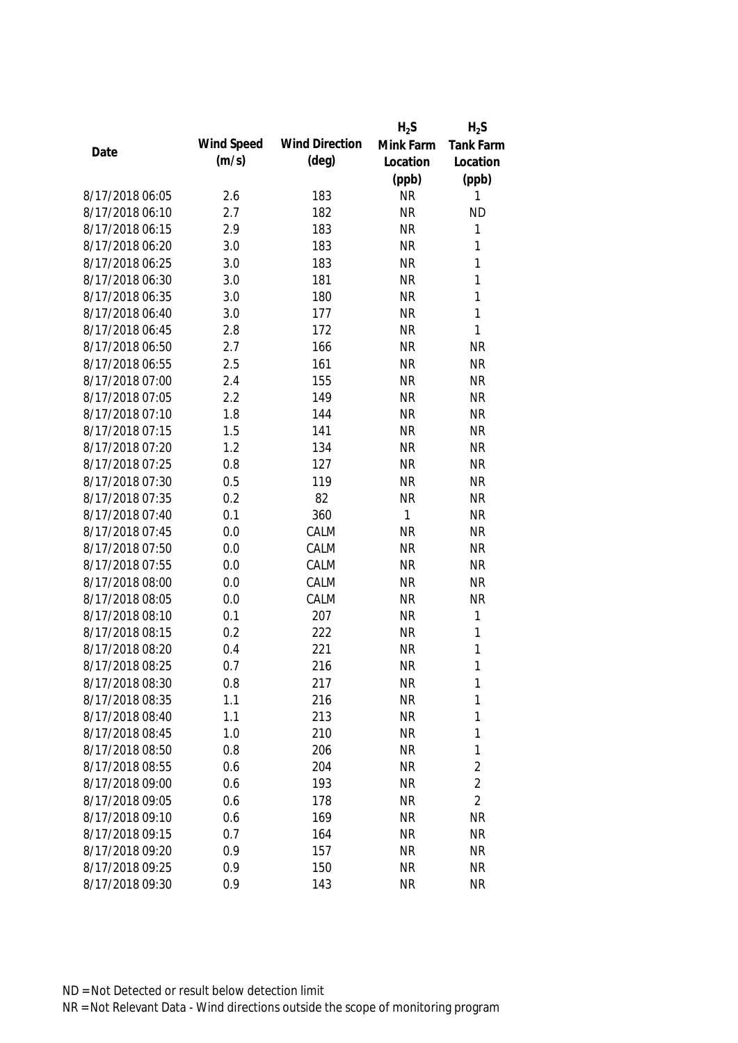| Date | Wind Speed (m/s) | Wind Direction (deg) | $H_2S$ Mink Farm Location (ppb) | $H_2S$ Tank Farm Location (ppb) |
|---|---|---|---|---|
| 8/17/2018 06:05 | 2.6 | 183 | NR | 1 |
| 8/17/2018 06:10 | 2.7 | 182 | NR | ND |
| 8/17/2018 06:15 | 2.9 | 183 | NR | 1 |
| 8/17/2018 06:20 | 3.0 | 183 | NR | 1 |
| 8/17/2018 06:25 | 3.0 | 183 | NR | 1 |
| 8/17/2018 06:30 | 3.0 | 181 | NR | 1 |
| 8/17/2018 06:35 | 3.0 | 180 | NR | 1 |
| 8/17/2018 06:40 | 3.0 | 177 | NR | 1 |
| 8/17/2018 06:45 | 2.8 | 172 | NR | 1 |
| 8/17/2018 06:50 | 2.7 | 166 | NR | NR |
| 8/17/2018 06:55 | 2.5 | 161 | NR | NR |
| 8/17/2018 07:00 | 2.4 | 155 | NR | NR |
| 8/17/2018 07:05 | 2.2 | 149 | NR | NR |
| 8/17/2018 07:10 | 1.8 | 144 | NR | NR |
| 8/17/2018 07:15 | 1.5 | 141 | NR | NR |
| 8/17/2018 07:20 | 1.2 | 134 | NR | NR |
| 8/17/2018 07:25 | 0.8 | 127 | NR | NR |
| 8/17/2018 07:30 | 0.5 | 119 | NR | NR |
| 8/17/2018 07:35 | 0.2 | 82 | NR | NR |
| 8/17/2018 07:40 | 0.1 | 360 | 1 | NR |
| 8/17/2018 07:45 | 0.0 | CALM | NR | NR |
| 8/17/2018 07:50 | 0.0 | CALM | NR | NR |
| 8/17/2018 07:55 | 0.0 | CALM | NR | NR |
| 8/17/2018 08:00 | 0.0 | CALM | NR | NR |
| 8/17/2018 08:05 | 0.0 | CALM | NR | NR |
| 8/17/2018 08:10 | 0.1 | 207 | NR | 1 |
| 8/17/2018 08:15 | 0.2 | 222 | NR | 1 |
| 8/17/2018 08:20 | 0.4 | 221 | NR | 1 |
| 8/17/2018 08:25 | 0.7 | 216 | NR | 1 |
| 8/17/2018 08:30 | 0.8 | 217 | NR | 1 |
| 8/17/2018 08:35 | 1.1 | 216 | NR | 1 |
| 8/17/2018 08:40 | 1.1 | 213 | NR | 1 |
| 8/17/2018 08:45 | 1.0 | 210 | NR | 1 |
| 8/17/2018 08:50 | 0.8 | 206 | NR | 1 |
| 8/17/2018 08:55 | 0.6 | 204 | NR | 2 |
| 8/17/2018 09:00 | 0.6 | 193 | NR | 2 |
| 8/17/2018 09:05 | 0.6 | 178 | NR | 2 |
| 8/17/2018 09:10 | 0.6 | 169 | NR | NR |
| 8/17/2018 09:15 | 0.7 | 164 | NR | NR |
| 8/17/2018 09:20 | 0.9 | 157 | NR | NR |
| 8/17/2018 09:25 | 0.9 | 150 | NR | NR |
| 8/17/2018 09:30 | 0.9 | 143 | NR | NR |

ND = Not Detected or result below detection limit
NR = Not Relevant Data - Wind directions outside the scope of monitoring program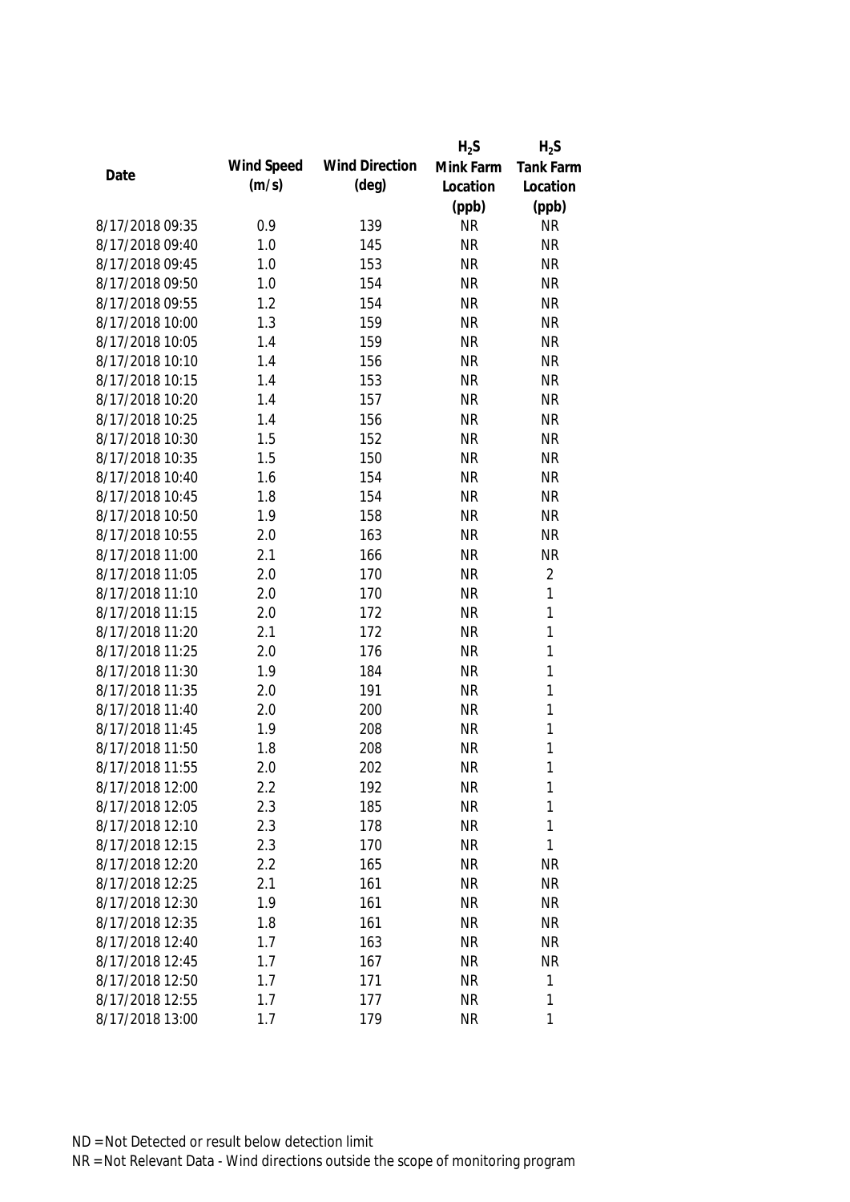| Date | Wind Speed (m/s) | Wind Direction (deg) | $H_2S$ Mink Farm Location (ppb) | $H_2S$ Tank Farm Location (ppb) |
|---|---|---|---|---|
| 8/17/2018 09:35 | 0.9 | 139 | NR | NR |
| 8/17/2018 09:40 | 1.0 | 145 | NR | NR |
| 8/17/2018 09:45 | 1.0 | 153 | NR | NR |
| 8/17/2018 09:50 | 1.0 | 154 | NR | NR |
| 8/17/2018 09:55 | 1.2 | 154 | NR | NR |
| 8/17/2018 10:00 | 1.3 | 159 | NR | NR |
| 8/17/2018 10:05 | 1.4 | 159 | NR | NR |
| 8/17/2018 10:10 | 1.4 | 156 | NR | NR |
| 8/17/2018 10:15 | 1.4 | 153 | NR | NR |
| 8/17/2018 10:20 | 1.4 | 157 | NR | NR |
| 8/17/2018 10:25 | 1.4 | 156 | NR | NR |
| 8/17/2018 10:30 | 1.5 | 152 | NR | NR |
| 8/17/2018 10:35 | 1.5 | 150 | NR | NR |
| 8/17/2018 10:40 | 1.6 | 154 | NR | NR |
| 8/17/2018 10:45 | 1.8 | 154 | NR | NR |
| 8/17/2018 10:50 | 1.9 | 158 | NR | NR |
| 8/17/2018 10:55 | 2.0 | 163 | NR | NR |
| 8/17/2018 11:00 | 2.1 | 166 | NR | NR |
| 8/17/2018 11:05 | 2.0 | 170 | NR | 2 |
| 8/17/2018 11:10 | 2.0 | 170 | NR | 1 |
| 8/17/2018 11:15 | 2.0 | 172 | NR | 1 |
| 8/17/2018 11:20 | 2.1 | 172 | NR | 1 |
| 8/17/2018 11:25 | 2.0 | 176 | NR | 1 |
| 8/17/2018 11:30 | 1.9 | 184 | NR | 1 |
| 8/17/2018 11:35 | 2.0 | 191 | NR | 1 |
| 8/17/2018 11:40 | 2.0 | 200 | NR | 1 |
| 8/17/2018 11:45 | 1.9 | 208 | NR | 1 |
| 8/17/2018 11:50 | 1.8 | 208 | NR | 1 |
| 8/17/2018 11:55 | 2.0 | 202 | NR | 1 |
| 8/17/2018 12:00 | 2.2 | 192 | NR | 1 |
| 8/17/2018 12:05 | 2.3 | 185 | NR | 1 |
| 8/17/2018 12:10 | 2.3 | 178 | NR | 1 |
| 8/17/2018 12:15 | 2.3 | 170 | NR | 1 |
| 8/17/2018 12:20 | 2.2 | 165 | NR | NR |
| 8/17/2018 12:25 | 2.1 | 161 | NR | NR |
| 8/17/2018 12:30 | 1.9 | 161 | NR | NR |
| 8/17/2018 12:35 | 1.8 | 161 | NR | NR |
| 8/17/2018 12:40 | 1.7 | 163 | NR | NR |
| 8/17/2018 12:45 | 1.7 | 167 | NR | NR |
| 8/17/2018 12:50 | 1.7 | 171 | NR | 1 |
| 8/17/2018 12:55 | 1.7 | 177 | NR | 1 |
| 8/17/2018 13:00 | 1.7 | 179 | NR | 1 |

ND = Not Detected or result below detection limit

NR = Not Relevant Data - Wind directions outside the scope of monitoring program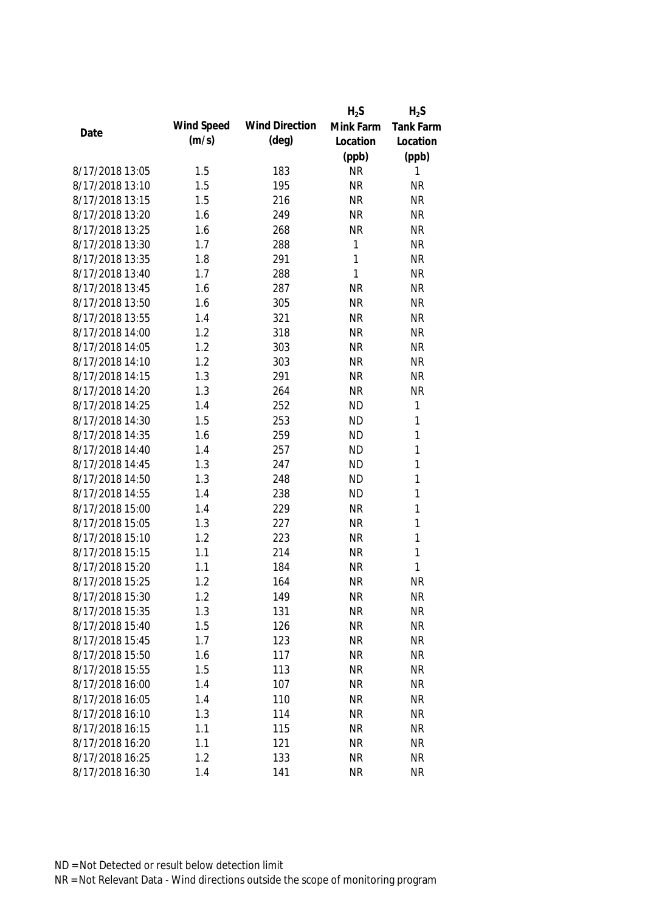| Date | Wind Speed (m/s) | Wind Direction (deg) | $H_2S$ Mink Farm Location (ppb) | $H_2S$ Tank Farm Location (ppb) |
|---|---|---|---|---|
| 8/17/2018 13:05 | 1.5 | 183 | NR | 1 |
| 8/17/2018 13:10 | 1.5 | 195 | NR | NR |
| 8/17/2018 13:15 | 1.5 | 216 | NR | NR |
| 8/17/2018 13:20 | 1.6 | 249 | NR | NR |
| 8/17/2018 13:25 | 1.6 | 268 | NR | NR |
| 8/17/2018 13:30 | 1.7 | 288 | 1 | NR |
| 8/17/2018 13:35 | 1.8 | 291 | 1 | NR |
| 8/17/2018 13:40 | 1.7 | 288 | 1 | NR |
| 8/17/2018 13:45 | 1.6 | 287 | NR | NR |
| 8/17/2018 13:50 | 1.6 | 305 | NR | NR |
| 8/17/2018 13:55 | 1.4 | 321 | NR | NR |
| 8/17/2018 14:00 | 1.2 | 318 | NR | NR |
| 8/17/2018 14:05 | 1.2 | 303 | NR | NR |
| 8/17/2018 14:10 | 1.2 | 303 | NR | NR |
| 8/17/2018 14:15 | 1.3 | 291 | NR | NR |
| 8/17/2018 14:20 | 1.3 | 264 | NR | NR |
| 8/17/2018 14:25 | 1.4 | 252 | ND | 1 |
| 8/17/2018 14:30 | 1.5 | 253 | ND | 1 |
| 8/17/2018 14:35 | 1.6 | 259 | ND | 1 |
| 8/17/2018 14:40 | 1.4 | 257 | ND | 1 |
| 8/17/2018 14:45 | 1.3 | 247 | ND | 1 |
| 8/17/2018 14:50 | 1.3 | 248 | ND | 1 |
| 8/17/2018 14:55 | 1.4 | 238 | ND | 1 |
| 8/17/2018 15:00 | 1.4 | 229 | NR | 1 |
| 8/17/2018 15:05 | 1.3 | 227 | NR | 1 |
| 8/17/2018 15:10 | 1.2 | 223 | NR | 1 |
| 8/17/2018 15:15 | 1.1 | 214 | NR | 1 |
| 8/17/2018 15:20 | 1.1 | 184 | NR | 1 |
| 8/17/2018 15:25 | 1.2 | 164 | NR | NR |
| 8/17/2018 15:30 | 1.2 | 149 | NR | NR |
| 8/17/2018 15:35 | 1.3 | 131 | NR | NR |
| 8/17/2018 15:40 | 1.5 | 126 | NR | NR |
| 8/17/2018 15:45 | 1.7 | 123 | NR | NR |
| 8/17/2018 15:50 | 1.6 | 117 | NR | NR |
| 8/17/2018 15:55 | 1.5 | 113 | NR | NR |
| 8/17/2018 16:00 | 1.4 | 107 | NR | NR |
| 8/17/2018 16:05 | 1.4 | 110 | NR | NR |
| 8/17/2018 16:10 | 1.3 | 114 | NR | NR |
| 8/17/2018 16:15 | 1.1 | 115 | NR | NR |
| 8/17/2018 16:20 | 1.1 | 121 | NR | NR |
| 8/17/2018 16:25 | 1.2 | 133 | NR | NR |
| 8/17/2018 16:30 | 1.4 | 141 | NR | NR |

ND = Not Detected or result below detection limit

NR = Not Relevant Data - Wind directions outside the scope of monitoring program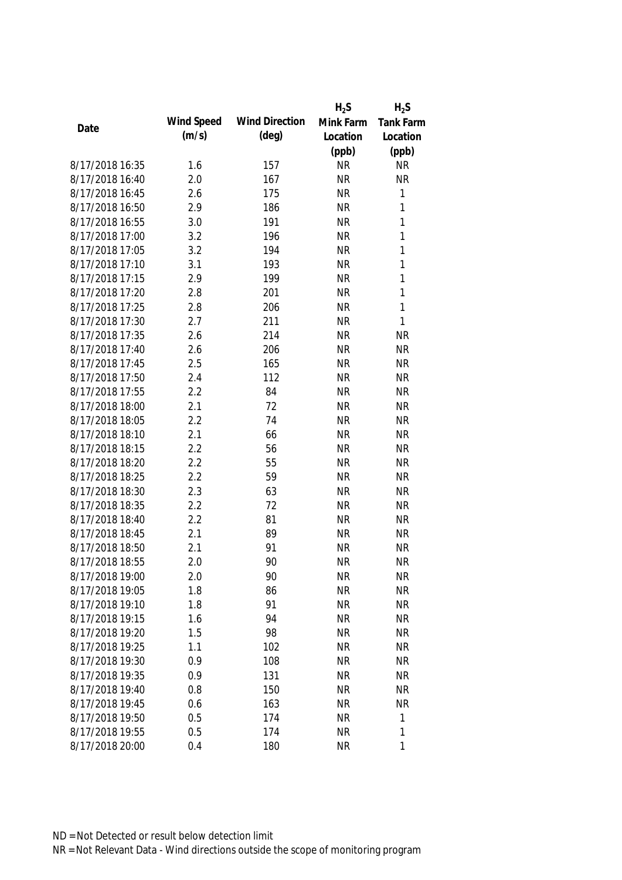| Date | Wind Speed (m/s) | Wind Direction (deg) | $H_2S$ Mink Farm Location (ppb) | $H_2S$ Tank Farm Location (ppb) |
|---|---|---|---|---|
| 8/17/2018 16:35 | 1.6 | 157 | NR | NR |
| 8/17/2018 16:40 | 2.0 | 167 | NR | NR |
| 8/17/2018 16:45 | 2.6 | 175 | NR | 1 |
| 8/17/2018 16:50 | 2.9 | 186 | NR | 1 |
| 8/17/2018 16:55 | 3.0 | 191 | NR | 1 |
| 8/17/2018 17:00 | 3.2 | 196 | NR | 1 |
| 8/17/2018 17:05 | 3.2 | 194 | NR | 1 |
| 8/17/2018 17:10 | 3.1 | 193 | NR | 1 |
| 8/17/2018 17:15 | 2.9 | 199 | NR | 1 |
| 8/17/2018 17:20 | 2.8 | 201 | NR | 1 |
| 8/17/2018 17:25 | 2.8 | 206 | NR | 1 |
| 8/17/2018 17:30 | 2.7 | 211 | NR | 1 |
| 8/17/2018 17:35 | 2.6 | 214 | NR | NR |
| 8/17/2018 17:40 | 2.6 | 206 | NR | NR |
| 8/17/2018 17:45 | 2.5 | 165 | NR | NR |
| 8/17/2018 17:50 | 2.4 | 112 | NR | NR |
| 8/17/2018 17:55 | 2.2 | 84 | NR | NR |
| 8/17/2018 18:00 | 2.1 | 72 | NR | NR |
| 8/17/2018 18:05 | 2.2 | 74 | NR | NR |
| 8/17/2018 18:10 | 2.1 | 66 | NR | NR |
| 8/17/2018 18:15 | 2.2 | 56 | NR | NR |
| 8/17/2018 18:20 | 2.2 | 55 | NR | NR |
| 8/17/2018 18:25 | 2.2 | 59 | NR | NR |
| 8/17/2018 18:30 | 2.3 | 63 | NR | NR |
| 8/17/2018 18:35 | 2.2 | 72 | NR | NR |
| 8/17/2018 18:40 | 2.2 | 81 | NR | NR |
| 8/17/2018 18:45 | 2.1 | 89 | NR | NR |
| 8/17/2018 18:50 | 2.1 | 91 | NR | NR |
| 8/17/2018 18:55 | 2.0 | 90 | NR | NR |
| 8/17/2018 19:00 | 2.0 | 90 | NR | NR |
| 8/17/2018 19:05 | 1.8 | 86 | NR | NR |
| 8/17/2018 19:10 | 1.8 | 91 | NR | NR |
| 8/17/2018 19:15 | 1.6 | 94 | NR | NR |
| 8/17/2018 19:20 | 1.5 | 98 | NR | NR |
| 8/17/2018 19:25 | 1.1 | 102 | NR | NR |
| 8/17/2018 19:30 | 0.9 | 108 | NR | NR |
| 8/17/2018 19:35 | 0.9 | 131 | NR | NR |
| 8/17/2018 19:40 | 0.8 | 150 | NR | NR |
| 8/17/2018 19:45 | 0.6 | 163 | NR | NR |
| 8/17/2018 19:50 | 0.5 | 174 | NR | 1 |
| 8/17/2018 19:55 | 0.5 | 174 | NR | 1 |
| 8/17/2018 20:00 | 0.4 | 180 | NR | 1 |

ND = Not Detected or result below detection limit

NR = Not Relevant Data - Wind directions outside the scope of monitoring program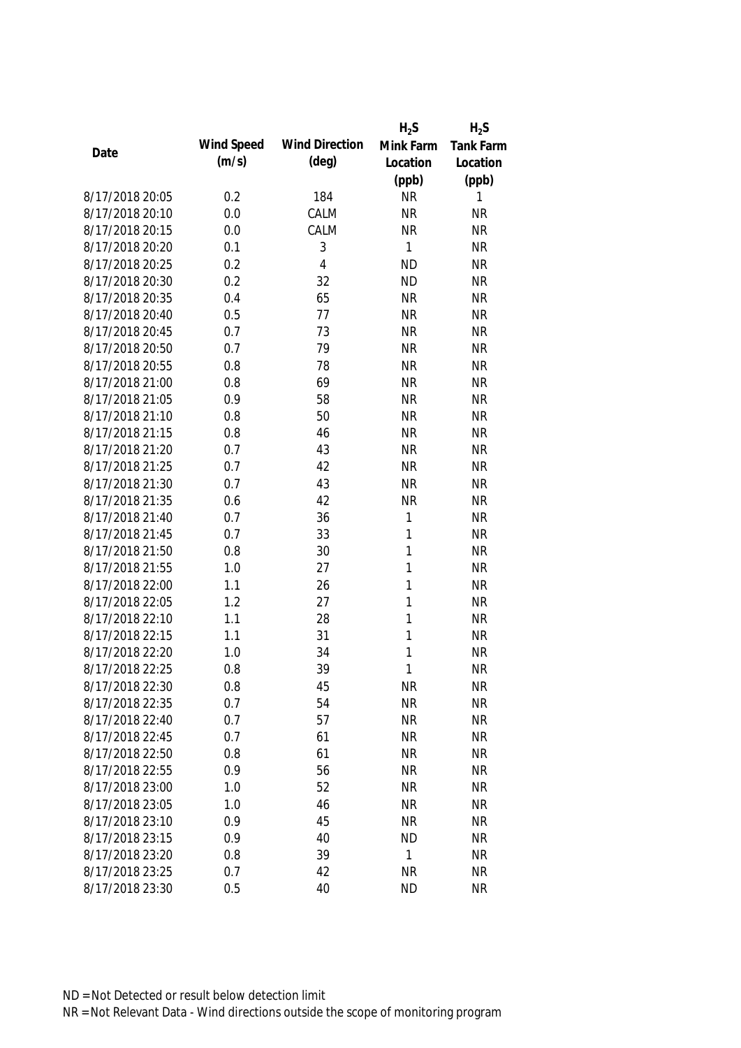| Date | Wind Speed (m/s) | Wind Direction (deg) | $H_2S$ Mink Farm Location (ppb) | $H_2S$ Tank Farm Location (ppb) |
|---|---|---|---|---|
| 8/17/2018 20:05 | 0.2 | 184 | NR | 1 |
| 8/17/2018 20:10 | 0.0 | CALM | NR | NR |
| 8/17/2018 20:15 | 0.0 | CALM | NR | NR |
| 8/17/2018 20:20 | 0.1 | 3 | 1 | NR |
| 8/17/2018 20:25 | 0.2 | 4 | ND | NR |
| 8/17/2018 20:30 | 0.2 | 32 | ND | NR |
| 8/17/2018 20:35 | 0.4 | 65 | NR | NR |
| 8/17/2018 20:40 | 0.5 | 77 | NR | NR |
| 8/17/2018 20:45 | 0.7 | 73 | NR | NR |
| 8/17/2018 20:50 | 0.7 | 79 | NR | NR |
| 8/17/2018 20:55 | 0.8 | 78 | NR | NR |
| 8/17/2018 21:00 | 0.8 | 69 | NR | NR |
| 8/17/2018 21:05 | 0.9 | 58 | NR | NR |
| 8/17/2018 21:10 | 0.8 | 50 | NR | NR |
| 8/17/2018 21:15 | 0.8 | 46 | NR | NR |
| 8/17/2018 21:20 | 0.7 | 43 | NR | NR |
| 8/17/2018 21:25 | 0.7 | 42 | NR | NR |
| 8/17/2018 21:30 | 0.7 | 43 | NR | NR |
| 8/17/2018 21:35 | 0.6 | 42 | NR | NR |
| 8/17/2018 21:40 | 0.7 | 36 | 1 | NR |
| 8/17/2018 21:45 | 0.7 | 33 | 1 | NR |
| 8/17/2018 21:50 | 0.8 | 30 | 1 | NR |
| 8/17/2018 21:55 | 1.0 | 27 | 1 | NR |
| 8/17/2018 22:00 | 1.1 | 26 | 1 | NR |
| 8/17/2018 22:05 | 1.2 | 27 | 1 | NR |
| 8/17/2018 22:10 | 1.1 | 28 | 1 | NR |
| 8/17/2018 22:15 | 1.1 | 31 | 1 | NR |
| 8/17/2018 22:20 | 1.0 | 34 | 1 | NR |
| 8/17/2018 22:25 | 0.8 | 39 | 1 | NR |
| 8/17/2018 22:30 | 0.8 | 45 | NR | NR |
| 8/17/2018 22:35 | 0.7 | 54 | NR | NR |
| 8/17/2018 22:40 | 0.7 | 57 | NR | NR |
| 8/17/2018 22:45 | 0.7 | 61 | NR | NR |
| 8/17/2018 22:50 | 0.8 | 61 | NR | NR |
| 8/17/2018 22:55 | 0.9 | 56 | NR | NR |
| 8/17/2018 23:00 | 1.0 | 52 | NR | NR |
| 8/17/2018 23:05 | 1.0 | 46 | NR | NR |
| 8/17/2018 23:10 | 0.9 | 45 | NR | NR |
| 8/17/2018 23:15 | 0.9 | 40 | ND | NR |
| 8/17/2018 23:20 | 0.8 | 39 | 1 | NR |
| 8/17/2018 23:25 | 0.7 | 42 | NR | NR |
| 8/17/2018 23:30 | 0.5 | 40 | ND | NR |

ND = Not Detected or result below detection limit

NR = Not Relevant Data - Wind directions outside the scope of monitoring program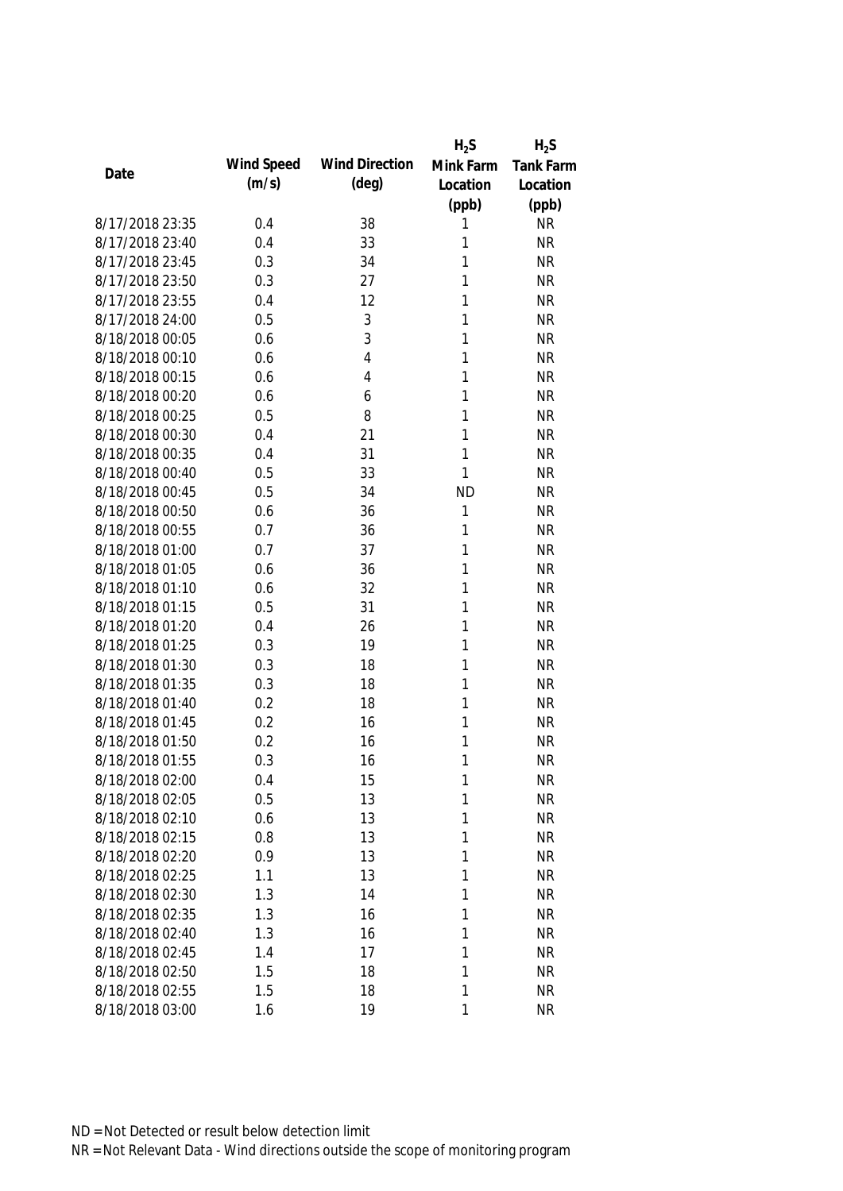| Date | Wind Speed (m/s) | Wind Direction (deg) | $H_2S$ Mink Farm Location (ppb) | $H_2S$ Tank Farm Location (ppb) |
|---|---|---|---|---|
| 8/17/2018 23:35 | 0.4 | 38 | 1 | NR |
| 8/17/2018 23:40 | 0.4 | 33 | 1 | NR |
| 8/17/2018 23:45 | 0.3 | 34 | 1 | NR |
| 8/17/2018 23:50 | 0.3 | 27 | 1 | NR |
| 8/17/2018 23:55 | 0.4 | 12 | 1 | NR |
| 8/17/2018 24:00 | 0.5 | 3 | 1 | NR |
| 8/18/2018 00:05 | 0.6 | 3 | 1 | NR |
| 8/18/2018 00:10 | 0.6 | 4 | 1 | NR |
| 8/18/2018 00:15 | 0.6 | 4 | 1 | NR |
| 8/18/2018 00:20 | 0.6 | 6 | 1 | NR |
| 8/18/2018 00:25 | 0.5 | 8 | 1 | NR |
| 8/18/2018 00:30 | 0.4 | 21 | 1 | NR |
| 8/18/2018 00:35 | 0.4 | 31 | 1 | NR |
| 8/18/2018 00:40 | 0.5 | 33 | 1 | NR |
| 8/18/2018 00:45 | 0.5 | 34 | ND | NR |
| 8/18/2018 00:50 | 0.6 | 36 | 1 | NR |
| 8/18/2018 00:55 | 0.7 | 36 | 1 | NR |
| 8/18/2018 01:00 | 0.7 | 37 | 1 | NR |
| 8/18/2018 01:05 | 0.6 | 36 | 1 | NR |
| 8/18/2018 01:10 | 0.6 | 32 | 1 | NR |
| 8/18/2018 01:15 | 0.5 | 31 | 1 | NR |
| 8/18/2018 01:20 | 0.4 | 26 | 1 | NR |
| 8/18/2018 01:25 | 0.3 | 19 | 1 | NR |
| 8/18/2018 01:30 | 0.3 | 18 | 1 | NR |
| 8/18/2018 01:35 | 0.3 | 18 | 1 | NR |
| 8/18/2018 01:40 | 0.2 | 18 | 1 | NR |
| 8/18/2018 01:45 | 0.2 | 16 | 1 | NR |
| 8/18/2018 01:50 | 0.2 | 16 | 1 | NR |
| 8/18/2018 01:55 | 0.3 | 16 | 1 | NR |
| 8/18/2018 02:00 | 0.4 | 15 | 1 | NR |
| 8/18/2018 02:05 | 0.5 | 13 | 1 | NR |
| 8/18/2018 02:10 | 0.6 | 13 | 1 | NR |
| 8/18/2018 02:15 | 0.8 | 13 | 1 | NR |
| 8/18/2018 02:20 | 0.9 | 13 | 1 | NR |
| 8/18/2018 02:25 | 1.1 | 13 | 1 | NR |
| 8/18/2018 02:30 | 1.3 | 14 | 1 | NR |
| 8/18/2018 02:35 | 1.3 | 16 | 1 | NR |
| 8/18/2018 02:40 | 1.3 | 16 | 1 | NR |
| 8/18/2018 02:45 | 1.4 | 17 | 1 | NR |
| 8/18/2018 02:50 | 1.5 | 18 | 1 | NR |
| 8/18/2018 02:55 | 1.5 | 18 | 1 | NR |
| 8/18/2018 03:00 | 1.6 | 19 | 1 | NR |

ND = Not Detected or result below detection limit

NR = Not Relevant Data - Wind directions outside the scope of monitoring program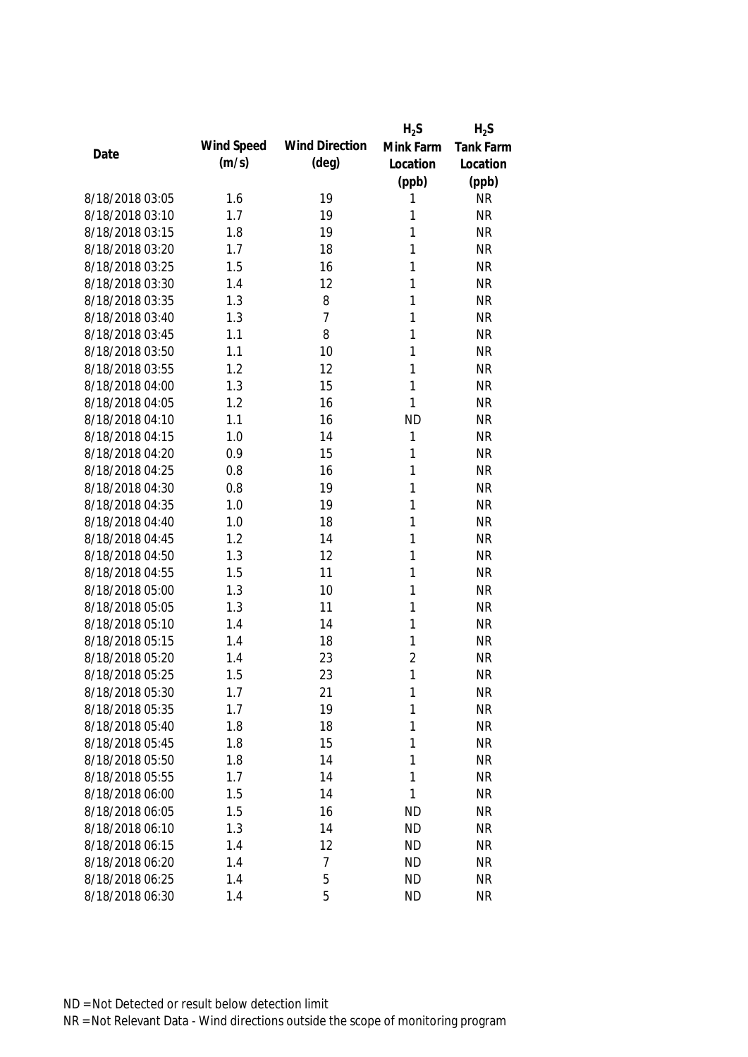| Date | Wind Speed (m/s) | Wind Direction (deg) | $H_2S$ Mink Farm Location (ppb) | $H_2S$ Tank Farm Location (ppb) |
|---|---|---|---|---|
| 8/18/2018 03:05 | 1.6 | 19 | 1 | NR |
| 8/18/2018 03:10 | 1.7 | 19 | 1 | NR |
| 8/18/2018 03:15 | 1.8 | 19 | 1 | NR |
| 8/18/2018 03:20 | 1.7 | 18 | 1 | NR |
| 8/18/2018 03:25 | 1.5 | 16 | 1 | NR |
| 8/18/2018 03:30 | 1.4 | 12 | 1 | NR |
| 8/18/2018 03:35 | 1.3 | 8 | 1 | NR |
| 8/18/2018 03:40 | 1.3 | 7 | 1 | NR |
| 8/18/2018 03:45 | 1.1 | 8 | 1 | NR |
| 8/18/2018 03:50 | 1.1 | 10 | 1 | NR |
| 8/18/2018 03:55 | 1.2 | 12 | 1 | NR |
| 8/18/2018 04:00 | 1.3 | 15 | 1 | NR |
| 8/18/2018 04:05 | 1.2 | 16 | 1 | NR |
| 8/18/2018 04:10 | 1.1 | 16 | ND | NR |
| 8/18/2018 04:15 | 1.0 | 14 | 1 | NR |
| 8/18/2018 04:20 | 0.9 | 15 | 1 | NR |
| 8/18/2018 04:25 | 0.8 | 16 | 1 | NR |
| 8/18/2018 04:30 | 0.8 | 19 | 1 | NR |
| 8/18/2018 04:35 | 1.0 | 19 | 1 | NR |
| 8/18/2018 04:40 | 1.0 | 18 | 1 | NR |
| 8/18/2018 04:45 | 1.2 | 14 | 1 | NR |
| 8/18/2018 04:50 | 1.3 | 12 | 1 | NR |
| 8/18/2018 04:55 | 1.5 | 11 | 1 | NR |
| 8/18/2018 05:00 | 1.3 | 10 | 1 | NR |
| 8/18/2018 05:05 | 1.3 | 11 | 1 | NR |
| 8/18/2018 05:10 | 1.4 | 14 | 1 | NR |
| 8/18/2018 05:15 | 1.4 | 18 | 1 | NR |
| 8/18/2018 05:20 | 1.4 | 23 | 2 | NR |
| 8/18/2018 05:25 | 1.5 | 23 | 1 | NR |
| 8/18/2018 05:30 | 1.7 | 21 | 1 | NR |
| 8/18/2018 05:35 | 1.7 | 19 | 1 | NR |
| 8/18/2018 05:40 | 1.8 | 18 | 1 | NR |
| 8/18/2018 05:45 | 1.8 | 15 | 1 | NR |
| 8/18/2018 05:50 | 1.8 | 14 | 1 | NR |
| 8/18/2018 05:55 | 1.7 | 14 | 1 | NR |
| 8/18/2018 06:00 | 1.5 | 14 | 1 | NR |
| 8/18/2018 06:05 | 1.5 | 16 | ND | NR |
| 8/18/2018 06:10 | 1.3 | 14 | ND | NR |
| 8/18/2018 06:15 | 1.4 | 12 | ND | NR |
| 8/18/2018 06:20 | 1.4 | 7 | ND | NR |
| 8/18/2018 06:25 | 1.4 | 5 | ND | NR |
| 8/18/2018 06:30 | 1.4 | 5 | ND | NR |

ND = Not Detected or result below detection limit
NR = Not Relevant Data - Wind directions outside the scope of monitoring program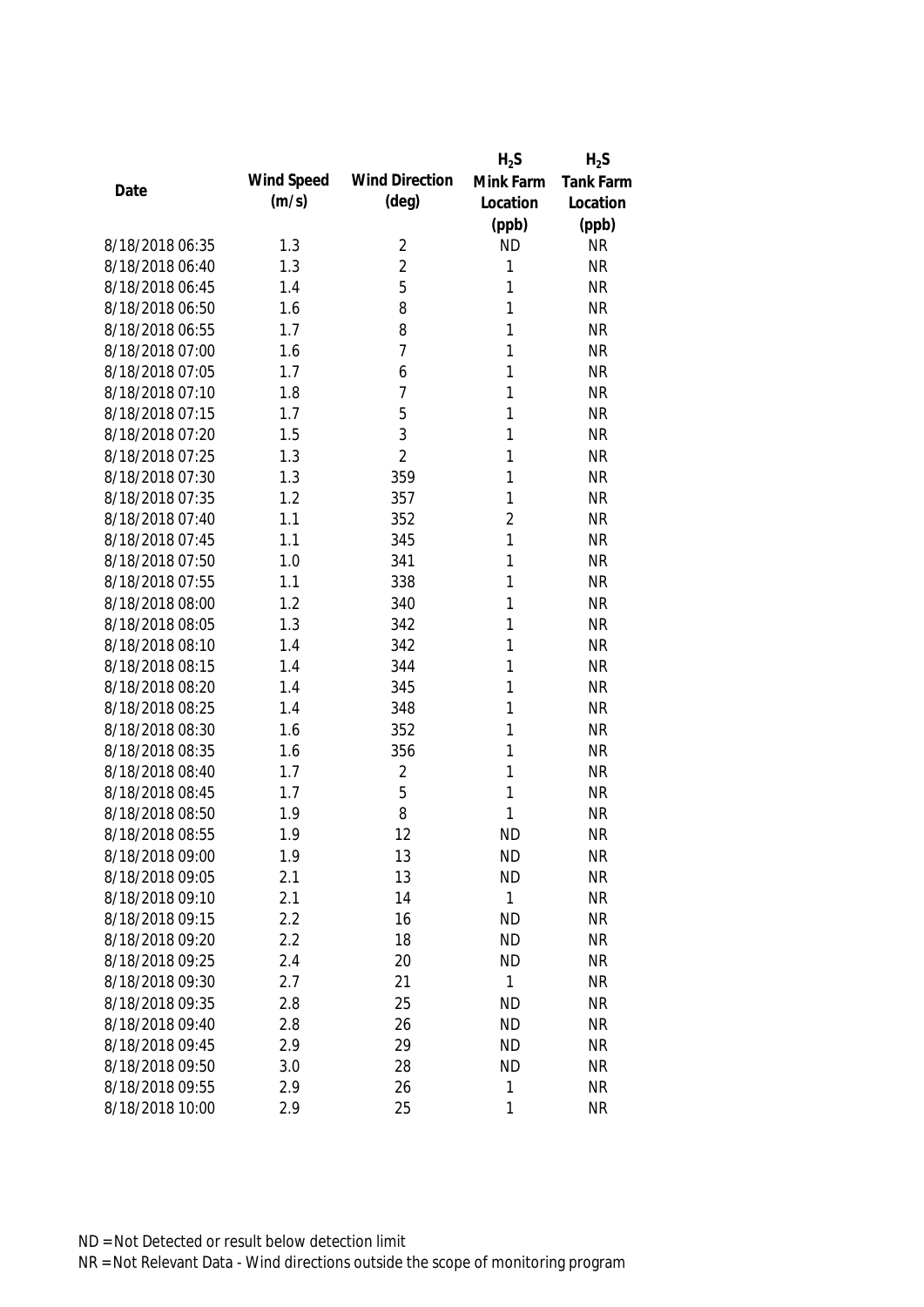| Date | Wind Speed (m/s) | Wind Direction (deg) | $H_2S$ Mink Farm Location (ppb) | $H_2S$ Tank Farm Location (ppb) |
|---|---|---|---|---|
| 8/18/2018 06:35 | 1.3 | 2 | ND | NR |
| 8/18/2018 06:40 | 1.3 | 2 | 1 | NR |
| 8/18/2018 06:45 | 1.4 | 5 | 1 | NR |
| 8/18/2018 06:50 | 1.6 | 8 | 1 | NR |
| 8/18/2018 06:55 | 1.7 | 8 | 1 | NR |
| 8/18/2018 07:00 | 1.6 | 7 | 1 | NR |
| 8/18/2018 07:05 | 1.7 | 6 | 1 | NR |
| 8/18/2018 07:10 | 1.8 | 7 | 1 | NR |
| 8/18/2018 07:15 | 1.7 | 5 | 1 | NR |
| 8/18/2018 07:20 | 1.5 | 3 | 1 | NR |
| 8/18/2018 07:25 | 1.3 | 2 | 1 | NR |
| 8/18/2018 07:30 | 1.3 | 359 | 1 | NR |
| 8/18/2018 07:35 | 1.2 | 357 | 1 | NR |
| 8/18/2018 07:40 | 1.1 | 352 | 2 | NR |
| 8/18/2018 07:45 | 1.1 | 345 | 1 | NR |
| 8/18/2018 07:50 | 1.0 | 341 | 1 | NR |
| 8/18/2018 07:55 | 1.1 | 338 | 1 | NR |
| 8/18/2018 08:00 | 1.2 | 340 | 1 | NR |
| 8/18/2018 08:05 | 1.3 | 342 | 1 | NR |
| 8/18/2018 08:10 | 1.4 | 342 | 1 | NR |
| 8/18/2018 08:15 | 1.4 | 344 | 1 | NR |
| 8/18/2018 08:20 | 1.4 | 345 | 1 | NR |
| 8/18/2018 08:25 | 1.4 | 348 | 1 | NR |
| 8/18/2018 08:30 | 1.6 | 352 | 1 | NR |
| 8/18/2018 08:35 | 1.6 | 356 | 1 | NR |
| 8/18/2018 08:40 | 1.7 | 2 | 1 | NR |
| 8/18/2018 08:45 | 1.7 | 5 | 1 | NR |
| 8/18/2018 08:50 | 1.9 | 8 | 1 | NR |
| 8/18/2018 08:55 | 1.9 | 12 | ND | NR |
| 8/18/2018 09:00 | 1.9 | 13 | ND | NR |
| 8/18/2018 09:05 | 2.1 | 13 | ND | NR |
| 8/18/2018 09:10 | 2.1 | 14 | 1 | NR |
| 8/18/2018 09:15 | 2.2 | 16 | ND | NR |
| 8/18/2018 09:20 | 2.2 | 18 | ND | NR |
| 8/18/2018 09:25 | 2.4 | 20 | ND | NR |
| 8/18/2018 09:30 | 2.7 | 21 | 1 | NR |
| 8/18/2018 09:35 | 2.8 | 25 | ND | NR |
| 8/18/2018 09:40 | 2.8 | 26 | ND | NR |
| 8/18/2018 09:45 | 2.9 | 29 | ND | NR |
| 8/18/2018 09:50 | 3.0 | 28 | ND | NR |
| 8/18/2018 09:55 | 2.9 | 26 | 1 | NR |
| 8/18/2018 10:00 | 2.9 | 25 | 1 | NR |

ND = Not Detected or result below detection limit

NR = Not Relevant Data - Wind directions outside the scope of monitoring program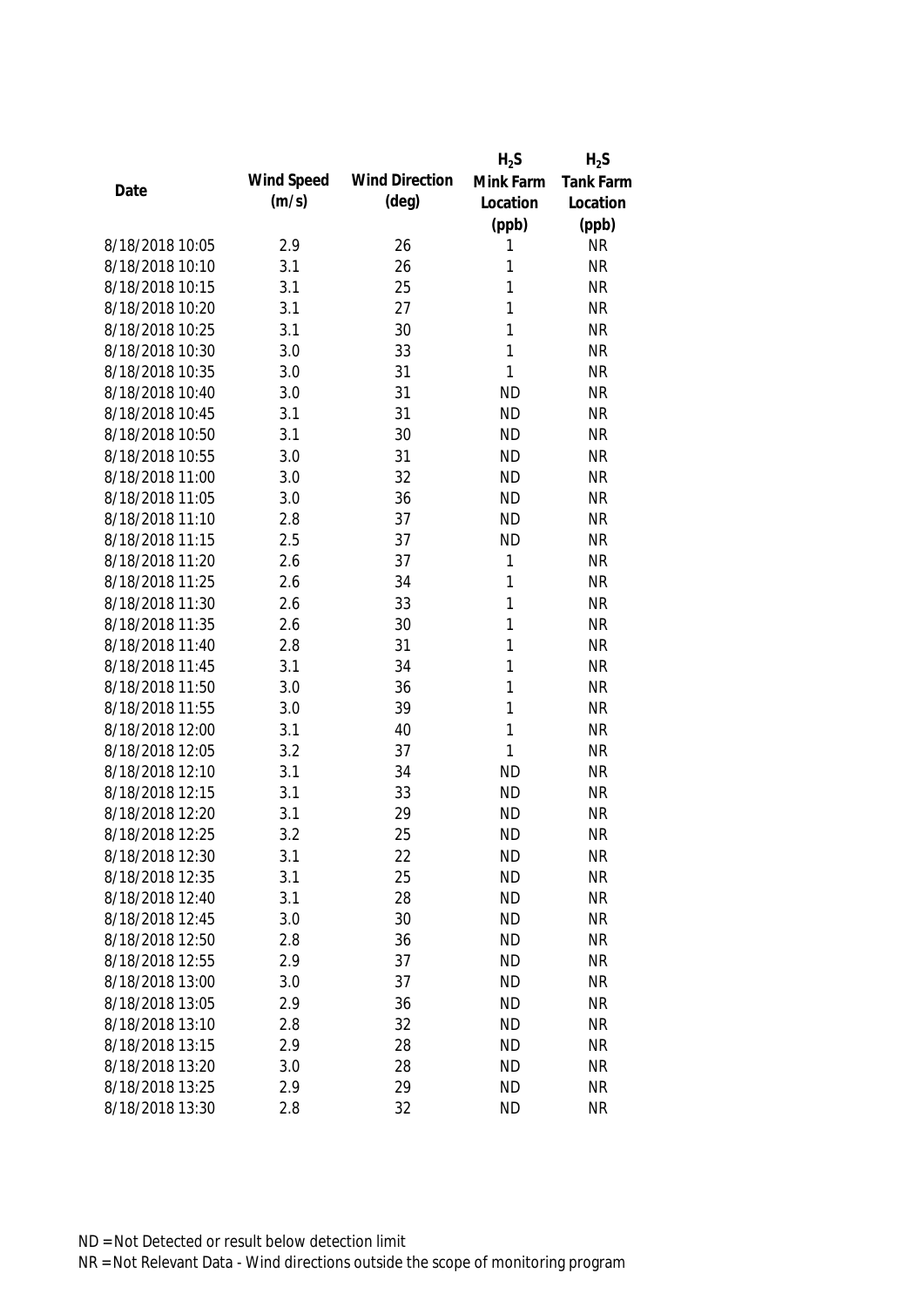| Date | Wind Speed (m/s) | Wind Direction (deg) | $H_2S$ Mink Farm Location (ppb) | $H_2S$ Tank Farm Location (ppb) |
|---|---|---|---|---|
| 8/18/2018 10:05 | 2.9 | 26 | 1 | NR |
| 8/18/2018 10:10 | 3.1 | 26 | 1 | NR |
| 8/18/2018 10:15 | 3.1 | 25 | 1 | NR |
| 8/18/2018 10:20 | 3.1 | 27 | 1 | NR |
| 8/18/2018 10:25 | 3.1 | 30 | 1 | NR |
| 8/18/2018 10:30 | 3.0 | 33 | 1 | NR |
| 8/18/2018 10:35 | 3.0 | 31 | 1 | NR |
| 8/18/2018 10:40 | 3.0 | 31 | ND | NR |
| 8/18/2018 10:45 | 3.1 | 31 | ND | NR |
| 8/18/2018 10:50 | 3.1 | 30 | ND | NR |
| 8/18/2018 10:55 | 3.0 | 31 | ND | NR |
| 8/18/2018 11:00 | 3.0 | 32 | ND | NR |
| 8/18/2018 11:05 | 3.0 | 36 | ND | NR |
| 8/18/2018 11:10 | 2.8 | 37 | ND | NR |
| 8/18/2018 11:15 | 2.5 | 37 | ND | NR |
| 8/18/2018 11:20 | 2.6 | 37 | 1 | NR |
| 8/18/2018 11:25 | 2.6 | 34 | 1 | NR |
| 8/18/2018 11:30 | 2.6 | 33 | 1 | NR |
| 8/18/2018 11:35 | 2.6 | 30 | 1 | NR |
| 8/18/2018 11:40 | 2.8 | 31 | 1 | NR |
| 8/18/2018 11:45 | 3.1 | 34 | 1 | NR |
| 8/18/2018 11:50 | 3.0 | 36 | 1 | NR |
| 8/18/2018 11:55 | 3.0 | 39 | 1 | NR |
| 8/18/2018 12:00 | 3.1 | 40 | 1 | NR |
| 8/18/2018 12:05 | 3.2 | 37 | 1 | NR |
| 8/18/2018 12:10 | 3.1 | 34 | ND | NR |
| 8/18/2018 12:15 | 3.1 | 33 | ND | NR |
| 8/18/2018 12:20 | 3.1 | 29 | ND | NR |
| 8/18/2018 12:25 | 3.2 | 25 | ND | NR |
| 8/18/2018 12:30 | 3.1 | 22 | ND | NR |
| 8/18/2018 12:35 | 3.1 | 25 | ND | NR |
| 8/18/2018 12:40 | 3.1 | 28 | ND | NR |
| 8/18/2018 12:45 | 3.0 | 30 | ND | NR |
| 8/18/2018 12:50 | 2.8 | 36 | ND | NR |
| 8/18/2018 12:55 | 2.9 | 37 | ND | NR |
| 8/18/2018 13:00 | 3.0 | 37 | ND | NR |
| 8/18/2018 13:05 | 2.9 | 36 | ND | NR |
| 8/18/2018 13:10 | 2.8 | 32 | ND | NR |
| 8/18/2018 13:15 | 2.9 | 28 | ND | NR |
| 8/18/2018 13:20 | 3.0 | 28 | ND | NR |
| 8/18/2018 13:25 | 2.9 | 29 | ND | NR |
| 8/18/2018 13:30 | 2.8 | 32 | ND | NR |

ND = Not Detected or result below detection limit

NR = Not Relevant Data - Wind directions outside the scope of monitoring program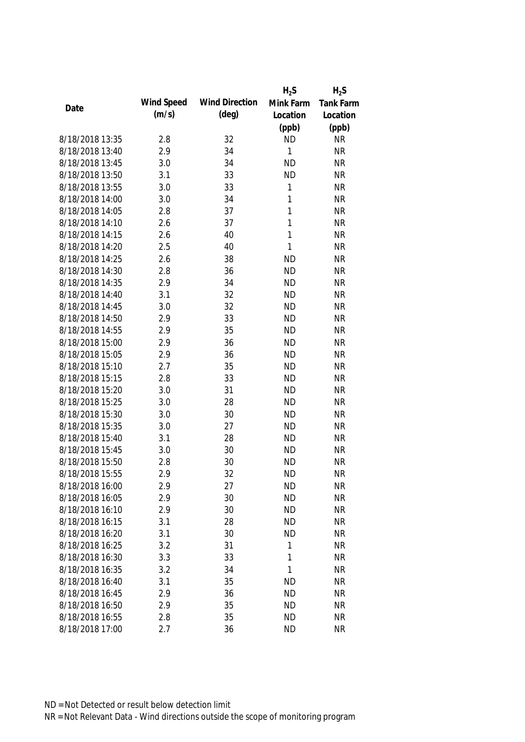| Date | Wind Speed (m/s) | Wind Direction (deg) | $H_2S$ Mink Farm Location (ppb) | $H_2S$ Tank Farm Location (ppb) |
|---|---|---|---|---|
| 8/18/2018 13:35 | 2.8 | 32 | ND | NR |
| 8/18/2018 13:40 | 2.9 | 34 | 1 | NR |
| 8/18/2018 13:45 | 3.0 | 34 | ND | NR |
| 8/18/2018 13:50 | 3.1 | 33 | ND | NR |
| 8/18/2018 13:55 | 3.0 | 33 | 1 | NR |
| 8/18/2018 14:00 | 3.0 | 34 | 1 | NR |
| 8/18/2018 14:05 | 2.8 | 37 | 1 | NR |
| 8/18/2018 14:10 | 2.6 | 37 | 1 | NR |
| 8/18/2018 14:15 | 2.6 | 40 | 1 | NR |
| 8/18/2018 14:20 | 2.5 | 40 | 1 | NR |
| 8/18/2018 14:25 | 2.6 | 38 | ND | NR |
| 8/18/2018 14:30 | 2.8 | 36 | ND | NR |
| 8/18/2018 14:35 | 2.9 | 34 | ND | NR |
| 8/18/2018 14:40 | 3.1 | 32 | ND | NR |
| 8/18/2018 14:45 | 3.0 | 32 | ND | NR |
| 8/18/2018 14:50 | 2.9 | 33 | ND | NR |
| 8/18/2018 14:55 | 2.9 | 35 | ND | NR |
| 8/18/2018 15:00 | 2.9 | 36 | ND | NR |
| 8/18/2018 15:05 | 2.9 | 36 | ND | NR |
| 8/18/2018 15:10 | 2.7 | 35 | ND | NR |
| 8/18/2018 15:15 | 2.8 | 33 | ND | NR |
| 8/18/2018 15:20 | 3.0 | 31 | ND | NR |
| 8/18/2018 15:25 | 3.0 | 28 | ND | NR |
| 8/18/2018 15:30 | 3.0 | 30 | ND | NR |
| 8/18/2018 15:35 | 3.0 | 27 | ND | NR |
| 8/18/2018 15:40 | 3.1 | 28 | ND | NR |
| 8/18/2018 15:45 | 3.0 | 30 | ND | NR |
| 8/18/2018 15:50 | 2.8 | 30 | ND | NR |
| 8/18/2018 15:55 | 2.9 | 32 | ND | NR |
| 8/18/2018 16:00 | 2.9 | 27 | ND | NR |
| 8/18/2018 16:05 | 2.9 | 30 | ND | NR |
| 8/18/2018 16:10 | 2.9 | 30 | ND | NR |
| 8/18/2018 16:15 | 3.1 | 28 | ND | NR |
| 8/18/2018 16:20 | 3.1 | 30 | ND | NR |
| 8/18/2018 16:25 | 3.2 | 31 | 1 | NR |
| 8/18/2018 16:30 | 3.3 | 33 | 1 | NR |
| 8/18/2018 16:35 | 3.2 | 34 | 1 | NR |
| 8/18/2018 16:40 | 3.1 | 35 | ND | NR |
| 8/18/2018 16:45 | 2.9 | 36 | ND | NR |
| 8/18/2018 16:50 | 2.9 | 35 | ND | NR |
| 8/18/2018 16:55 | 2.8 | 35 | ND | NR |
| 8/18/2018 17:00 | 2.7 | 36 | ND | NR |

ND = Not Detected or result below detection limit

NR = Not Relevant Data - Wind directions outside the scope of monitoring program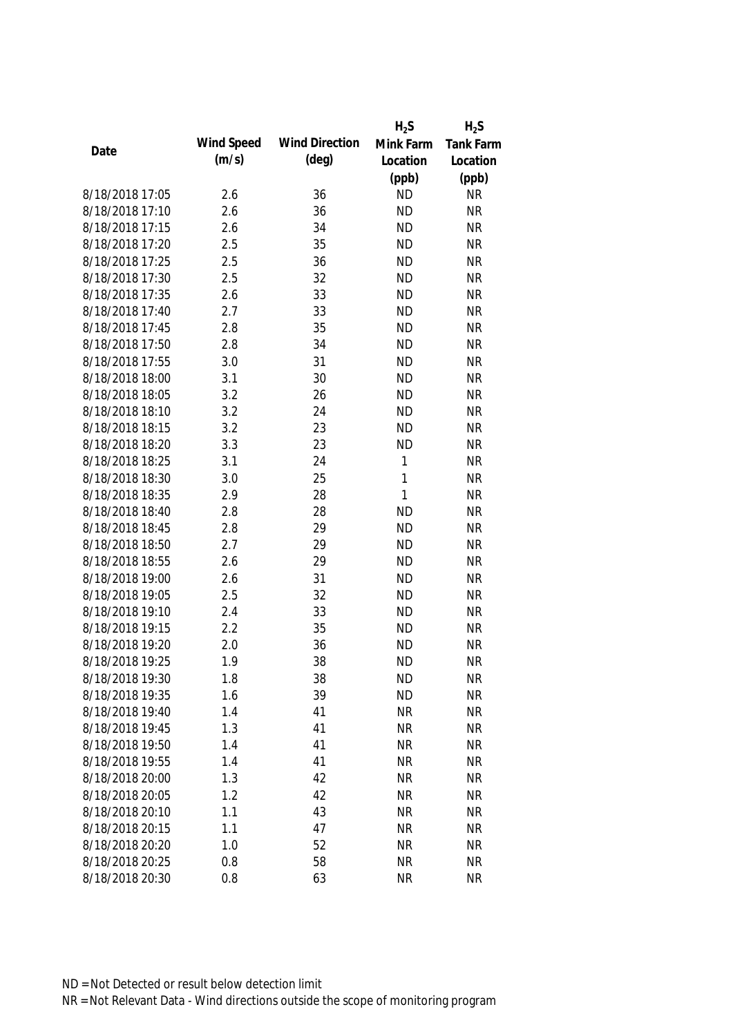| Date | Wind Speed (m/s) | Wind Direction (deg) | $H_2S$ Mink Farm Location (ppb) | $H_2S$ Tank Farm Location (ppb) |
|---|---|---|---|---|
| 8/18/2018 17:05 | 2.6 | 36 | ND | NR |
| 8/18/2018 17:10 | 2.6 | 36 | ND | NR |
| 8/18/2018 17:15 | 2.6 | 34 | ND | NR |
| 8/18/2018 17:20 | 2.5 | 35 | ND | NR |
| 8/18/2018 17:25 | 2.5 | 36 | ND | NR |
| 8/18/2018 17:30 | 2.5 | 32 | ND | NR |
| 8/18/2018 17:35 | 2.6 | 33 | ND | NR |
| 8/18/2018 17:40 | 2.7 | 33 | ND | NR |
| 8/18/2018 17:45 | 2.8 | 35 | ND | NR |
| 8/18/2018 17:50 | 2.8 | 34 | ND | NR |
| 8/18/2018 17:55 | 3.0 | 31 | ND | NR |
| 8/18/2018 18:00 | 3.1 | 30 | ND | NR |
| 8/18/2018 18:05 | 3.2 | 26 | ND | NR |
| 8/18/2018 18:10 | 3.2 | 24 | ND | NR |
| 8/18/2018 18:15 | 3.2 | 23 | ND | NR |
| 8/18/2018 18:20 | 3.3 | 23 | ND | NR |
| 8/18/2018 18:25 | 3.1 | 24 | 1 | NR |
| 8/18/2018 18:30 | 3.0 | 25 | 1 | NR |
| 8/18/2018 18:35 | 2.9 | 28 | 1 | NR |
| 8/18/2018 18:40 | 2.8 | 28 | ND | NR |
| 8/18/2018 18:45 | 2.8 | 29 | ND | NR |
| 8/18/2018 18:50 | 2.7 | 29 | ND | NR |
| 8/18/2018 18:55 | 2.6 | 29 | ND | NR |
| 8/18/2018 19:00 | 2.6 | 31 | ND | NR |
| 8/18/2018 19:05 | 2.5 | 32 | ND | NR |
| 8/18/2018 19:10 | 2.4 | 33 | ND | NR |
| 8/18/2018 19:15 | 2.2 | 35 | ND | NR |
| 8/18/2018 19:20 | 2.0 | 36 | ND | NR |
| 8/18/2018 19:25 | 1.9 | 38 | ND | NR |
| 8/18/2018 19:30 | 1.8 | 38 | ND | NR |
| 8/18/2018 19:35 | 1.6 | 39 | ND | NR |
| 8/18/2018 19:40 | 1.4 | 41 | NR | NR |
| 8/18/2018 19:45 | 1.3 | 41 | NR | NR |
| 8/18/2018 19:50 | 1.4 | 41 | NR | NR |
| 8/18/2018 19:55 | 1.4 | 41 | NR | NR |
| 8/18/2018 20:00 | 1.3 | 42 | NR | NR |
| 8/18/2018 20:05 | 1.2 | 42 | NR | NR |
| 8/18/2018 20:10 | 1.1 | 43 | NR | NR |
| 8/18/2018 20:15 | 1.1 | 47 | NR | NR |
| 8/18/2018 20:20 | 1.0 | 52 | NR | NR |
| 8/18/2018 20:25 | 0.8 | 58 | NR | NR |
| 8/18/2018 20:30 | 0.8 | 63 | NR | NR |

ND = Not Detected or result below detection limit

NR = Not Relevant Data - Wind directions outside the scope of monitoring program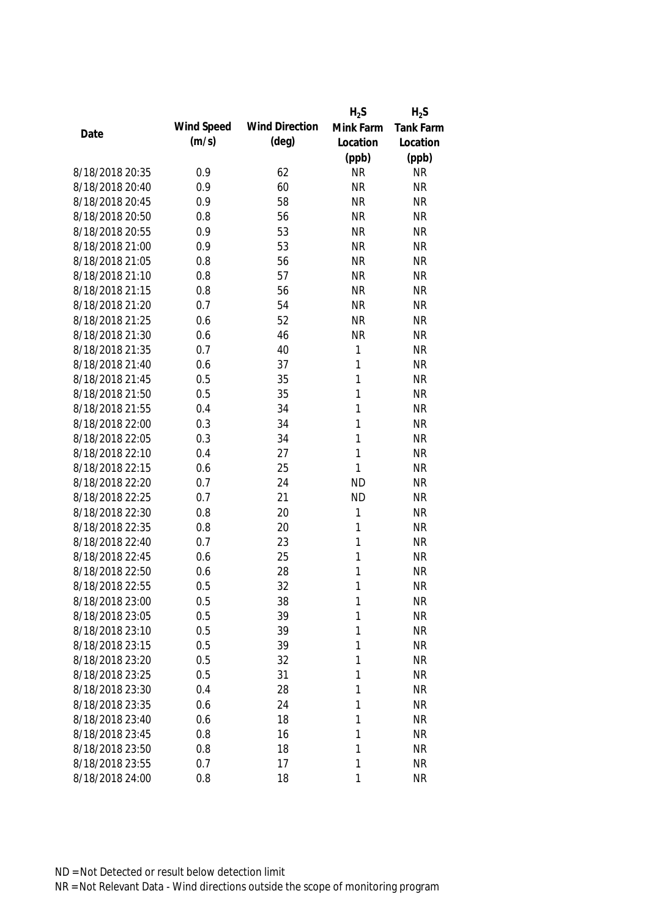| Date | Wind Speed (m/s) | Wind Direction (deg) | $H_2S$ Mink Farm Location (ppb) | $H_2S$ Tank Farm Location (ppb) |
|---|---|---|---|---|
| 8/18/2018 20:35 | 0.9 | 62 | NR | NR |
| 8/18/2018 20:40 | 0.9 | 60 | NR | NR |
| 8/18/2018 20:45 | 0.9 | 58 | NR | NR |
| 8/18/2018 20:50 | 0.8 | 56 | NR | NR |
| 8/18/2018 20:55 | 0.9 | 53 | NR | NR |
| 8/18/2018 21:00 | 0.9 | 53 | NR | NR |
| 8/18/2018 21:05 | 0.8 | 56 | NR | NR |
| 8/18/2018 21:10 | 0.8 | 57 | NR | NR |
| 8/18/2018 21:15 | 0.8 | 56 | NR | NR |
| 8/18/2018 21:20 | 0.7 | 54 | NR | NR |
| 8/18/2018 21:25 | 0.6 | 52 | NR | NR |
| 8/18/2018 21:30 | 0.6 | 46 | NR | NR |
| 8/18/2018 21:35 | 0.7 | 40 | 1 | NR |
| 8/18/2018 21:40 | 0.6 | 37 | 1 | NR |
| 8/18/2018 21:45 | 0.5 | 35 | 1 | NR |
| 8/18/2018 21:50 | 0.5 | 35 | 1 | NR |
| 8/18/2018 21:55 | 0.4 | 34 | 1 | NR |
| 8/18/2018 22:00 | 0.3 | 34 | 1 | NR |
| 8/18/2018 22:05 | 0.3 | 34 | 1 | NR |
| 8/18/2018 22:10 | 0.4 | 27 | 1 | NR |
| 8/18/2018 22:15 | 0.6 | 25 | 1 | NR |
| 8/18/2018 22:20 | 0.7 | 24 | ND | NR |
| 8/18/2018 22:25 | 0.7 | 21 | ND | NR |
| 8/18/2018 22:30 | 0.8 | 20 | 1 | NR |
| 8/18/2018 22:35 | 0.8 | 20 | 1 | NR |
| 8/18/2018 22:40 | 0.7 | 23 | 1 | NR |
| 8/18/2018 22:45 | 0.6 | 25 | 1 | NR |
| 8/18/2018 22:50 | 0.6 | 28 | 1 | NR |
| 8/18/2018 22:55 | 0.5 | 32 | 1 | NR |
| 8/18/2018 23:00 | 0.5 | 38 | 1 | NR |
| 8/18/2018 23:05 | 0.5 | 39 | 1 | NR |
| 8/18/2018 23:10 | 0.5 | 39 | 1 | NR |
| 8/18/2018 23:15 | 0.5 | 39 | 1 | NR |
| 8/18/2018 23:20 | 0.5 | 32 | 1 | NR |
| 8/18/2018 23:25 | 0.5 | 31 | 1 | NR |
| 8/18/2018 23:30 | 0.4 | 28 | 1 | NR |
| 8/18/2018 23:35 | 0.6 | 24 | 1 | NR |
| 8/18/2018 23:40 | 0.6 | 18 | 1 | NR |
| 8/18/2018 23:45 | 0.8 | 16 | 1 | NR |
| 8/18/2018 23:50 | 0.8 | 18 | 1 | NR |
| 8/18/2018 23:55 | 0.7 | 17 | 1 | NR |
| 8/18/2018 24:00 | 0.8 | 18 | 1 | NR |

ND = Not Detected or result below detection limit

NR = Not Relevant Data - Wind directions outside the scope of monitoring program